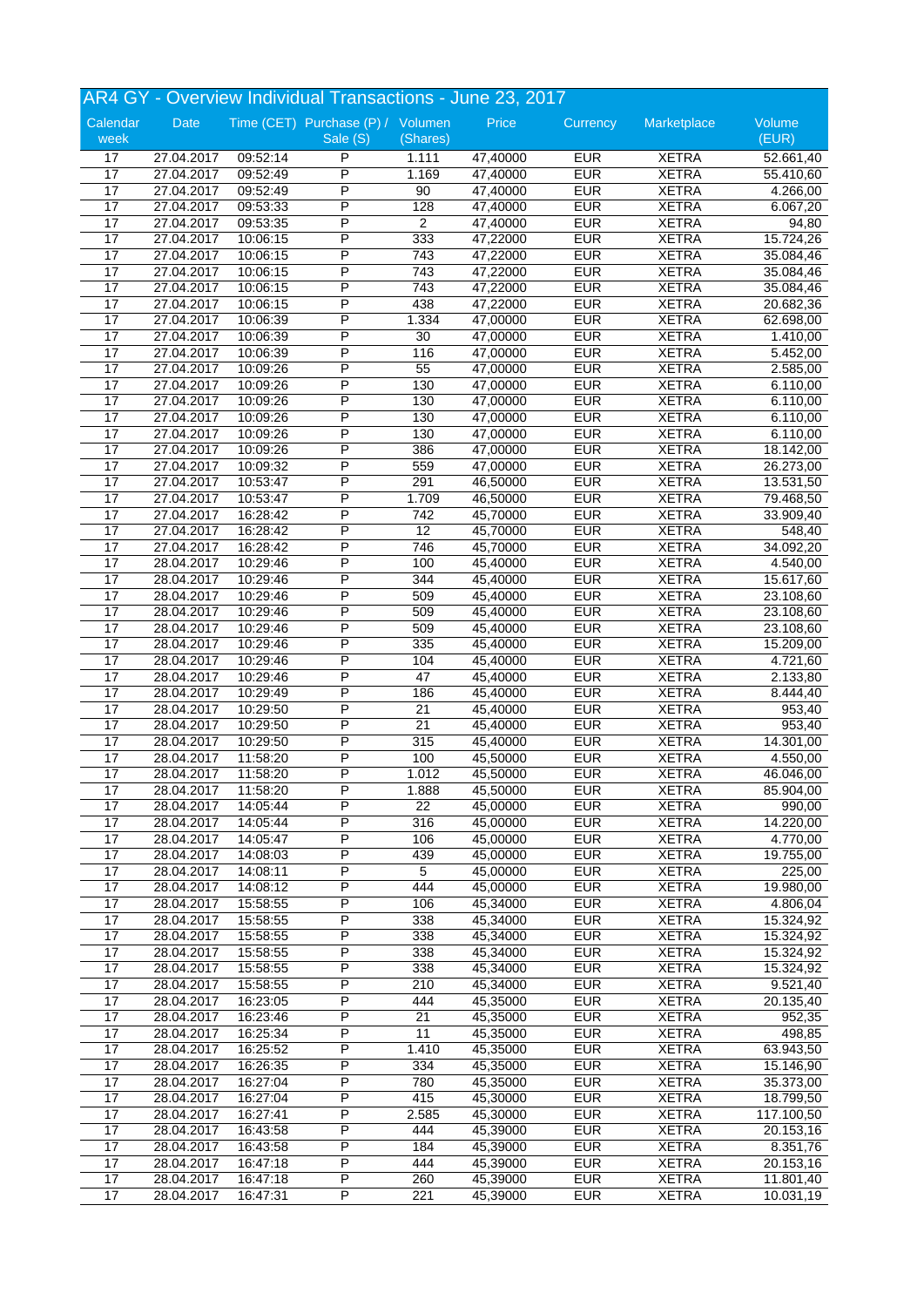# AR4 GY - Overview Individual Transactions - June 23, 2017

| Calendar week | Date | Time (CET) | Purchase (P) / Sale (S) | Volumen (Shares) | Price | Currency | Marketplace | Volume (EUR) |
|---|---|---|---|---|---|---|---|---|
| 17 | 27.04.2017 | 09:52:14 | P | 1.111 | 47,40000 | EUR | XETRA | 52.661,40 |
| 17 | 27.04.2017 | 09:52:49 | P | 1.169 | 47,40000 | EUR | XETRA | 55.410,60 |
| 17 | 27.04.2017 | 09:52:49 | P | 90 | 47,40000 | EUR | XETRA | 4.266,00 |
| 17 | 27.04.2017 | 09:53:33 | P | 128 | 47,40000 | EUR | XETRA | 6.067,20 |
| 17 | 27.04.2017 | 09:53:35 | P | 2 | 47,40000 | EUR | XETRA | 94,80 |
| 17 | 27.04.2017 | 10:06:15 | P | 333 | 47,22000 | EUR | XETRA | 15.724,26 |
| 17 | 27.04.2017 | 10:06:15 | P | 743 | 47,22000 | EUR | XETRA | 35.084,46 |
| 17 | 27.04.2017 | 10:06:15 | P | 743 | 47,22000 | EUR | XETRA | 35.084,46 |
| 17 | 27.04.2017 | 10:06:15 | P | 743 | 47,22000 | EUR | XETRA | 35.084,46 |
| 17 | 27.04.2017 | 10:06:15 | P | 438 | 47,22000 | EUR | XETRA | 20.682,36 |
| 17 | 27.04.2017 | 10:06:39 | P | 1.334 | 47,00000 | EUR | XETRA | 62.698,00 |
| 17 | 27.04.2017 | 10:06:39 | P | 30 | 47,00000 | EUR | XETRA | 1.410,00 |
| 17 | 27.04.2017 | 10:06:39 | P | 116 | 47,00000 | EUR | XETRA | 5.452,00 |
| 17 | 27.04.2017 | 10:09:26 | P | 55 | 47,00000 | EUR | XETRA | 2.585,00 |
| 17 | 27.04.2017 | 10:09:26 | P | 130 | 47,00000 | EUR | XETRA | 6.110,00 |
| 17 | 27.04.2017 | 10:09:26 | P | 130 | 47,00000 | EUR | XETRA | 6.110,00 |
| 17 | 27.04.2017 | 10:09:26 | P | 130 | 47,00000 | EUR | XETRA | 6.110,00 |
| 17 | 27.04.2017 | 10:09:26 | P | 130 | 47,00000 | EUR | XETRA | 6.110,00 |
| 17 | 27.04.2017 | 10:09:26 | P | 386 | 47,00000 | EUR | XETRA | 18.142,00 |
| 17 | 27.04.2017 | 10:09:32 | P | 559 | 47,00000 | EUR | XETRA | 26.273,00 |
| 17 | 27.04.2017 | 10:53:47 | P | 291 | 46,50000 | EUR | XETRA | 13.531,50 |
| 17 | 27.04.2017 | 10:53:47 | P | 1.709 | 46,50000 | EUR | XETRA | 79.468,50 |
| 17 | 27.04.2017 | 16:28:42 | P | 742 | 45,70000 | EUR | XETRA | 33.909,40 |
| 17 | 27.04.2017 | 16:28:42 | P | 12 | 45,70000 | EUR | XETRA | 548,40 |
| 17 | 27.04.2017 | 16:28:42 | P | 746 | 45,70000 | EUR | XETRA | 34.092,20 |
| 17 | 28.04.2017 | 10:29:46 | P | 100 | 45,40000 | EUR | XETRA | 4.540,00 |
| 17 | 28.04.2017 | 10:29:46 | P | 344 | 45,40000 | EUR | XETRA | 15.617,60 |
| 17 | 28.04.2017 | 10:29:46 | P | 509 | 45,40000 | EUR | XETRA | 23.108,60 |
| 17 | 28.04.2017 | 10:29:46 | P | 509 | 45,40000 | EUR | XETRA | 23.108,60 |
| 17 | 28.04.2017 | 10:29:46 | P | 509 | 45,40000 | EUR | XETRA | 23.108,60 |
| 17 | 28.04.2017 | 10:29:46 | P | 335 | 45,40000 | EUR | XETRA | 15.209,00 |
| 17 | 28.04.2017 | 10:29:46 | P | 104 | 45,40000 | EUR | XETRA | 4.721,60 |
| 17 | 28.04.2017 | 10:29:46 | P | 47 | 45,40000 | EUR | XETRA | 2.133,80 |
| 17 | 28.04.2017 | 10:29:49 | P | 186 | 45,40000 | EUR | XETRA | 8.444,40 |
| 17 | 28.04.2017 | 10:29:50 | P | 21 | 45,40000 | EUR | XETRA | 953,40 |
| 17 | 28.04.2017 | 10:29:50 | P | 21 | 45,40000 | EUR | XETRA | 953,40 |
| 17 | 28.04.2017 | 10:29:50 | P | 315 | 45,40000 | EUR | XETRA | 14.301,00 |
| 17 | 28.04.2017 | 11:58:20 | P | 100 | 45,50000 | EUR | XETRA | 4.550,00 |
| 17 | 28.04.2017 | 11:58:20 | P | 1.012 | 45,50000 | EUR | XETRA | 46.046,00 |
| 17 | 28.04.2017 | 11:58:20 | P | 1.888 | 45,50000 | EUR | XETRA | 85.904,00 |
| 17 | 28.04.2017 | 14:05:44 | P | 22 | 45,00000 | EUR | XETRA | 990,00 |
| 17 | 28.04.2017 | 14:05:44 | P | 316 | 45,00000 | EUR | XETRA | 14.220,00 |
| 17 | 28.04.2017 | 14:05:47 | P | 106 | 45,00000 | EUR | XETRA | 4.770,00 |
| 17 | 28.04.2017 | 14:08:03 | P | 439 | 45,00000 | EUR | XETRA | 19.755,00 |
| 17 | 28.04.2017 | 14:08:11 | P | 5 | 45,00000 | EUR | XETRA | 225,00 |
| 17 | 28.04.2017 | 14:08:12 | P | 444 | 45,00000 | EUR | XETRA | 19.980,00 |
| 17 | 28.04.2017 | 15:58:55 | P | 106 | 45,34000 | EUR | XETRA | 4.806,04 |
| 17 | 28.04.2017 | 15:58:55 | P | 338 | 45,34000 | EUR | XETRA | 15.324,92 |
| 17 | 28.04.2017 | 15:58:55 | P | 338 | 45,34000 | EUR | XETRA | 15.324,92 |
| 17 | 28.04.2017 | 15:58:55 | P | 338 | 45,34000 | EUR | XETRA | 15.324,92 |
| 17 | 28.04.2017 | 15:58:55 | P | 338 | 45,34000 | EUR | XETRA | 15.324,92 |
| 17 | 28.04.2017 | 15:58:55 | P | 210 | 45,34000 | EUR | XETRA | 9.521,40 |
| 17 | 28.04.2017 | 16:23:05 | P | 444 | 45,35000 | EUR | XETRA | 20.135,40 |
| 17 | 28.04.2017 | 16:23:46 | P | 21 | 45,35000 | EUR | XETRA | 952,35 |
| 17 | 28.04.2017 | 16:25:34 | P | 11 | 45,35000 | EUR | XETRA | 498,85 |
| 17 | 28.04.2017 | 16:25:52 | P | 1.410 | 45,35000 | EUR | XETRA | 63.943,50 |
| 17 | 28.04.2017 | 16:26:35 | P | 334 | 45,35000 | EUR | XETRA | 15.146,90 |
| 17 | 28.04.2017 | 16:27:04 | P | 780 | 45,35000 | EUR | XETRA | 35.373,00 |
| 17 | 28.04.2017 | 16:27:04 | P | 415 | 45,30000 | EUR | XETRA | 18.799,50 |
| 17 | 28.04.2017 | 16:27:41 | P | 2.585 | 45,30000 | EUR | XETRA | 117.100,50 |
| 17 | 28.04.2017 | 16:43:58 | P | 444 | 45,39000 | EUR | XETRA | 20.153,16 |
| 17 | 28.04.2017 | 16:43:58 | P | 184 | 45,39000 | EUR | XETRA | 8.351,76 |
| 17 | 28.04.2017 | 16:47:18 | P | 444 | 45,39000 | EUR | XETRA | 20.153,16 |
| 17 | 28.04.2017 | 16:47:18 | P | 260 | 45,39000 | EUR | XETRA | 11.801,40 |
| 17 | 28.04.2017 | 16:47:31 | P | 221 | 45,39000 | EUR | XETRA | 10.031,19 |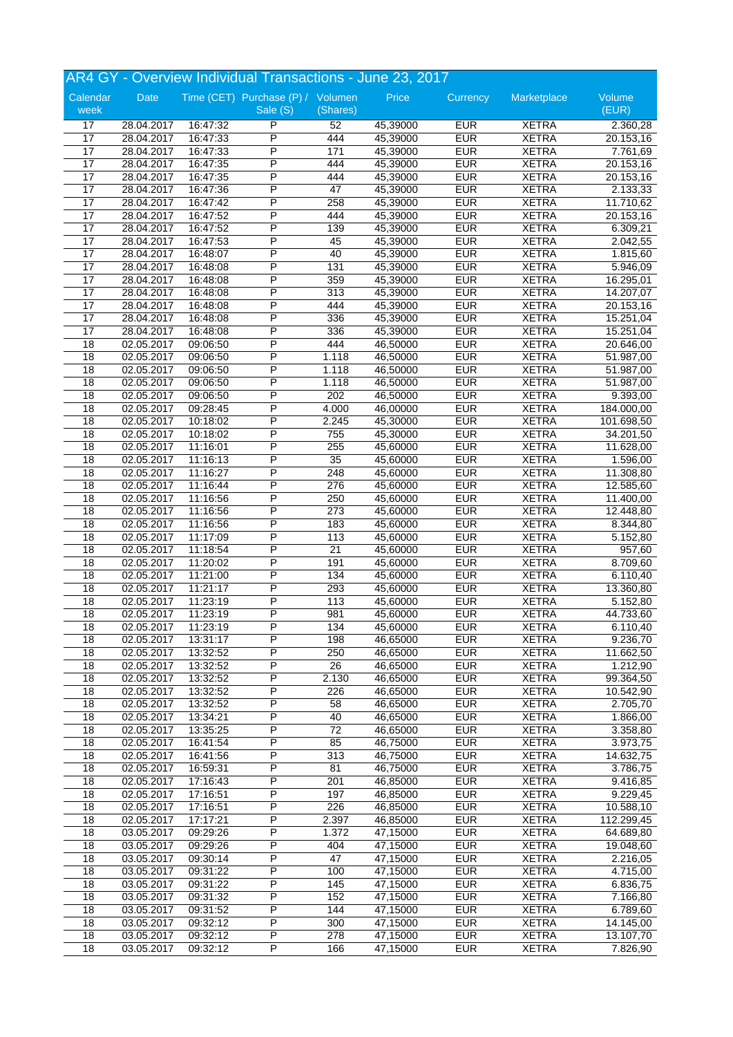# AR4 GY - Overview Individual Transactions - June 23, 2017

| Calendar week | Date | Time (CET) | Purchase (P) / Sale (S) | Volumen (Shares) | Price | Currency | Marketplace | Volume (EUR) |
|---|---|---|---|---|---|---|---|---|
| 17 | 28.04.2017 | 16:47:32 | P | 52 | 45,39000 | EUR | XETRA | 2.360,28 |
| 17 | 28.04.2017 | 16:47:33 | P | 444 | 45,39000 | EUR | XETRA | 20.153,16 |
| 17 | 28.04.2017 | 16:47:33 | P | 171 | 45,39000 | EUR | XETRA | 7.761,69 |
| 17 | 28.04.2017 | 16:47:35 | P | 444 | 45,39000 | EUR | XETRA | 20.153,16 |
| 17 | 28.04.2017 | 16:47:35 | P | 444 | 45,39000 | EUR | XETRA | 20.153,16 |
| 17 | 28.04.2017 | 16:47:36 | P | 47 | 45,39000 | EUR | XETRA | 2.133,33 |
| 17 | 28.04.2017 | 16:47:42 | P | 258 | 45,39000 | EUR | XETRA | 11.710,62 |
| 17 | 28.04.2017 | 16:47:52 | P | 444 | 45,39000 | EUR | XETRA | 20.153,16 |
| 17 | 28.04.2017 | 16:47:52 | P | 139 | 45,39000 | EUR | XETRA | 6.309,21 |
| 17 | 28.04.2017 | 16:47:53 | P | 45 | 45,39000 | EUR | XETRA | 2.042,55 |
| 17 | 28.04.2017 | 16:48:07 | P | 40 | 45,39000 | EUR | XETRA | 1.815,60 |
| 17 | 28.04.2017 | 16:48:08 | P | 131 | 45,39000 | EUR | XETRA | 5.946,09 |
| 17 | 28.04.2017 | 16:48:08 | P | 359 | 45,39000 | EUR | XETRA | 16.295,01 |
| 17 | 28.04.2017 | 16:48:08 | P | 313 | 45,39000 | EUR | XETRA | 14.207,07 |
| 17 | 28.04.2017 | 16:48:08 | P | 444 | 45,39000 | EUR | XETRA | 20.153,16 |
| 17 | 28.04.2017 | 16:48:08 | P | 336 | 45,39000 | EUR | XETRA | 15.251,04 |
| 17 | 28.04.2017 | 16:48:08 | P | 336 | 45,39000 | EUR | XETRA | 15.251,04 |
| 18 | 02.05.2017 | 09:06:50 | P | 444 | 46,50000 | EUR | XETRA | 20.646,00 |
| 18 | 02.05.2017 | 09:06:50 | P | 1.118 | 46,50000 | EUR | XETRA | 51.987,00 |
| 18 | 02.05.2017 | 09:06:50 | P | 1.118 | 46,50000 | EUR | XETRA | 51.987,00 |
| 18 | 02.05.2017 | 09:06:50 | P | 1.118 | 46,50000 | EUR | XETRA | 51.987,00 |
| 18 | 02.05.2017 | 09:06:50 | P | 202 | 46,50000 | EUR | XETRA | 9.393,00 |
| 18 | 02.05.2017 | 09:28:45 | P | 4.000 | 46,00000 | EUR | XETRA | 184.000,00 |
| 18 | 02.05.2017 | 10:18:02 | P | 2.245 | 45,30000 | EUR | XETRA | 101.698,50 |
| 18 | 02.05.2017 | 10:18:02 | P | 755 | 45,30000 | EUR | XETRA | 34.201,50 |
| 18 | 02.05.2017 | 11:16:01 | P | 255 | 45,60000 | EUR | XETRA | 11.628,00 |
| 18 | 02.05.2017 | 11:16:13 | P | 35 | 45,60000 | EUR | XETRA | 1.596,00 |
| 18 | 02.05.2017 | 11:16:27 | P | 248 | 45,60000 | EUR | XETRA | 11.308,80 |
| 18 | 02.05.2017 | 11:16:44 | P | 276 | 45,60000 | EUR | XETRA | 12.585,60 |
| 18 | 02.05.2017 | 11:16:56 | P | 250 | 45,60000 | EUR | XETRA | 11.400,00 |
| 18 | 02.05.2017 | 11:16:56 | P | 273 | 45,60000 | EUR | XETRA | 12.448,80 |
| 18 | 02.05.2017 | 11:16:56 | P | 183 | 45,60000 | EUR | XETRA | 8.344,80 |
| 18 | 02.05.2017 | 11:17:09 | P | 113 | 45,60000 | EUR | XETRA | 5.152,80 |
| 18 | 02.05.2017 | 11:18:54 | P | 21 | 45,60000 | EUR | XETRA | 957,60 |
| 18 | 02.05.2017 | 11:20:02 | P | 191 | 45,60000 | EUR | XETRA | 8.709,60 |
| 18 | 02.05.2017 | 11:21:00 | P | 134 | 45,60000 | EUR | XETRA | 6.110,40 |
| 18 | 02.05.2017 | 11:21:17 | P | 293 | 45,60000 | EUR | XETRA | 13.360,80 |
| 18 | 02.05.2017 | 11:23:19 | P | 113 | 45,60000 | EUR | XETRA | 5.152,80 |
| 18 | 02.05.2017 | 11:23:19 | P | 981 | 45,60000 | EUR | XETRA | 44.733,60 |
| 18 | 02.05.2017 | 11:23:19 | P | 134 | 45,60000 | EUR | XETRA | 6.110,40 |
| 18 | 02.05.2017 | 13:31:17 | P | 198 | 46,65000 | EUR | XETRA | 9.236,70 |
| 18 | 02.05.2017 | 13:32:52 | P | 250 | 46,65000 | EUR | XETRA | 11.662,50 |
| 18 | 02.05.2017 | 13:32:52 | P | 26 | 46,65000 | EUR | XETRA | 1.212,90 |
| 18 | 02.05.2017 | 13:32:52 | P | 2.130 | 46,65000 | EUR | XETRA | 99.364,50 |
| 18 | 02.05.2017 | 13:32:52 | P | 226 | 46,65000 | EUR | XETRA | 10.542,90 |
| 18 | 02.05.2017 | 13:32:52 | P | 58 | 46,65000 | EUR | XETRA | 2.705,70 |
| 18 | 02.05.2017 | 13:34:21 | P | 40 | 46,65000 | EUR | XETRA | 1.866,00 |
| 18 | 02.05.2017 | 13:35:25 | P | 72 | 46,65000 | EUR | XETRA | 3.358,80 |
| 18 | 02.05.2017 | 16:41:54 | P | 85 | 46,75000 | EUR | XETRA | 3.973,75 |
| 18 | 02.05.2017 | 16:41:56 | P | 313 | 46,75000 | EUR | XETRA | 14.632,75 |
| 18 | 02.05.2017 | 16:59:31 | P | 81 | 46,75000 | EUR | XETRA | 3.786,75 |
| 18 | 02.05.2017 | 17:16:43 | P | 201 | 46,85000 | EUR | XETRA | 9.416,85 |
| 18 | 02.05.2017 | 17:16:51 | P | 197 | 46,85000 | EUR | XETRA | 9.229,45 |
| 18 | 02.05.2017 | 17:16:51 | P | 226 | 46,85000 | EUR | XETRA | 10.588,10 |
| 18 | 02.05.2017 | 17:17:21 | P | 2.397 | 46,85000 | EUR | XETRA | 112.299,45 |
| 18 | 03.05.2017 | 09:29:26 | P | 1.372 | 47,15000 | EUR | XETRA | 64.689,80 |
| 18 | 03.05.2017 | 09:29:26 | P | 404 | 47,15000 | EUR | XETRA | 19.048,60 |
| 18 | 03.05.2017 | 09:30:14 | P | 47 | 47,15000 | EUR | XETRA | 2.216,05 |
| 18 | 03.05.2017 | 09:31:22 | P | 100 | 47,15000 | EUR | XETRA | 4.715,00 |
| 18 | 03.05.2017 | 09:31:22 | P | 145 | 47,15000 | EUR | XETRA | 6.836,75 |
| 18 | 03.05.2017 | 09:31:32 | P | 152 | 47,15000 | EUR | XETRA | 7.166,80 |
| 18 | 03.05.2017 | 09:31:52 | P | 144 | 47,15000 | EUR | XETRA | 6.789,60 |
| 18 | 03.05.2017 | 09:32:12 | P | 300 | 47,15000 | EUR | XETRA | 14.145,00 |
| 18 | 03.05.2017 | 09:32:12 | P | 278 | 47,15000 | EUR | XETRA | 13.107,70 |
| 18 | 03.05.2017 | 09:32:12 | P | 166 | 47,15000 | EUR | XETRA | 7.826,90 |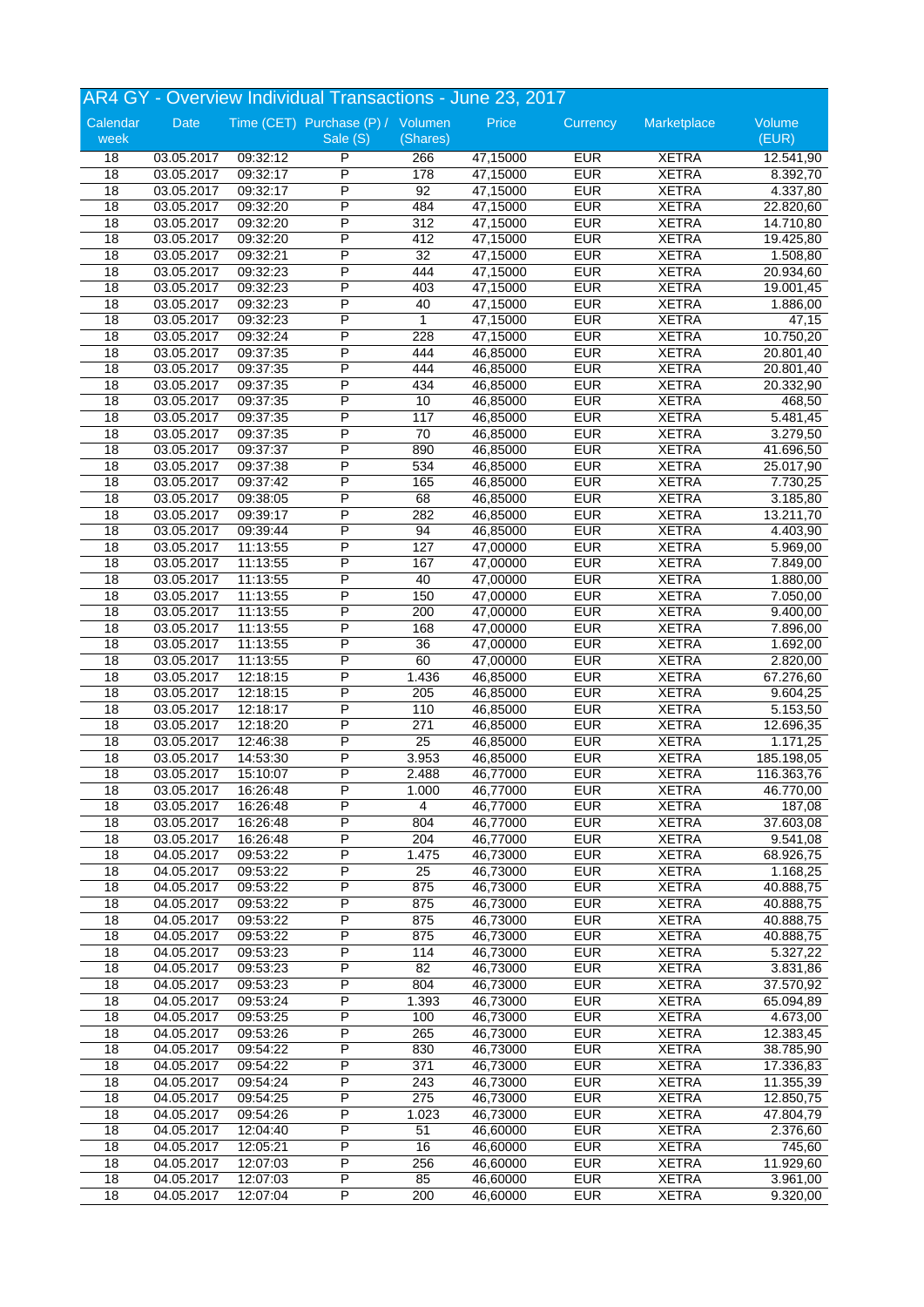## AR4 GY - Overview Individual Transactions - June 23, 2017

| Calendar week | Date | Time (CET) | Purchase (P) / Sale (S) | Volumen (Shares) | Price | Currency | Marketplace | Volume (EUR) |
|---|---|---|---|---|---|---|---|---|
| 18 | 03.05.2017 | 09:32:12 | P | 266 | 47,15000 | EUR | XETRA | 12.541,90 |
| 18 | 03.05.2017 | 09:32:17 | P | 178 | 47,15000 | EUR | XETRA | 8.392,70 |
| 18 | 03.05.2017 | 09:32:17 | P | 92 | 47,15000 | EUR | XETRA | 4.337,80 |
| 18 | 03.05.2017 | 09:32:20 | P | 484 | 47,15000 | EUR | XETRA | 22.820,60 |
| 18 | 03.05.2017 | 09:32:20 | P | 312 | 47,15000 | EUR | XETRA | 14.710,80 |
| 18 | 03.05.2017 | 09:32:20 | P | 412 | 47,15000 | EUR | XETRA | 19.425,80 |
| 18 | 03.05.2017 | 09:32:21 | P | 32 | 47,15000 | EUR | XETRA | 1.508,80 |
| 18 | 03.05.2017 | 09:32:23 | P | 444 | 47,15000 | EUR | XETRA | 20.934,60 |
| 18 | 03.05.2017 | 09:32:23 | P | 403 | 47,15000 | EUR | XETRA | 19.001,45 |
| 18 | 03.05.2017 | 09:32:23 | P | 40 | 47,15000 | EUR | XETRA | 1.886,00 |
| 18 | 03.05.2017 | 09:32:23 | P | 1 | 47,15000 | EUR | XETRA | 47,15 |
| 18 | 03.05.2017 | 09:32:24 | P | 228 | 47,15000 | EUR | XETRA | 10.750,20 |
| 18 | 03.05.2017 | 09:37:35 | P | 444 | 46,85000 | EUR | XETRA | 20.801,40 |
| 18 | 03.05.2017 | 09:37:35 | P | 444 | 46,85000 | EUR | XETRA | 20.801,40 |
| 18 | 03.05.2017 | 09:37:35 | P | 434 | 46,85000 | EUR | XETRA | 20.332,90 |
| 18 | 03.05.2017 | 09:37:35 | P | 10 | 46,85000 | EUR | XETRA | 468,50 |
| 18 | 03.05.2017 | 09:37:35 | P | 117 | 46,85000 | EUR | XETRA | 5.481,45 |
| 18 | 03.05.2017 | 09:37:35 | P | 70 | 46,85000 | EUR | XETRA | 3.279,50 |
| 18 | 03.05.2017 | 09:37:37 | P | 890 | 46,85000 | EUR | XETRA | 41.696,50 |
| 18 | 03.05.2017 | 09:37:38 | P | 534 | 46,85000 | EUR | XETRA | 25.017,90 |
| 18 | 03.05.2017 | 09:37:42 | P | 165 | 46,85000 | EUR | XETRA | 7.730,25 |
| 18 | 03.05.2017 | 09:38:05 | P | 68 | 46,85000 | EUR | XETRA | 3.185,80 |
| 18 | 03.05.2017 | 09:39:17 | P | 282 | 46,85000 | EUR | XETRA | 13.211,70 |
| 18 | 03.05.2017 | 09:39:44 | P | 94 | 46,85000 | EUR | XETRA | 4.403,90 |
| 18 | 03.05.2017 | 11:13:55 | P | 127 | 47,00000 | EUR | XETRA | 5.969,00 |
| 18 | 03.05.2017 | 11:13:55 | P | 167 | 47,00000 | EUR | XETRA | 7.849,00 |
| 18 | 03.05.2017 | 11:13:55 | P | 40 | 47,00000 | EUR | XETRA | 1.880,00 |
| 18 | 03.05.2017 | 11:13:55 | P | 150 | 47,00000 | EUR | XETRA | 7.050,00 |
| 18 | 03.05.2017 | 11:13:55 | P | 200 | 47,00000 | EUR | XETRA | 9.400,00 |
| 18 | 03.05.2017 | 11:13:55 | P | 168 | 47,00000 | EUR | XETRA | 7.896,00 |
| 18 | 03.05.2017 | 11:13:55 | P | 36 | 47,00000 | EUR | XETRA | 1.692,00 |
| 18 | 03.05.2017 | 11:13:55 | P | 60 | 47,00000 | EUR | XETRA | 2.820,00 |
| 18 | 03.05.2017 | 12:18:15 | P | 1.436 | 46,85000 | EUR | XETRA | 67.276,60 |
| 18 | 03.05.2017 | 12:18:15 | P | 205 | 46,85000 | EUR | XETRA | 9.604,25 |
| 18 | 03.05.2017 | 12:18:17 | P | 110 | 46,85000 | EUR | XETRA | 5.153,50 |
| 18 | 03.05.2017 | 12:18:20 | P | 271 | 46,85000 | EUR | XETRA | 12.696,35 |
| 18 | 03.05.2017 | 12:46:38 | P | 25 | 46,85000 | EUR | XETRA | 1.171,25 |
| 18 | 03.05.2017 | 14:53:30 | P | 3.953 | 46,85000 | EUR | XETRA | 185.198,05 |
| 18 | 03.05.2017 | 15:10:07 | P | 2.488 | 46,77000 | EUR | XETRA | 116.363,76 |
| 18 | 03.05.2017 | 16:26:48 | P | 1.000 | 46,77000 | EUR | XETRA | 46.770,00 |
| 18 | 03.05.2017 | 16:26:48 | P | 4 | 46,77000 | EUR | XETRA | 187,08 |
| 18 | 03.05.2017 | 16:26:48 | P | 804 | 46,77000 | EUR | XETRA | 37.603,08 |
| 18 | 03.05.2017 | 16:26:48 | P | 204 | 46,77000 | EUR | XETRA | 9.541,08 |
| 18 | 04.05.2017 | 09:53:22 | P | 1.475 | 46,73000 | EUR | XETRA | 68.926,75 |
| 18 | 04.05.2017 | 09:53:22 | P | 25 | 46,73000 | EUR | XETRA | 1.168,25 |
| 18 | 04.05.2017 | 09:53:22 | P | 875 | 46,73000 | EUR | XETRA | 40.888,75 |
| 18 | 04.05.2017 | 09:53:22 | P | 875 | 46,73000 | EUR | XETRA | 40.888,75 |
| 18 | 04.05.2017 | 09:53:22 | P | 875 | 46,73000 | EUR | XETRA | 40.888,75 |
| 18 | 04.05.2017 | 09:53:22 | P | 875 | 46,73000 | EUR | XETRA | 40.888,75 |
| 18 | 04.05.2017 | 09:53:23 | P | 114 | 46,73000 | EUR | XETRA | 5.327,22 |
| 18 | 04.05.2017 | 09:53:23 | P | 82 | 46,73000 | EUR | XETRA | 3.831,86 |
| 18 | 04.05.2017 | 09:53:23 | P | 804 | 46,73000 | EUR | XETRA | 37.570,92 |
| 18 | 04.05.2017 | 09:53:24 | P | 1.393 | 46,73000 | EUR | XETRA | 65.094,89 |
| 18 | 04.05.2017 | 09:53:25 | P | 100 | 46,73000 | EUR | XETRA | 4.673,00 |
| 18 | 04.05.2017 | 09:53:26 | P | 265 | 46,73000 | EUR | XETRA | 12.383,45 |
| 18 | 04.05.2017 | 09:54:22 | P | 830 | 46,73000 | EUR | XETRA | 38.785,90 |
| 18 | 04.05.2017 | 09:54:22 | P | 371 | 46,73000 | EUR | XETRA | 17.336,83 |
| 18 | 04.05.2017 | 09:54:24 | P | 243 | 46,73000 | EUR | XETRA | 11.355,39 |
| 18 | 04.05.2017 | 09:54:25 | P | 275 | 46,73000 | EUR | XETRA | 12.850,75 |
| 18 | 04.05.2017 | 09:54:26 | P | 1.023 | 46,73000 | EUR | XETRA | 47.804,79 |
| 18 | 04.05.2017 | 12:04:40 | P | 51 | 46,60000 | EUR | XETRA | 2.376,60 |
| 18 | 04.05.2017 | 12:05:21 | P | 16 | 46,60000 | EUR | XETRA | 745,60 |
| 18 | 04.05.2017 | 12:07:03 | P | 256 | 46,60000 | EUR | XETRA | 11.929,60 |
| 18 | 04.05.2017 | 12:07:03 | P | 85 | 46,60000 | EUR | XETRA | 3.961,00 |
| 18 | 04.05.2017 | 12:07:04 | P | 200 | 46,60000 | EUR | XETRA | 9.320,00 |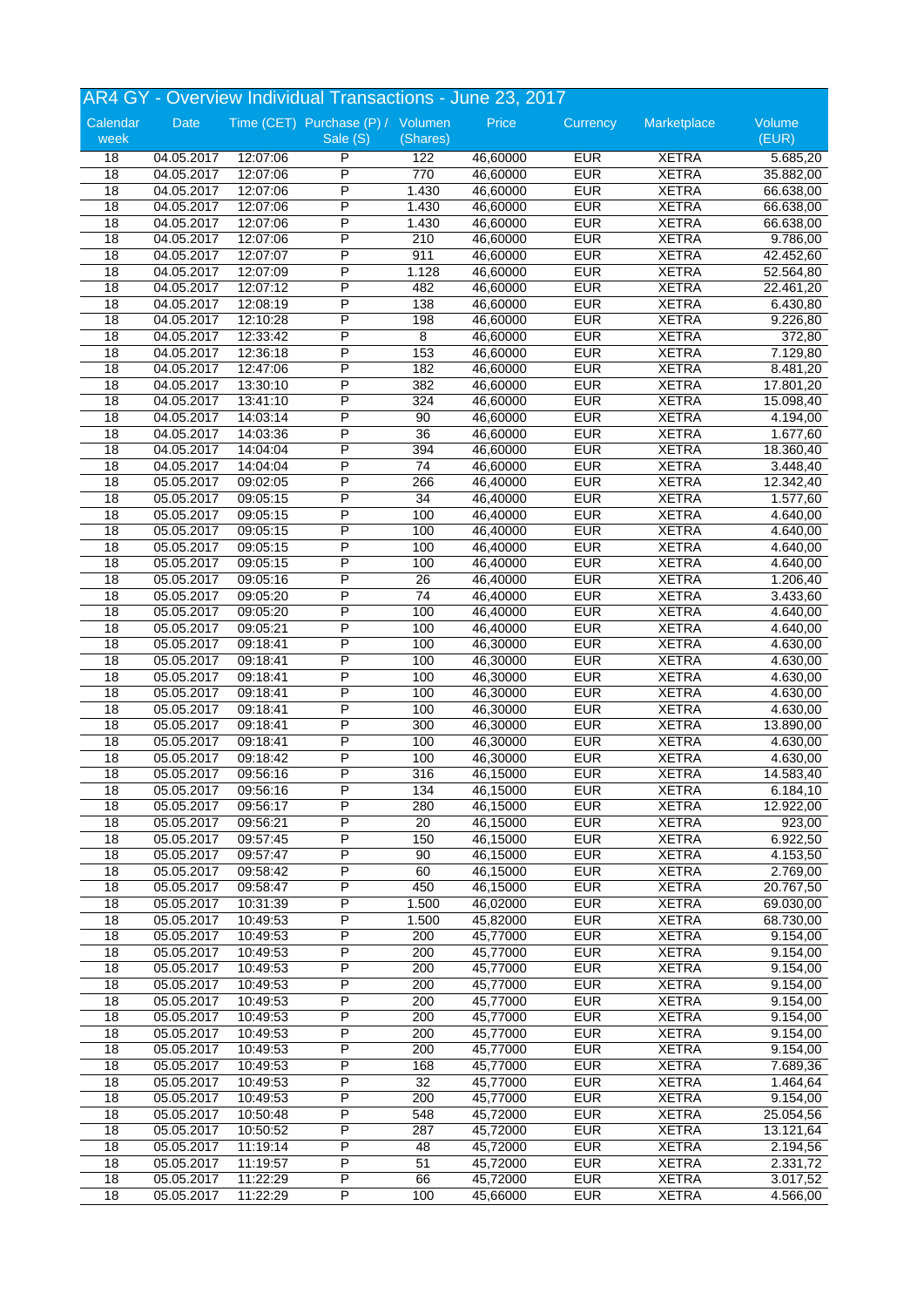# AR4 GY - Overview Individual Transactions - June 23, 2017

| Calendar week | Date | Time (CET) | Purchase (P) / Sale (S) | Volumen (Shares) | Price | Currency | Marketplace | Volume (EUR) |
|---|---|---|---|---|---|---|---|---|
| 18 | 04.05.2017 | 12:07:06 | P | 122 | 46,60000 | EUR | XETRA | 5.685,20 |
| 18 | 04.05.2017 | 12:07:06 | P | 770 | 46,60000 | EUR | XETRA | 35.882,00 |
| 18 | 04.05.2017 | 12:07:06 | P | 1.430 | 46,60000 | EUR | XETRA | 66.638,00 |
| 18 | 04.05.2017 | 12:07:06 | P | 1.430 | 46,60000 | EUR | XETRA | 66.638,00 |
| 18 | 04.05.2017 | 12:07:06 | P | 1.430 | 46,60000 | EUR | XETRA | 66.638,00 |
| 18 | 04.05.2017 | 12:07:06 | P | 210 | 46,60000 | EUR | XETRA | 9.786,00 |
| 18 | 04.05.2017 | 12:07:07 | P | 911 | 46,60000 | EUR | XETRA | 42.452,60 |
| 18 | 04.05.2017 | 12:07:09 | P | 1.128 | 46,60000 | EUR | XETRA | 52.564,80 |
| 18 | 04.05.2017 | 12:07:12 | P | 482 | 46,60000 | EUR | XETRA | 22.461,20 |
| 18 | 04.05.2017 | 12:08:19 | P | 138 | 46,60000 | EUR | XETRA | 6.430,80 |
| 18 | 04.05.2017 | 12:10:28 | P | 198 | 46,60000 | EUR | XETRA | 9.226,80 |
| 18 | 04.05.2017 | 12:33:42 | P | 8 | 46,60000 | EUR | XETRA | 372,80 |
| 18 | 04.05.2017 | 12:36:18 | P | 153 | 46,60000 | EUR | XETRA | 7.129,80 |
| 18 | 04.05.2017 | 12:47:06 | P | 182 | 46,60000 | EUR | XETRA | 8.481,20 |
| 18 | 04.05.2017 | 13:30:10 | P | 382 | 46,60000 | EUR | XETRA | 17.801,20 |
| 18 | 04.05.2017 | 13:41:10 | P | 324 | 46,60000 | EUR | XETRA | 15.098,40 |
| 18 | 04.05.2017 | 14:03:14 | P | 90 | 46,60000 | EUR | XETRA | 4.194,00 |
| 18 | 04.05.2017 | 14:03:36 | P | 36 | 46,60000 | EUR | XETRA | 1.677,60 |
| 18 | 04.05.2017 | 14:04:04 | P | 394 | 46,60000 | EUR | XETRA | 18.360,40 |
| 18 | 04.05.2017 | 14:04:04 | P | 74 | 46,60000 | EUR | XETRA | 3.448,40 |
| 18 | 05.05.2017 | 09:02:05 | P | 266 | 46,40000 | EUR | XETRA | 12.342,40 |
| 18 | 05.05.2017 | 09:05:15 | P | 34 | 46,40000 | EUR | XETRA | 1.577,60 |
| 18 | 05.05.2017 | 09:05:15 | P | 100 | 46,40000 | EUR | XETRA | 4.640,00 |
| 18 | 05.05.2017 | 09:05:15 | P | 100 | 46,40000 | EUR | XETRA | 4.640,00 |
| 18 | 05.05.2017 | 09:05:15 | P | 100 | 46,40000 | EUR | XETRA | 4.640,00 |
| 18 | 05.05.2017 | 09:05:15 | P | 100 | 46,40000 | EUR | XETRA | 4.640,00 |
| 18 | 05.05.2017 | 09:05:16 | P | 26 | 46,40000 | EUR | XETRA | 1.206,40 |
| 18 | 05.05.2017 | 09:05:20 | P | 74 | 46,40000 | EUR | XETRA | 3.433,60 |
| 18 | 05.05.2017 | 09:05:20 | P | 100 | 46,40000 | EUR | XETRA | 4.640,00 |
| 18 | 05.05.2017 | 09:05:21 | P | 100 | 46,40000 | EUR | XETRA | 4.640,00 |
| 18 | 05.05.2017 | 09:18:41 | P | 100 | 46,30000 | EUR | XETRA | 4.630,00 |
| 18 | 05.05.2017 | 09:18:41 | P | 100 | 46,30000 | EUR | XETRA | 4.630,00 |
| 18 | 05.05.2017 | 09:18:41 | P | 100 | 46,30000 | EUR | XETRA | 4.630,00 |
| 18 | 05.05.2017 | 09:18:41 | P | 100 | 46,30000 | EUR | XETRA | 4.630,00 |
| 18 | 05.05.2017 | 09:18:41 | P | 100 | 46,30000 | EUR | XETRA | 4.630,00 |
| 18 | 05.05.2017 | 09:18:41 | P | 300 | 46,30000 | EUR | XETRA | 13.890,00 |
| 18 | 05.05.2017 | 09:18:41 | P | 100 | 46,30000 | EUR | XETRA | 4.630,00 |
| 18 | 05.05.2017 | 09:18:42 | P | 100 | 46,30000 | EUR | XETRA | 4.630,00 |
| 18 | 05.05.2017 | 09:56:16 | P | 316 | 46,15000 | EUR | XETRA | 14.583,40 |
| 18 | 05.05.2017 | 09:56:16 | P | 134 | 46,15000 | EUR | XETRA | 6.184,10 |
| 18 | 05.05.2017 | 09:56:17 | P | 280 | 46,15000 | EUR | XETRA | 12.922,00 |
| 18 | 05.05.2017 | 09:56:21 | P | 20 | 46,15000 | EUR | XETRA | 923,00 |
| 18 | 05.05.2017 | 09:57:45 | P | 150 | 46,15000 | EUR | XETRA | 6.922,50 |
| 18 | 05.05.2017 | 09:57:47 | P | 90 | 46,15000 | EUR | XETRA | 4.153,50 |
| 18 | 05.05.2017 | 09:58:42 | P | 60 | 46,15000 | EUR | XETRA | 2.769,00 |
| 18 | 05.05.2017 | 09:58:47 | P | 450 | 46,15000 | EUR | XETRA | 20.767,50 |
| 18 | 05.05.2017 | 10:31:39 | P | 1.500 | 46,02000 | EUR | XETRA | 69.030,00 |
| 18 | 05.05.2017 | 10:49:53 | P | 1.500 | 45,82000 | EUR | XETRA | 68.730,00 |
| 18 | 05.05.2017 | 10:49:53 | P | 200 | 45,77000 | EUR | XETRA | 9.154,00 |
| 18 | 05.05.2017 | 10:49:53 | P | 200 | 45,77000 | EUR | XETRA | 9.154,00 |
| 18 | 05.05.2017 | 10:49:53 | P | 200 | 45,77000 | EUR | XETRA | 9.154,00 |
| 18 | 05.05.2017 | 10:49:53 | P | 200 | 45,77000 | EUR | XETRA | 9.154,00 |
| 18 | 05.05.2017 | 10:49:53 | P | 200 | 45,77000 | EUR | XETRA | 9.154,00 |
| 18 | 05.05.2017 | 10:49:53 | P | 200 | 45,77000 | EUR | XETRA | 9.154,00 |
| 18 | 05.05.2017 | 10:49:53 | P | 200 | 45,77000 | EUR | XETRA | 9.154,00 |
| 18 | 05.05.2017 | 10:49:53 | P | 200 | 45,77000 | EUR | XETRA | 9.154,00 |
| 18 | 05.05.2017 | 10:49:53 | P | 168 | 45,77000 | EUR | XETRA | 7.689,36 |
| 18 | 05.05.2017 | 10:49:53 | P | 32 | 45,77000 | EUR | XETRA | 1.464,64 |
| 18 | 05.05.2017 | 10:49:53 | P | 200 | 45,77000 | EUR | XETRA | 9.154,00 |
| 18 | 05.05.2017 | 10:50:48 | P | 548 | 45,72000 | EUR | XETRA | 25.054,56 |
| 18 | 05.05.2017 | 10:50:52 | P | 287 | 45,72000 | EUR | XETRA | 13.121,64 |
| 18 | 05.05.2017 | 11:19:14 | P | 48 | 45,72000 | EUR | XETRA | 2.194,56 |
| 18 | 05.05.2017 | 11:19:57 | P | 51 | 45,72000 | EUR | XETRA | 2.331,72 |
| 18 | 05.05.2017 | 11:22:29 | P | 66 | 45,72000 | EUR | XETRA | 3.017,52 |
| 18 | 05.05.2017 | 11:22:29 | P | 100 | 45,66000 | EUR | XETRA | 4.566,00 |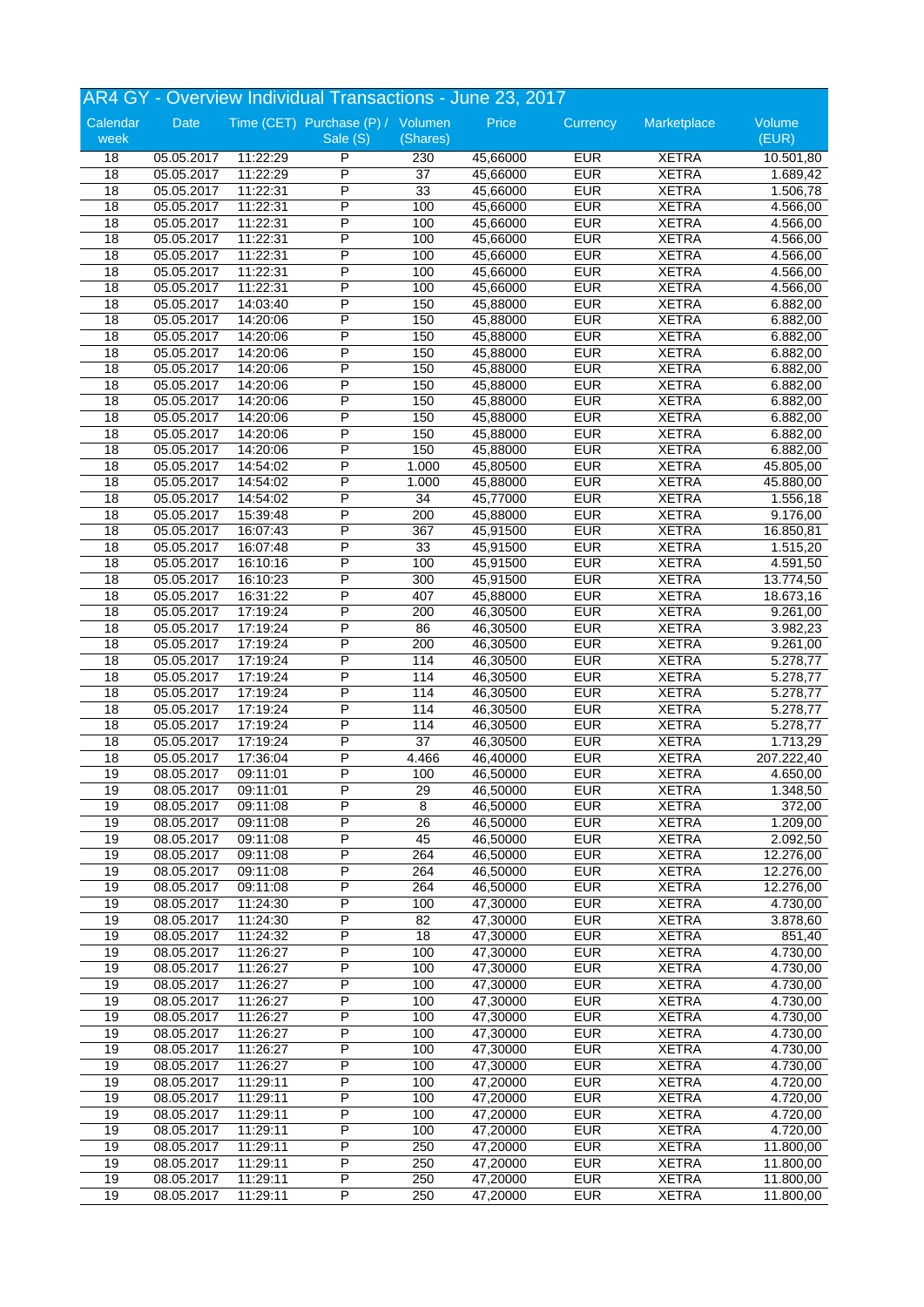## AR4 GY - Overview Individual Transactions - June 23, 2017

| Calendar week | Date | Time (CET) | Purchase (P) / Sale (S) | Volumen (Shares) | Price | Currency | Marketplace | Volume (EUR) |
|---|---|---|---|---|---|---|---|---|
| 18 | 05.05.2017 | 11:22:29 | P | 230 | 45,66000 | EUR | XETRA | 10.501,80 |
| 18 | 05.05.2017 | 11:22:29 | P | 37 | 45,66000 | EUR | XETRA | 1.689,42 |
| 18 | 05.05.2017 | 11:22:31 | P | 33 | 45,66000 | EUR | XETRA | 1.506,78 |
| 18 | 05.05.2017 | 11:22:31 | P | 100 | 45,66000 | EUR | XETRA | 4.566,00 |
| 18 | 05.05.2017 | 11:22:31 | P | 100 | 45,66000 | EUR | XETRA | 4.566,00 |
| 18 | 05.05.2017 | 11:22:31 | P | 100 | 45,66000 | EUR | XETRA | 4.566,00 |
| 18 | 05.05.2017 | 11:22:31 | P | 100 | 45,66000 | EUR | XETRA | 4.566,00 |
| 18 | 05.05.2017 | 11:22:31 | P | 100 | 45,66000 | EUR | XETRA | 4.566,00 |
| 18 | 05.05.2017 | 11:22:31 | P | 100 | 45,66000 | EUR | XETRA | 4.566,00 |
| 18 | 05.05.2017 | 14:03:40 | P | 150 | 45,88000 | EUR | XETRA | 6.882,00 |
| 18 | 05.05.2017 | 14:20:06 | P | 150 | 45,88000 | EUR | XETRA | 6.882,00 |
| 18 | 05.05.2017 | 14:20:06 | P | 150 | 45,88000 | EUR | XETRA | 6.882,00 |
| 18 | 05.05.2017 | 14:20:06 | P | 150 | 45,88000 | EUR | XETRA | 6.882,00 |
| 18 | 05.05.2017 | 14:20:06 | P | 150 | 45,88000 | EUR | XETRA | 6.882,00 |
| 18 | 05.05.2017 | 14:20:06 | P | 150 | 45,88000 | EUR | XETRA | 6.882,00 |
| 18 | 05.05.2017 | 14:20:06 | P | 150 | 45,88000 | EUR | XETRA | 6.882,00 |
| 18 | 05.05.2017 | 14:20:06 | P | 150 | 45,88000 | EUR | XETRA | 6.882,00 |
| 18 | 05.05.2017 | 14:20:06 | P | 150 | 45,88000 | EUR | XETRA | 6.882,00 |
| 18 | 05.05.2017 | 14:20:06 | P | 150 | 45,88000 | EUR | XETRA | 6.882,00 |
| 18 | 05.05.2017 | 14:54:02 | P | 1.000 | 45,80500 | EUR | XETRA | 45.805,00 |
| 18 | 05.05.2017 | 14:54:02 | P | 1.000 | 45,88000 | EUR | XETRA | 45.880,00 |
| 18 | 05.05.2017 | 14:54:02 | P | 34 | 45,77000 | EUR | XETRA | 1.556,18 |
| 18 | 05.05.2017 | 15:39:48 | P | 200 | 45,88000 | EUR | XETRA | 9.176,00 |
| 18 | 05.05.2017 | 16:07:43 | P | 367 | 45,91500 | EUR | XETRA | 16.850,81 |
| 18 | 05.05.2017 | 16:07:48 | P | 33 | 45,91500 | EUR | XETRA | 1.515,20 |
| 18 | 05.05.2017 | 16:10:16 | P | 100 | 45,91500 | EUR | XETRA | 4.591,50 |
| 18 | 05.05.2017 | 16:10:23 | P | 300 | 45,91500 | EUR | XETRA | 13.774,50 |
| 18 | 05.05.2017 | 16:31:22 | P | 407 | 45,88000 | EUR | XETRA | 18.673,16 |
| 18 | 05.05.2017 | 17:19:24 | P | 200 | 46,30500 | EUR | XETRA | 9.261,00 |
| 18 | 05.05.2017 | 17:19:24 | P | 86 | 46,30500 | EUR | XETRA | 3.982,23 |
| 18 | 05.05.2017 | 17:19:24 | P | 200 | 46,30500 | EUR | XETRA | 9.261,00 |
| 18 | 05.05.2017 | 17:19:24 | P | 114 | 46,30500 | EUR | XETRA | 5.278,77 |
| 18 | 05.05.2017 | 17:19:24 | P | 114 | 46,30500 | EUR | XETRA | 5.278,77 |
| 18 | 05.05.2017 | 17:19:24 | P | 114 | 46,30500 | EUR | XETRA | 5.278,77 |
| 18 | 05.05.2017 | 17:19:24 | P | 114 | 46,30500 | EUR | XETRA | 5.278,77 |
| 18 | 05.05.2017 | 17:19:24 | P | 114 | 46,30500 | EUR | XETRA | 5.278,77 |
| 18 | 05.05.2017 | 17:19:24 | P | 37 | 46,30500 | EUR | XETRA | 1.713,29 |
| 18 | 05.05.2017 | 17:36:04 | P | 4.466 | 46,40000 | EUR | XETRA | 207.222,40 |
| 19 | 08.05.2017 | 09:11:01 | P | 100 | 46,50000 | EUR | XETRA | 4.650,00 |
| 19 | 08.05.2017 | 09:11:01 | P | 29 | 46,50000 | EUR | XETRA | 1.348,50 |
| 19 | 08.05.2017 | 09:11:08 | P | 8 | 46,50000 | EUR | XETRA | 372,00 |
| 19 | 08.05.2017 | 09:11:08 | P | 26 | 46,50000 | EUR | XETRA | 1.209,00 |
| 19 | 08.05.2017 | 09:11:08 | P | 45 | 46,50000 | EUR | XETRA | 2.092,50 |
| 19 | 08.05.2017 | 09:11:08 | P | 264 | 46,50000 | EUR | XETRA | 12.276,00 |
| 19 | 08.05.2017 | 09:11:08 | P | 264 | 46,50000 | EUR | XETRA | 12.276,00 |
| 19 | 08.05.2017 | 09:11:08 | P | 264 | 46,50000 | EUR | XETRA | 12.276,00 |
| 19 | 08.05.2017 | 11:24:30 | P | 100 | 47,30000 | EUR | XETRA | 4.730,00 |
| 19 | 08.05.2017 | 11:24:30 | P | 82 | 47,30000 | EUR | XETRA | 3.878,60 |
| 19 | 08.05.2017 | 11:24:32 | P | 18 | 47,30000 | EUR | XETRA | 851,40 |
| 19 | 08.05.2017 | 11:26:27 | P | 100 | 47,30000 | EUR | XETRA | 4.730,00 |
| 19 | 08.05.2017 | 11:26:27 | P | 100 | 47,30000 | EUR | XETRA | 4.730,00 |
| 19 | 08.05.2017 | 11:26:27 | P | 100 | 47,30000 | EUR | XETRA | 4.730,00 |
| 19 | 08.05.2017 | 11:26:27 | P | 100 | 47,30000 | EUR | XETRA | 4.730,00 |
| 19 | 08.05.2017 | 11:26:27 | P | 100 | 47,30000 | EUR | XETRA | 4.730,00 |
| 19 | 08.05.2017 | 11:26:27 | P | 100 | 47,30000 | EUR | XETRA | 4.730,00 |
| 19 | 08.05.2017 | 11:26:27 | P | 100 | 47,30000 | EUR | XETRA | 4.730,00 |
| 19 | 08.05.2017 | 11:26:27 | P | 100 | 47,30000 | EUR | XETRA | 4.730,00 |
| 19 | 08.05.2017 | 11:29:11 | P | 100 | 47,20000 | EUR | XETRA | 4.720,00 |
| 19 | 08.05.2017 | 11:29:11 | P | 100 | 47,20000 | EUR | XETRA | 4.720,00 |
| 19 | 08.05.2017 | 11:29:11 | P | 100 | 47,20000 | EUR | XETRA | 4.720,00 |
| 19 | 08.05.2017 | 11:29:11 | P | 100 | 47,20000 | EUR | XETRA | 4.720,00 |
| 19 | 08.05.2017 | 11:29:11 | P | 250 | 47,20000 | EUR | XETRA | 11.800,00 |
| 19 | 08.05.2017 | 11:29:11 | P | 250 | 47,20000 | EUR | XETRA | 11.800,00 |
| 19 | 08.05.2017 | 11:29:11 | P | 250 | 47,20000 | EUR | XETRA | 11.800,00 |
| 19 | 08.05.2017 | 11:29:11 | P | 250 | 47,20000 | EUR | XETRA | 11.800,00 |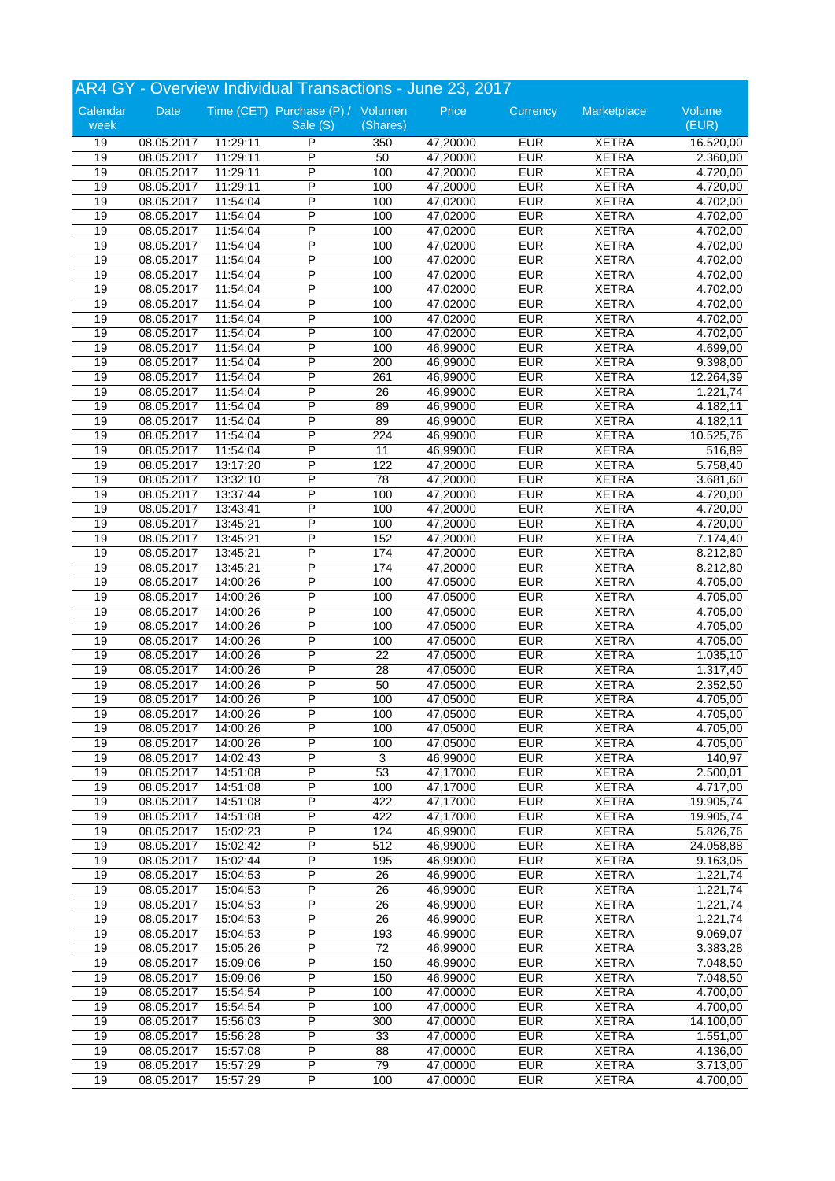# AR4 GY - Overview Individual Transactions - June 23, 2017

| Calendar week | Date | Time (CET) | Purchase (P) / Sale (S) | Volumen (Shares) | Price | Currency | Marketplace | Volume (EUR) |
|---|---|---|---|---|---|---|---|---|
| 19 | 08.05.2017 | 11:29:11 | P | 350 | 47,20000 | EUR | XETRA | 16.520,00 |
| 19 | 08.05.2017 | 11:29:11 | P | 50 | 47,20000 | EUR | XETRA | 2.360,00 |
| 19 | 08.05.2017 | 11:29:11 | P | 100 | 47,20000 | EUR | XETRA | 4.720,00 |
| 19 | 08.05.2017 | 11:29:11 | P | 100 | 47,20000 | EUR | XETRA | 4.720,00 |
| 19 | 08.05.2017 | 11:54:04 | P | 100 | 47,02000 | EUR | XETRA | 4.702,00 |
| 19 | 08.05.2017 | 11:54:04 | P | 100 | 47,02000 | EUR | XETRA | 4.702,00 |
| 19 | 08.05.2017 | 11:54:04 | P | 100 | 47,02000 | EUR | XETRA | 4.702,00 |
| 19 | 08.05.2017 | 11:54:04 | P | 100 | 47,02000 | EUR | XETRA | 4.702,00 |
| 19 | 08.05.2017 | 11:54:04 | P | 100 | 47,02000 | EUR | XETRA | 4.702,00 |
| 19 | 08.05.2017 | 11:54:04 | P | 100 | 47,02000 | EUR | XETRA | 4.702,00 |
| 19 | 08.05.2017 | 11:54:04 | P | 100 | 47,02000 | EUR | XETRA | 4.702,00 |
| 19 | 08.05.2017 | 11:54:04 | P | 100 | 47,02000 | EUR | XETRA | 4.702,00 |
| 19 | 08.05.2017 | 11:54:04 | P | 100 | 47,02000 | EUR | XETRA | 4.702,00 |
| 19 | 08.05.2017 | 11:54:04 | P | 100 | 47,02000 | EUR | XETRA | 4.702,00 |
| 19 | 08.05.2017 | 11:54:04 | P | 100 | 46,99000 | EUR | XETRA | 4.699,00 |
| 19 | 08.05.2017 | 11:54:04 | P | 200 | 46,99000 | EUR | XETRA | 9.398,00 |
| 19 | 08.05.2017 | 11:54:04 | P | 261 | 46,99000 | EUR | XETRA | 12.264,39 |
| 19 | 08.05.2017 | 11:54:04 | P | 26 | 46,99000 | EUR | XETRA | 1.221,74 |
| 19 | 08.05.2017 | 11:54:04 | P | 89 | 46,99000 | EUR | XETRA | 4.182,11 |
| 19 | 08.05.2017 | 11:54:04 | P | 89 | 46,99000 | EUR | XETRA | 4.182,11 |
| 19 | 08.05.2017 | 11:54:04 | P | 224 | 46,99000 | EUR | XETRA | 10.525,76 |
| 19 | 08.05.2017 | 11:54:04 | P | 11 | 46,99000 | EUR | XETRA | 516,89 |
| 19 | 08.05.2017 | 13:17:20 | P | 122 | 47,20000 | EUR | XETRA | 5.758,40 |
| 19 | 08.05.2017 | 13:32:10 | P | 78 | 47,20000 | EUR | XETRA | 3.681,60 |
| 19 | 08.05.2017 | 13:37:44 | P | 100 | 47,20000 | EUR | XETRA | 4.720,00 |
| 19 | 08.05.2017 | 13:43:41 | P | 100 | 47,20000 | EUR | XETRA | 4.720,00 |
| 19 | 08.05.2017 | 13:45:21 | P | 100 | 47,20000 | EUR | XETRA | 4.720,00 |
| 19 | 08.05.2017 | 13:45:21 | P | 152 | 47,20000 | EUR | XETRA | 7.174,40 |
| 19 | 08.05.2017 | 13:45:21 | P | 174 | 47,20000 | EUR | XETRA | 8.212,80 |
| 19 | 08.05.2017 | 13:45:21 | P | 174 | 47,20000 | EUR | XETRA | 8.212,80 |
| 19 | 08.05.2017 | 14:00:26 | P | 100 | 47,05000 | EUR | XETRA | 4.705,00 |
| 19 | 08.05.2017 | 14:00:26 | P | 100 | 47,05000 | EUR | XETRA | 4.705,00 |
| 19 | 08.05.2017 | 14:00:26 | P | 100 | 47,05000 | EUR | XETRA | 4.705,00 |
| 19 | 08.05.2017 | 14:00:26 | P | 100 | 47,05000 | EUR | XETRA | 4.705,00 |
| 19 | 08.05.2017 | 14:00:26 | P | 100 | 47,05000 | EUR | XETRA | 4.705,00 |
| 19 | 08.05.2017 | 14:00:26 | P | 22 | 47,05000 | EUR | XETRA | 1.035,10 |
| 19 | 08.05.2017 | 14:00:26 | P | 28 | 47,05000 | EUR | XETRA | 1.317,40 |
| 19 | 08.05.2017 | 14:00:26 | P | 50 | 47,05000 | EUR | XETRA | 2.352,50 |
| 19 | 08.05.2017 | 14:00:26 | P | 100 | 47,05000 | EUR | XETRA | 4.705,00 |
| 19 | 08.05.2017 | 14:00:26 | P | 100 | 47,05000 | EUR | XETRA | 4.705,00 |
| 19 | 08.05.2017 | 14:00:26 | P | 100 | 47,05000 | EUR | XETRA | 4.705,00 |
| 19 | 08.05.2017 | 14:00:26 | P | 100 | 47,05000 | EUR | XETRA | 4.705,00 |
| 19 | 08.05.2017 | 14:02:43 | P | 3 | 46,99000 | EUR | XETRA | 140,97 |
| 19 | 08.05.2017 | 14:51:08 | P | 53 | 47,17000 | EUR | XETRA | 2.500,01 |
| 19 | 08.05.2017 | 14:51:08 | P | 100 | 47,17000 | EUR | XETRA | 4.717,00 |
| 19 | 08.05.2017 | 14:51:08 | P | 422 | 47,17000 | EUR | XETRA | 19.905,74 |
| 19 | 08.05.2017 | 14:51:08 | P | 422 | 47,17000 | EUR | XETRA | 19.905,74 |
| 19 | 08.05.2017 | 15:02:23 | P | 124 | 46,99000 | EUR | XETRA | 5.826,76 |
| 19 | 08.05.2017 | 15:02:42 | P | 512 | 46,99000 | EUR | XETRA | 24.058,88 |
| 19 | 08.05.2017 | 15:02:44 | P | 195 | 46,99000 | EUR | XETRA | 9.163,05 |
| 19 | 08.05.2017 | 15:04:53 | P | 26 | 46,99000 | EUR | XETRA | 1.221,74 |
| 19 | 08.05.2017 | 15:04:53 | P | 26 | 46,99000 | EUR | XETRA | 1.221,74 |
| 19 | 08.05.2017 | 15:04:53 | P | 26 | 46,99000 | EUR | XETRA | 1.221,74 |
| 19 | 08.05.2017 | 15:04:53 | P | 26 | 46,99000 | EUR | XETRA | 1.221,74 |
| 19 | 08.05.2017 | 15:04:53 | P | 193 | 46,99000 | EUR | XETRA | 9.069,07 |
| 19 | 08.05.2017 | 15:05:26 | P | 72 | 46,99000 | EUR | XETRA | 3.383,28 |
| 19 | 08.05.2017 | 15:09:06 | P | 150 | 46,99000 | EUR | XETRA | 7.048,50 |
| 19 | 08.05.2017 | 15:09:06 | P | 150 | 46,99000 | EUR | XETRA | 7.048,50 |
| 19 | 08.05.2017 | 15:54:54 | P | 100 | 47,00000 | EUR | XETRA | 4.700,00 |
| 19 | 08.05.2017 | 15:54:54 | P | 100 | 47,00000 | EUR | XETRA | 4.700,00 |
| 19 | 08.05.2017 | 15:56:03 | P | 300 | 47,00000 | EUR | XETRA | 14.100,00 |
| 19 | 08.05.2017 | 15:56:28 | P | 33 | 47,00000 | EUR | XETRA | 1.551,00 |
| 19 | 08.05.2017 | 15:57:08 | P | 88 | 47,00000 | EUR | XETRA | 4.136,00 |
| 19 | 08.05.2017 | 15:57:29 | P | 79 | 47,00000 | EUR | XETRA | 3.713,00 |
| 19 | 08.05.2017 | 15:57:29 | P | 100 | 47,00000 | EUR | XETRA | 4.700,00 |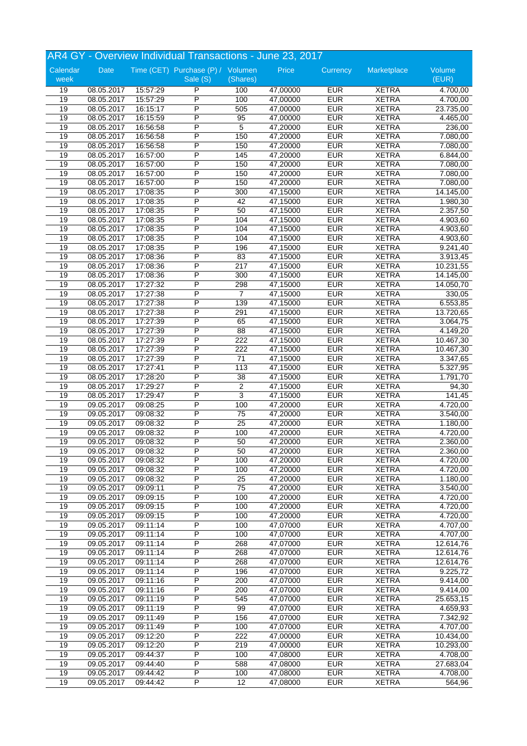## AR4 GY - Overview Individual Transactions - June 23, 2017

| Calendar week | Date | Time (CET) | Purchase (P) / Sale (S) | Volumen (Shares) | Price | Currency | Marketplace | Volume (EUR) |
|---|---|---|---|---|---|---|---|---|
| 19 | 08.05.2017 | 15:57:29 | P | 100 | 47,00000 | EUR | XETRA | 4.700,00 |
| 19 | 08.05.2017 | 15:57:29 | P | 100 | 47,00000 | EUR | XETRA | 4.700,00 |
| 19 | 08.05.2017 | 16:15:17 | P | 505 | 47,00000 | EUR | XETRA | 23.735,00 |
| 19 | 08.05.2017 | 16:15:59 | P | 95 | 47,00000 | EUR | XETRA | 4.465,00 |
| 19 | 08.05.2017 | 16:56:58 | P | 5 | 47,20000 | EUR | XETRA | 236,00 |
| 19 | 08.05.2017 | 16:56:58 | P | 150 | 47,20000 | EUR | XETRA | 7.080,00 |
| 19 | 08.05.2017 | 16:56:58 | P | 150 | 47,20000 | EUR | XETRA | 7.080,00 |
| 19 | 08.05.2017 | 16:57:00 | P | 145 | 47,20000 | EUR | XETRA | 6.844,00 |
| 19 | 08.05.2017 | 16:57:00 | P | 150 | 47,20000 | EUR | XETRA | 7.080,00 |
| 19 | 08.05.2017 | 16:57:00 | P | 150 | 47,20000 | EUR | XETRA | 7.080,00 |
| 19 | 08.05.2017 | 16:57:00 | P | 150 | 47,20000 | EUR | XETRA | 7.080,00 |
| 19 | 08.05.2017 | 17:08:35 | P | 300 | 47,15000 | EUR | XETRA | 14.145,00 |
| 19 | 08.05.2017 | 17:08:35 | P | 42 | 47,15000 | EUR | XETRA | 1.980,30 |
| 19 | 08.05.2017 | 17:08:35 | P | 50 | 47,15000 | EUR | XETRA | 2.357,50 |
| 19 | 08.05.2017 | 17:08:35 | P | 104 | 47,15000 | EUR | XETRA | 4.903,60 |
| 19 | 08.05.2017 | 17:08:35 | P | 104 | 47,15000 | EUR | XETRA | 4.903,60 |
| 19 | 08.05.2017 | 17:08:35 | P | 104 | 47,15000 | EUR | XETRA | 4.903,60 |
| 19 | 08.05.2017 | 17:08:35 | P | 196 | 47,15000 | EUR | XETRA | 9.241,40 |
| 19 | 08.05.2017 | 17:08:36 | P | 83 | 47,15000 | EUR | XETRA | 3.913,45 |
| 19 | 08.05.2017 | 17:08:36 | P | 217 | 47,15000 | EUR | XETRA | 10.231,55 |
| 19 | 08.05.2017 | 17:08:36 | P | 300 | 47,15000 | EUR | XETRA | 14.145,00 |
| 19 | 08.05.2017 | 17:27:32 | P | 298 | 47,15000 | EUR | XETRA | 14.050,70 |
| 19 | 08.05.2017 | 17:27:38 | P | 7 | 47,15000 | EUR | XETRA | 330,05 |
| 19 | 08.05.2017 | 17:27:38 | P | 139 | 47,15000 | EUR | XETRA | 6.553,85 |
| 19 | 08.05.2017 | 17:27:38 | P | 291 | 47,15000 | EUR | XETRA | 13.720,65 |
| 19 | 08.05.2017 | 17:27:39 | P | 65 | 47,15000 | EUR | XETRA | 3.064,75 |
| 19 | 08.05.2017 | 17:27:39 | P | 88 | 47,15000 | EUR | XETRA | 4.149,20 |
| 19 | 08.05.2017 | 17:27:39 | P | 222 | 47,15000 | EUR | XETRA | 10.467,30 |
| 19 | 08.05.2017 | 17:27:39 | P | 222 | 47,15000 | EUR | XETRA | 10.467,30 |
| 19 | 08.05.2017 | 17:27:39 | P | 71 | 47,15000 | EUR | XETRA | 3.347,65 |
| 19 | 08.05.2017 | 17:27:41 | P | 113 | 47,15000 | EUR | XETRA | 5.327,95 |
| 19 | 08.05.2017 | 17:28:20 | P | 38 | 47,15000 | EUR | XETRA | 1.791,70 |
| 19 | 08.05.2017 | 17:29:27 | P | 2 | 47,15000 | EUR | XETRA | 94,30 |
| 19 | 08.05.2017 | 17:29:47 | P | 3 | 47,15000 | EUR | XETRA | 141,45 |
| 19 | 09.05.2017 | 09:08:25 | P | 100 | 47,20000 | EUR | XETRA | 4.720,00 |
| 19 | 09.05.2017 | 09:08:32 | P | 75 | 47,20000 | EUR | XETRA | 3.540,00 |
| 19 | 09.05.2017 | 09:08:32 | P | 25 | 47,20000 | EUR | XETRA | 1.180,00 |
| 19 | 09.05.2017 | 09:08:32 | P | 100 | 47,20000 | EUR | XETRA | 4.720,00 |
| 19 | 09.05.2017 | 09:08:32 | P | 50 | 47,20000 | EUR | XETRA | 2.360,00 |
| 19 | 09.05.2017 | 09:08:32 | P | 50 | 47,20000 | EUR | XETRA | 2.360,00 |
| 19 | 09.05.2017 | 09:08:32 | P | 100 | 47,20000 | EUR | XETRA | 4.720,00 |
| 19 | 09.05.2017 | 09:08:32 | P | 100 | 47,20000 | EUR | XETRA | 4.720,00 |
| 19 | 09.05.2017 | 09:08:32 | P | 25 | 47,20000 | EUR | XETRA | 1.180,00 |
| 19 | 09.05.2017 | 09:09:11 | P | 75 | 47,20000 | EUR | XETRA | 3.540,00 |
| 19 | 09.05.2017 | 09:09:15 | P | 100 | 47,20000 | EUR | XETRA | 4.720,00 |
| 19 | 09.05.2017 | 09:09:15 | P | 100 | 47,20000 | EUR | XETRA | 4.720,00 |
| 19 | 09.05.2017 | 09:09:15 | P | 100 | 47,20000 | EUR | XETRA | 4.720,00 |
| 19 | 09.05.2017 | 09:11:14 | P | 100 | 47,07000 | EUR | XETRA | 4.707,00 |
| 19 | 09.05.2017 | 09:11:14 | P | 100 | 47,07000 | EUR | XETRA | 4.707,00 |
| 19 | 09.05.2017 | 09:11:14 | P | 268 | 47,07000 | EUR | XETRA | 12.614,76 |
| 19 | 09.05.2017 | 09:11:14 | P | 268 | 47,07000 | EUR | XETRA | 12.614,76 |
| 19 | 09.05.2017 | 09:11:14 | P | 268 | 47,07000 | EUR | XETRA | 12.614,76 |
| 19 | 09.05.2017 | 09:11:14 | P | 196 | 47,07000 | EUR | XETRA | 9.225,72 |
| 19 | 09.05.2017 | 09:11:16 | P | 200 | 47,07000 | EUR | XETRA | 9.414,00 |
| 19 | 09.05.2017 | 09:11:16 | P | 200 | 47,07000 | EUR | XETRA | 9.414,00 |
| 19 | 09.05.2017 | 09:11:19 | P | 545 | 47,07000 | EUR | XETRA | 25.653,15 |
| 19 | 09.05.2017 | 09:11:19 | P | 99 | 47,07000 | EUR | XETRA | 4.659,93 |
| 19 | 09.05.2017 | 09:11:49 | P | 156 | 47,07000 | EUR | XETRA | 7.342,92 |
| 19 | 09.05.2017 | 09:11:49 | P | 100 | 47,07000 | EUR | XETRA | 4.707,00 |
| 19 | 09.05.2017 | 09:12:20 | P | 222 | 47,00000 | EUR | XETRA | 10.434,00 |
| 19 | 09.05.2017 | 09:12:20 | P | 219 | 47,00000 | EUR | XETRA | 10.293,00 |
| 19 | 09.05.2017 | 09:44:37 | P | 100 | 47,08000 | EUR | XETRA | 4.708,00 |
| 19 | 09.05.2017 | 09:44:40 | P | 588 | 47,08000 | EUR | XETRA | 27.683,04 |
| 19 | 09.05.2017 | 09:44:42 | P | 100 | 47,08000 | EUR | XETRA | 4.708,00 |
| 19 | 09.05.2017 | 09:44:42 | P | 12 | 47,08000 | EUR | XETRA | 564,96 |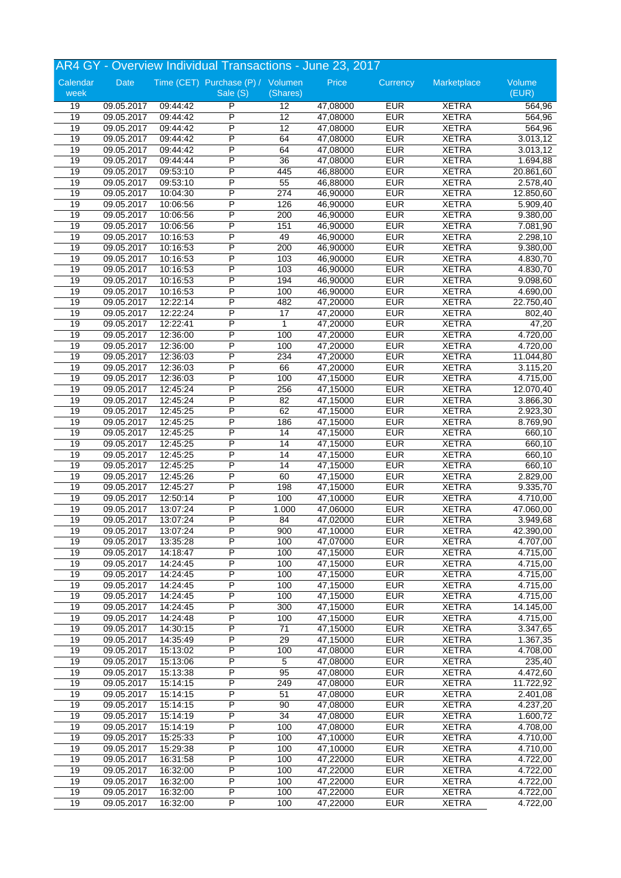# AR4 GY - Overview Individual Transactions - June 23, 2017

| Calendar week | Date | Time (CET) | Purchase (P) / Sale (S) | Volumen (Shares) | Price | Currency | Marketplace | Volume (EUR) |
|---|---|---|---|---|---|---|---|---|
| 19 | 09.05.2017 | 09:44:42 | P | 12 | 47,08000 | EUR | XETRA | 564,96 |
| 19 | 09.05.2017 | 09:44:42 | P | 12 | 47,08000 | EUR | XETRA | 564,96 |
| 19 | 09.05.2017 | 09:44:42 | P | 12 | 47,08000 | EUR | XETRA | 564,96 |
| 19 | 09.05.2017 | 09:44:42 | P | 64 | 47,08000 | EUR | XETRA | 3.013,12 |
| 19 | 09.05.2017 | 09:44:42 | P | 64 | 47,08000 | EUR | XETRA | 3.013,12 |
| 19 | 09.05.2017 | 09:44:44 | P | 36 | 47,08000 | EUR | XETRA | 1.694,88 |
| 19 | 09.05.2017 | 09:53:10 | P | 445 | 46,88000 | EUR | XETRA | 20.861,60 |
| 19 | 09.05.2017 | 09:53:10 | P | 55 | 46,88000 | EUR | XETRA | 2.578,40 |
| 19 | 09.05.2017 | 10:04:30 | P | 274 | 46,90000 | EUR | XETRA | 12.850,60 |
| 19 | 09.05.2017 | 10:06:56 | P | 126 | 46,90000 | EUR | XETRA | 5.909,40 |
| 19 | 09.05.2017 | 10:06:56 | P | 200 | 46,90000 | EUR | XETRA | 9.380,00 |
| 19 | 09.05.2017 | 10:06:56 | P | 151 | 46,90000 | EUR | XETRA | 7.081,90 |
| 19 | 09.05.2017 | 10:16:53 | P | 49 | 46,90000 | EUR | XETRA | 2.298,10 |
| 19 | 09.05.2017 | 10:16:53 | P | 200 | 46,90000 | EUR | XETRA | 9.380,00 |
| 19 | 09.05.2017 | 10:16:53 | P | 103 | 46,90000 | EUR | XETRA | 4.830,70 |
| 19 | 09.05.2017 | 10:16:53 | P | 103 | 46,90000 | EUR | XETRA | 4.830,70 |
| 19 | 09.05.2017 | 10:16:53 | P | 194 | 46,90000 | EUR | XETRA | 9.098,60 |
| 19 | 09.05.2017 | 10:16:53 | P | 100 | 46,90000 | EUR | XETRA | 4.690,00 |
| 19 | 09.05.2017 | 12:22:14 | P | 482 | 47,20000 | EUR | XETRA | 22.750,40 |
| 19 | 09.05.2017 | 12:22:24 | P | 17 | 47,20000 | EUR | XETRA | 802,40 |
| 19 | 09.05.2017 | 12:22:41 | P | 1 | 47,20000 | EUR | XETRA | 47,20 |
| 19 | 09.05.2017 | 12:36:00 | P | 100 | 47,20000 | EUR | XETRA | 4.720,00 |
| 19 | 09.05.2017 | 12:36:00 | P | 100 | 47,20000 | EUR | XETRA | 4.720,00 |
| 19 | 09.05.2017 | 12:36:03 | P | 234 | 47,20000 | EUR | XETRA | 11.044,80 |
| 19 | 09.05.2017 | 12:36:03 | P | 66 | 47,20000 | EUR | XETRA | 3.115,20 |
| 19 | 09.05.2017 | 12:36:03 | P | 100 | 47,15000 | EUR | XETRA | 4.715,00 |
| 19 | 09.05.2017 | 12:45:24 | P | 256 | 47,15000 | EUR | XETRA | 12.070,40 |
| 19 | 09.05.2017 | 12:45:24 | P | 82 | 47,15000 | EUR | XETRA | 3.866,30 |
| 19 | 09.05.2017 | 12:45:25 | P | 62 | 47,15000 | EUR | XETRA | 2.923,30 |
| 19 | 09.05.2017 | 12:45:25 | P | 186 | 47,15000 | EUR | XETRA | 8.769,90 |
| 19 | 09.05.2017 | 12:45:25 | P | 14 | 47,15000 | EUR | XETRA | 660,10 |
| 19 | 09.05.2017 | 12:45:25 | P | 14 | 47,15000 | EUR | XETRA | 660,10 |
| 19 | 09.05.2017 | 12:45:25 | P | 14 | 47,15000 | EUR | XETRA | 660,10 |
| 19 | 09.05.2017 | 12:45:25 | P | 14 | 47,15000 | EUR | XETRA | 660,10 |
| 19 | 09.05.2017 | 12:45:26 | P | 60 | 47,15000 | EUR | XETRA | 2.829,00 |
| 19 | 09.05.2017 | 12:45:27 | P | 198 | 47,15000 | EUR | XETRA | 9.335,70 |
| 19 | 09.05.2017 | 12:50:14 | P | 100 | 47,10000 | EUR | XETRA | 4.710,00 |
| 19 | 09.05.2017 | 13:07:24 | P | 1.000 | 47,06000 | EUR | XETRA | 47.060,00 |
| 19 | 09.05.2017 | 13:07:24 | P | 84 | 47,02000 | EUR | XETRA | 3.949,68 |
| 19 | 09.05.2017 | 13:07:24 | P | 900 | 47,10000 | EUR | XETRA | 42.390,00 |
| 19 | 09.05.2017 | 13:35:28 | P | 100 | 47,07000 | EUR | XETRA | 4.707,00 |
| 19 | 09.05.2017 | 14:18:47 | P | 100 | 47,15000 | EUR | XETRA | 4.715,00 |
| 19 | 09.05.2017 | 14:24:45 | P | 100 | 47,15000 | EUR | XETRA | 4.715,00 |
| 19 | 09.05.2017 | 14:24:45 | P | 100 | 47,15000 | EUR | XETRA | 4.715,00 |
| 19 | 09.05.2017 | 14:24:45 | P | 100 | 47,15000 | EUR | XETRA | 4.715,00 |
| 19 | 09.05.2017 | 14:24:45 | P | 100 | 47,15000 | EUR | XETRA | 4.715,00 |
| 19 | 09.05.2017 | 14:24:45 | P | 300 | 47,15000 | EUR | XETRA | 14.145,00 |
| 19 | 09.05.2017 | 14:24:48 | P | 100 | 47,15000 | EUR | XETRA | 4.715,00 |
| 19 | 09.05.2017 | 14:30:15 | P | 71 | 47,15000 | EUR | XETRA | 3.347,65 |
| 19 | 09.05.2017 | 14:35:49 | P | 29 | 47,15000 | EUR | XETRA | 1.367,35 |
| 19 | 09.05.2017 | 15:13:02 | P | 100 | 47,08000 | EUR | XETRA | 4.708,00 |
| 19 | 09.05.2017 | 15:13:06 | P | 5 | 47,08000 | EUR | XETRA | 235,40 |
| 19 | 09.05.2017 | 15:13:38 | P | 95 | 47,08000 | EUR | XETRA | 4.472,60 |
| 19 | 09.05.2017 | 15:14:15 | P | 249 | 47,08000 | EUR | XETRA | 11.722,92 |
| 19 | 09.05.2017 | 15:14:15 | P | 51 | 47,08000 | EUR | XETRA | 2.401,08 |
| 19 | 09.05.2017 | 15:14:15 | P | 90 | 47,08000 | EUR | XETRA | 4.237,20 |
| 19 | 09.05.2017 | 15:14:19 | P | 34 | 47,08000 | EUR | XETRA | 1.600,72 |
| 19 | 09.05.2017 | 15:14:19 | P | 100 | 47,08000 | EUR | XETRA | 4.708,00 |
| 19 | 09.05.2017 | 15:25:33 | P | 100 | 47,10000 | EUR | XETRA | 4.710,00 |
| 19 | 09.05.2017 | 15:29:38 | P | 100 | 47,10000 | EUR | XETRA | 4.710,00 |
| 19 | 09.05.2017 | 16:31:58 | P | 100 | 47,22000 | EUR | XETRA | 4.722,00 |
| 19 | 09.05.2017 | 16:32:00 | P | 100 | 47,22000 | EUR | XETRA | 4.722,00 |
| 19 | 09.05.2017 | 16:32:00 | P | 100 | 47,22000 | EUR | XETRA | 4.722,00 |
| 19 | 09.05.2017 | 16:32:00 | P | 100 | 47,22000 | EUR | XETRA | 4.722,00 |
| 19 | 09.05.2017 | 16:32:00 | P | 100 | 47,22000 | EUR | XETRA | 4.722,00 |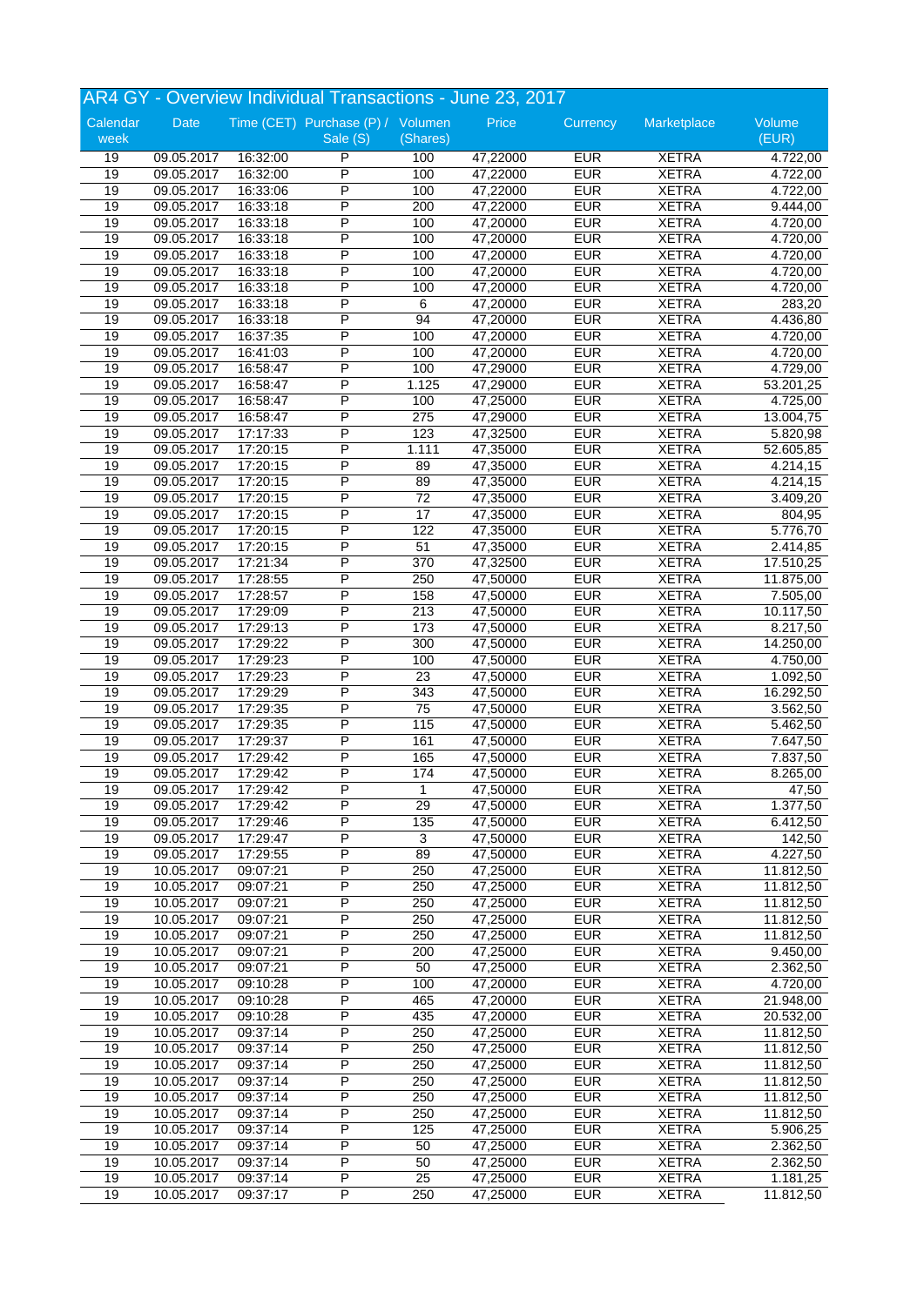## AR4 GY - Overview Individual Transactions - June 23, 2017

| Calendar week | Date | Time (CET) | Purchase (P) / Sale (S) | Volumen (Shares) | Price | Currency | Marketplace | Volume (EUR) |
|---|---|---|---|---|---|---|---|---|
| 19 | 09.05.2017 | 16:32:00 | P | 100 | 47,22000 | EUR | XETRA | 4.722,00 |
| 19 | 09.05.2017 | 16:32:00 | P | 100 | 47,22000 | EUR | XETRA | 4.722,00 |
| 19 | 09.05.2017 | 16:33:06 | P | 100 | 47,22000 | EUR | XETRA | 4.722,00 |
| 19 | 09.05.2017 | 16:33:18 | P | 200 | 47,22000 | EUR | XETRA | 9.444,00 |
| 19 | 09.05.2017 | 16:33:18 | P | 100 | 47,20000 | EUR | XETRA | 4.720,00 |
| 19 | 09.05.2017 | 16:33:18 | P | 100 | 47,20000 | EUR | XETRA | 4.720,00 |
| 19 | 09.05.2017 | 16:33:18 | P | 100 | 47,20000 | EUR | XETRA | 4.720,00 |
| 19 | 09.05.2017 | 16:33:18 | P | 100 | 47,20000 | EUR | XETRA | 4.720,00 |
| 19 | 09.05.2017 | 16:33:18 | P | 100 | 47,20000 | EUR | XETRA | 4.720,00 |
| 19 | 09.05.2017 | 16:33:18 | P | 6 | 47,20000 | EUR | XETRA | 283,20 |
| 19 | 09.05.2017 | 16:33:18 | P | 94 | 47,20000 | EUR | XETRA | 4.436,80 |
| 19 | 09.05.2017 | 16:37:35 | P | 100 | 47,20000 | EUR | XETRA | 4.720,00 |
| 19 | 09.05.2017 | 16:41:03 | P | 100 | 47,20000 | EUR | XETRA | 4.720,00 |
| 19 | 09.05.2017 | 16:58:47 | P | 100 | 47,29000 | EUR | XETRA | 4.729,00 |
| 19 | 09.05.2017 | 16:58:47 | P | 1.125 | 47,29000 | EUR | XETRA | 53.201,25 |
| 19 | 09.05.2017 | 16:58:47 | P | 100 | 47,25000 | EUR | XETRA | 4.725,00 |
| 19 | 09.05.2017 | 16:58:47 | P | 275 | 47,29000 | EUR | XETRA | 13.004,75 |
| 19 | 09.05.2017 | 17:17:33 | P | 123 | 47,32500 | EUR | XETRA | 5.820,98 |
| 19 | 09.05.2017 | 17:20:15 | P | 1.111 | 47,35000 | EUR | XETRA | 52.605,85 |
| 19 | 09.05.2017 | 17:20:15 | P | 89 | 47,35000 | EUR | XETRA | 4.214,15 |
| 19 | 09.05.2017 | 17:20:15 | P | 89 | 47,35000 | EUR | XETRA | 4.214,15 |
| 19 | 09.05.2017 | 17:20:15 | P | 72 | 47,35000 | EUR | XETRA | 3.409,20 |
| 19 | 09.05.2017 | 17:20:15 | P | 17 | 47,35000 | EUR | XETRA | 804,95 |
| 19 | 09.05.2017 | 17:20:15 | P | 122 | 47,35000 | EUR | XETRA | 5.776,70 |
| 19 | 09.05.2017 | 17:20:15 | P | 51 | 47,35000 | EUR | XETRA | 2.414,85 |
| 19 | 09.05.2017 | 17:21:34 | P | 370 | 47,32500 | EUR | XETRA | 17.510,25 |
| 19 | 09.05.2017 | 17:28:55 | P | 250 | 47,50000 | EUR | XETRA | 11.875,00 |
| 19 | 09.05.2017 | 17:28:57 | P | 158 | 47,50000 | EUR | XETRA | 7.505,00 |
| 19 | 09.05.2017 | 17:29:09 | P | 213 | 47,50000 | EUR | XETRA | 10.117,50 |
| 19 | 09.05.2017 | 17:29:13 | P | 173 | 47,50000 | EUR | XETRA | 8.217,50 |
| 19 | 09.05.2017 | 17:29:22 | P | 300 | 47,50000 | EUR | XETRA | 14.250,00 |
| 19 | 09.05.2017 | 17:29:23 | P | 100 | 47,50000 | EUR | XETRA | 4.750,00 |
| 19 | 09.05.2017 | 17:29:23 | P | 23 | 47,50000 | EUR | XETRA | 1.092,50 |
| 19 | 09.05.2017 | 17:29:29 | P | 343 | 47,50000 | EUR | XETRA | 16.292,50 |
| 19 | 09.05.2017 | 17:29:35 | P | 75 | 47,50000 | EUR | XETRA | 3.562,50 |
| 19 | 09.05.2017 | 17:29:35 | P | 115 | 47,50000 | EUR | XETRA | 5.462,50 |
| 19 | 09.05.2017 | 17:29:37 | P | 161 | 47,50000 | EUR | XETRA | 7.647,50 |
| 19 | 09.05.2017 | 17:29:42 | P | 165 | 47,50000 | EUR | XETRA | 7.837,50 |
| 19 | 09.05.2017 | 17:29:42 | P | 174 | 47,50000 | EUR | XETRA | 8.265,00 |
| 19 | 09.05.2017 | 17:29:42 | P | 1 | 47,50000 | EUR | XETRA | 47,50 |
| 19 | 09.05.2017 | 17:29:42 | P | 29 | 47,50000 | EUR | XETRA | 1.377,50 |
| 19 | 09.05.2017 | 17:29:46 | P | 135 | 47,50000 | EUR | XETRA | 6.412,50 |
| 19 | 09.05.2017 | 17:29:47 | P | 3 | 47,50000 | EUR | XETRA | 142,50 |
| 19 | 09.05.2017 | 17:29:55 | P | 89 | 47,50000 | EUR | XETRA | 4.227,50 |
| 19 | 10.05.2017 | 09:07:21 | P | 250 | 47,25000 | EUR | XETRA | 11.812,50 |
| 19 | 10.05.2017 | 09:07:21 | P | 250 | 47,25000 | EUR | XETRA | 11.812,50 |
| 19 | 10.05.2017 | 09:07:21 | P | 250 | 47,25000 | EUR | XETRA | 11.812,50 |
| 19 | 10.05.2017 | 09:07:21 | P | 250 | 47,25000 | EUR | XETRA | 11.812,50 |
| 19 | 10.05.2017 | 09:07:21 | P | 250 | 47,25000 | EUR | XETRA | 11.812,50 |
| 19 | 10.05.2017 | 09:07:21 | P | 200 | 47,25000 | EUR | XETRA | 9.450,00 |
| 19 | 10.05.2017 | 09:07:21 | P | 50 | 47,25000 | EUR | XETRA | 2.362,50 |
| 19 | 10.05.2017 | 09:10:28 | P | 100 | 47,20000 | EUR | XETRA | 4.720,00 |
| 19 | 10.05.2017 | 09:10:28 | P | 465 | 47,20000 | EUR | XETRA | 21.948,00 |
| 19 | 10.05.2017 | 09:10:28 | P | 435 | 47,20000 | EUR | XETRA | 20.532,00 |
| 19 | 10.05.2017 | 09:37:14 | P | 250 | 47,25000 | EUR | XETRA | 11.812,50 |
| 19 | 10.05.2017 | 09:37:14 | P | 250 | 47,25000 | EUR | XETRA | 11.812,50 |
| 19 | 10.05.2017 | 09:37:14 | P | 250 | 47,25000 | EUR | XETRA | 11.812,50 |
| 19 | 10.05.2017 | 09:37:14 | P | 250 | 47,25000 | EUR | XETRA | 11.812,50 |
| 19 | 10.05.2017 | 09:37:14 | P | 250 | 47,25000 | EUR | XETRA | 11.812,50 |
| 19 | 10.05.2017 | 09:37:14 | P | 250 | 47,25000 | EUR | XETRA | 11.812,50 |
| 19 | 10.05.2017 | 09:37:14 | P | 125 | 47,25000 | EUR | XETRA | 5.906,25 |
| 19 | 10.05.2017 | 09:37:14 | P | 50 | 47,25000 | EUR | XETRA | 2.362,50 |
| 19 | 10.05.2017 | 09:37:14 | P | 50 | 47,25000 | EUR | XETRA | 2.362,50 |
| 19 | 10.05.2017 | 09:37:14 | P | 25 | 47,25000 | EUR | XETRA | 1.181,25 |
| 19 | 10.05.2017 | 09:37:17 | P | 250 | 47,25000 | EUR | XETRA | 11.812,50 |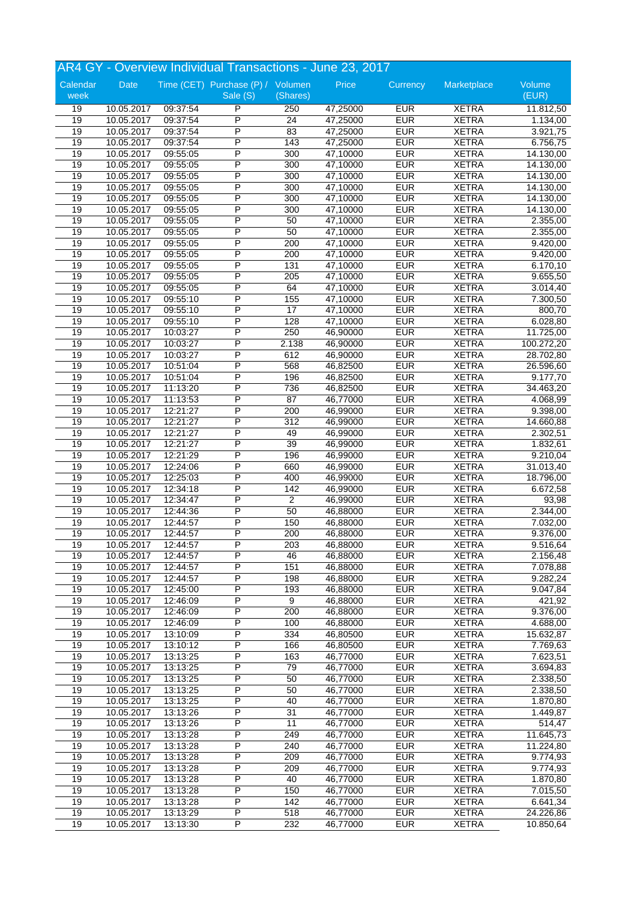## AR4 GY - Overview Individual Transactions - June 23, 2017

| Calendar week | Date | Time (CET) | Purchase (P) / Sale (S) | Volumen (Shares) | Price | Currency | Marketplace | Volume (EUR) |
|---|---|---|---|---|---|---|---|---|
| 19 | 10.05.2017 | 09:37:54 | P | 250 | 47,25000 | EUR | XETRA | 11.812,50 |
| 19 | 10.05.2017 | 09:37:54 | P | 24 | 47,25000 | EUR | XETRA | 1.134,00 |
| 19 | 10.05.2017 | 09:37:54 | P | 83 | 47,25000 | EUR | XETRA | 3.921,75 |
| 19 | 10.05.2017 | 09:37:54 | P | 143 | 47,25000 | EUR | XETRA | 6.756,75 |
| 19 | 10.05.2017 | 09:55:05 | P | 300 | 47,10000 | EUR | XETRA | 14.130,00 |
| 19 | 10.05.2017 | 09:55:05 | P | 300 | 47,10000 | EUR | XETRA | 14.130,00 |
| 19 | 10.05.2017 | 09:55:05 | P | 300 | 47,10000 | EUR | XETRA | 14.130,00 |
| 19 | 10.05.2017 | 09:55:05 | P | 300 | 47,10000 | EUR | XETRA | 14.130,00 |
| 19 | 10.05.2017 | 09:55:05 | P | 300 | 47,10000 | EUR | XETRA | 14.130,00 |
| 19 | 10.05.2017 | 09:55:05 | P | 300 | 47,10000 | EUR | XETRA | 14.130,00 |
| 19 | 10.05.2017 | 09:55:05 | P | 50 | 47,10000 | EUR | XETRA | 2.355,00 |
| 19 | 10.05.2017 | 09:55:05 | P | 50 | 47,10000 | EUR | XETRA | 2.355,00 |
| 19 | 10.05.2017 | 09:55:05 | P | 200 | 47,10000 | EUR | XETRA | 9.420,00 |
| 19 | 10.05.2017 | 09:55:05 | P | 200 | 47,10000 | EUR | XETRA | 9.420,00 |
| 19 | 10.05.2017 | 09:55:05 | P | 131 | 47,10000 | EUR | XETRA | 6.170,10 |
| 19 | 10.05.2017 | 09:55:05 | P | 205 | 47,10000 | EUR | XETRA | 9.655,50 |
| 19 | 10.05.2017 | 09:55:05 | P | 64 | 47,10000 | EUR | XETRA | 3.014,40 |
| 19 | 10.05.2017 | 09:55:10 | P | 155 | 47,10000 | EUR | XETRA | 7.300,50 |
| 19 | 10.05.2017 | 09:55:10 | P | 17 | 47,10000 | EUR | XETRA | 800,70 |
| 19 | 10.05.2017 | 09:55:10 | P | 128 | 47,10000 | EUR | XETRA | 6.028,80 |
| 19 | 10.05.2017 | 10:03:27 | P | 250 | 46,90000 | EUR | XETRA | 11.725,00 |
| 19 | 10.05.2017 | 10:03:27 | P | 2.138 | 46,90000 | EUR | XETRA | 100.272,20 |
| 19 | 10.05.2017 | 10:03:27 | P | 612 | 46,90000 | EUR | XETRA | 28.702,80 |
| 19 | 10.05.2017 | 10:51:04 | P | 568 | 46,82500 | EUR | XETRA | 26.596,60 |
| 19 | 10.05.2017 | 10:51:04 | P | 196 | 46,82500 | EUR | XETRA | 9.177,70 |
| 19 | 10.05.2017 | 11:13:20 | P | 736 | 46,82500 | EUR | XETRA | 34.463,20 |
| 19 | 10.05.2017 | 11:13:53 | P | 87 | 46,77000 | EUR | XETRA | 4.068,99 |
| 19 | 10.05.2017 | 12:21:27 | P | 200 | 46,99000 | EUR | XETRA | 9.398,00 |
| 19 | 10.05.2017 | 12:21:27 | P | 312 | 46,99000 | EUR | XETRA | 14.660,88 |
| 19 | 10.05.2017 | 12:21:27 | P | 49 | 46,99000 | EUR | XETRA | 2.302,51 |
| 19 | 10.05.2017 | 12:21:27 | P | 39 | 46,99000 | EUR | XETRA | 1.832,61 |
| 19 | 10.05.2017 | 12:21:29 | P | 196 | 46,99000 | EUR | XETRA | 9.210,04 |
| 19 | 10.05.2017 | 12:24:06 | P | 660 | 46,99000 | EUR | XETRA | 31.013,40 |
| 19 | 10.05.2017 | 12:25:03 | P | 400 | 46,99000 | EUR | XETRA | 18.796,00 |
| 19 | 10.05.2017 | 12:34:18 | P | 142 | 46,99000 | EUR | XETRA | 6.672,58 |
| 19 | 10.05.2017 | 12:34:47 | P | 2 | 46,99000 | EUR | XETRA | 93,98 |
| 19 | 10.05.2017 | 12:44:36 | P | 50 | 46,88000 | EUR | XETRA | 2.344,00 |
| 19 | 10.05.2017 | 12:44:57 | P | 150 | 46,88000 | EUR | XETRA | 7.032,00 |
| 19 | 10.05.2017 | 12:44:57 | P | 200 | 46,88000 | EUR | XETRA | 9.376,00 |
| 19 | 10.05.2017 | 12:44:57 | P | 203 | 46,88000 | EUR | XETRA | 9.516,64 |
| 19 | 10.05.2017 | 12:44:57 | P | 46 | 46,88000 | EUR | XETRA | 2.156,48 |
| 19 | 10.05.2017 | 12:44:57 | P | 151 | 46,88000 | EUR | XETRA | 7.078,88 |
| 19 | 10.05.2017 | 12:44:57 | P | 198 | 46,88000 | EUR | XETRA | 9.282,24 |
| 19 | 10.05.2017 | 12:45:00 | P | 193 | 46,88000 | EUR | XETRA | 9.047,84 |
| 19 | 10.05.2017 | 12:46:09 | P | 9 | 46,88000 | EUR | XETRA | 421,92 |
| 19 | 10.05.2017 | 12:46:09 | P | 200 | 46,88000 | EUR | XETRA | 9.376,00 |
| 19 | 10.05.2017 | 12:46:09 | P | 100 | 46,88000 | EUR | XETRA | 4.688,00 |
| 19 | 10.05.2017 | 13:10:09 | P | 334 | 46,80500 | EUR | XETRA | 15.632,87 |
| 19 | 10.05.2017 | 13:10:12 | P | 166 | 46,80500 | EUR | XETRA | 7.769,63 |
| 19 | 10.05.2017 | 13:13:25 | P | 163 | 46,77000 | EUR | XETRA | 7.623,51 |
| 19 | 10.05.2017 | 13:13:25 | P | 79 | 46,77000 | EUR | XETRA | 3.694,83 |
| 19 | 10.05.2017 | 13:13:25 | P | 50 | 46,77000 | EUR | XETRA | 2.338,50 |
| 19 | 10.05.2017 | 13:13:25 | P | 50 | 46,77000 | EUR | XETRA | 2.338,50 |
| 19 | 10.05.2017 | 13:13:25 | P | 40 | 46,77000 | EUR | XETRA | 1.870,80 |
| 19 | 10.05.2017 | 13:13:26 | P | 31 | 46,77000 | EUR | XETRA | 1.449,87 |
| 19 | 10.05.2017 | 13:13:26 | P | 11 | 46,77000 | EUR | XETRA | 514,47 |
| 19 | 10.05.2017 | 13:13:28 | P | 249 | 46,77000 | EUR | XETRA | 11.645,73 |
| 19 | 10.05.2017 | 13:13:28 | P | 240 | 46,77000 | EUR | XETRA | 11.224,80 |
| 19 | 10.05.2017 | 13:13:28 | P | 209 | 46,77000 | EUR | XETRA | 9.774,93 |
| 19 | 10.05.2017 | 13:13:28 | P | 209 | 46,77000 | EUR | XETRA | 9.774,93 |
| 19 | 10.05.2017 | 13:13:28 | P | 40 | 46,77000 | EUR | XETRA | 1.870,80 |
| 19 | 10.05.2017 | 13:13:28 | P | 150 | 46,77000 | EUR | XETRA | 7.015,50 |
| 19 | 10.05.2017 | 13:13:28 | P | 142 | 46,77000 | EUR | XETRA | 6.641,34 |
| 19 | 10.05.2017 | 13:13:29 | P | 518 | 46,77000 | EUR | XETRA | 24.226,86 |
| 19 | 10.05.2017 | 13:13:30 | P | 232 | 46,77000 | EUR | XETRA | 10.850,64 |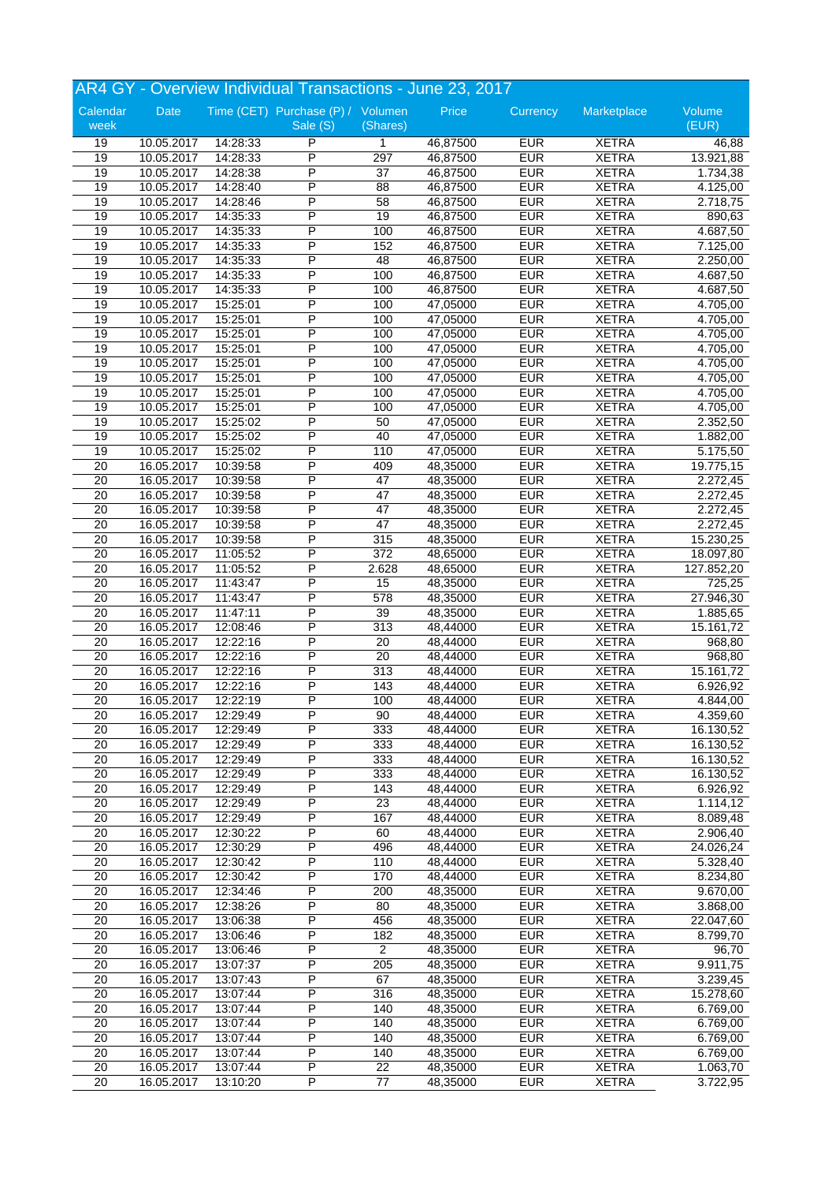# AR4 GY - Overview Individual Transactions - June 23, 2017

| Calendar week | Date | Time (CET) | Purchase (P) / Sale (S) | Volumen (Shares) | Price | Currency | Marketplace | Volume (EUR) |
|---|---|---|---|---|---|---|---|---|
| 19 | 10.05.2017 | 14:28:33 | P | 1 | 46,87500 | EUR | XETRA | 46,88 |
| 19 | 10.05.2017 | 14:28:33 | P | 297 | 46,87500 | EUR | XETRA | 13.921,88 |
| 19 | 10.05.2017 | 14:28:38 | P | 37 | 46,87500 | EUR | XETRA | 1.734,38 |
| 19 | 10.05.2017 | 14:28:40 | P | 88 | 46,87500 | EUR | XETRA | 4.125,00 |
| 19 | 10.05.2017 | 14:28:46 | P | 58 | 46,87500 | EUR | XETRA | 2.718,75 |
| 19 | 10.05.2017 | 14:35:33 | P | 19 | 46,87500 | EUR | XETRA | 890,63 |
| 19 | 10.05.2017 | 14:35:33 | P | 100 | 46,87500 | EUR | XETRA | 4.687,50 |
| 19 | 10.05.2017 | 14:35:33 | P | 152 | 46,87500 | EUR | XETRA | 7.125,00 |
| 19 | 10.05.2017 | 14:35:33 | P | 48 | 46,87500 | EUR | XETRA | 2.250,00 |
| 19 | 10.05.2017 | 14:35:33 | P | 100 | 46,87500 | EUR | XETRA | 4.687,50 |
| 19 | 10.05.2017 | 14:35:33 | P | 100 | 46,87500 | EUR | XETRA | 4.687,50 |
| 19 | 10.05.2017 | 15:25:01 | P | 100 | 47,05000 | EUR | XETRA | 4.705,00 |
| 19 | 10.05.2017 | 15:25:01 | P | 100 | 47,05000 | EUR | XETRA | 4.705,00 |
| 19 | 10.05.2017 | 15:25:01 | P | 100 | 47,05000 | EUR | XETRA | 4.705,00 |
| 19 | 10.05.2017 | 15:25:01 | P | 100 | 47,05000 | EUR | XETRA | 4.705,00 |
| 19 | 10.05.2017 | 15:25:01 | P | 100 | 47,05000 | EUR | XETRA | 4.705,00 |
| 19 | 10.05.2017 | 15:25:01 | P | 100 | 47,05000 | EUR | XETRA | 4.705,00 |
| 19 | 10.05.2017 | 15:25:01 | P | 100 | 47,05000 | EUR | XETRA | 4.705,00 |
| 19 | 10.05.2017 | 15:25:01 | P | 100 | 47,05000 | EUR | XETRA | 4.705,00 |
| 19 | 10.05.2017 | 15:25:02 | P | 50 | 47,05000 | EUR | XETRA | 2.352,50 |
| 19 | 10.05.2017 | 15:25:02 | P | 40 | 47,05000 | EUR | XETRA | 1.882,00 |
| 19 | 10.05.2017 | 15:25:02 | P | 110 | 47,05000 | EUR | XETRA | 5.175,50 |
| 20 | 16.05.2017 | 10:39:58 | P | 409 | 48,35000 | EUR | XETRA | 19.775,15 |
| 20 | 16.05.2017 | 10:39:58 | P | 47 | 48,35000 | EUR | XETRA | 2.272,45 |
| 20 | 16.05.2017 | 10:39:58 | P | 47 | 48,35000 | EUR | XETRA | 2.272,45 |
| 20 | 16.05.2017 | 10:39:58 | P | 47 | 48,35000 | EUR | XETRA | 2.272,45 |
| 20 | 16.05.2017 | 10:39:58 | P | 47 | 48,35000 | EUR | XETRA | 2.272,45 |
| 20 | 16.05.2017 | 10:39:58 | P | 315 | 48,35000 | EUR | XETRA | 15.230,25 |
| 20 | 16.05.2017 | 11:05:52 | P | 372 | 48,65000 | EUR | XETRA | 18.097,80 |
| 20 | 16.05.2017 | 11:05:52 | P | 2.628 | 48,65000 | EUR | XETRA | 127.852,20 |
| 20 | 16.05.2017 | 11:43:47 | P | 15 | 48,35000 | EUR | XETRA | 725,25 |
| 20 | 16.05.2017 | 11:43:47 | P | 578 | 48,35000 | EUR | XETRA | 27.946,30 |
| 20 | 16.05.2017 | 11:47:11 | P | 39 | 48,35000 | EUR | XETRA | 1.885,65 |
| 20 | 16.05.2017 | 12:08:46 | P | 313 | 48,44000 | EUR | XETRA | 15.161,72 |
| 20 | 16.05.2017 | 12:22:16 | P | 20 | 48,44000 | EUR | XETRA | 968,80 |
| 20 | 16.05.2017 | 12:22:16 | P | 20 | 48,44000 | EUR | XETRA | 968,80 |
| 20 | 16.05.2017 | 12:22:16 | P | 313 | 48,44000 | EUR | XETRA | 15.161,72 |
| 20 | 16.05.2017 | 12:22:16 | P | 143 | 48,44000 | EUR | XETRA | 6.926,92 |
| 20 | 16.05.2017 | 12:22:19 | P | 100 | 48,44000 | EUR | XETRA | 4.844,00 |
| 20 | 16.05.2017 | 12:29:49 | P | 90 | 48,44000 | EUR | XETRA | 4.359,60 |
| 20 | 16.05.2017 | 12:29:49 | P | 333 | 48,44000 | EUR | XETRA | 16.130,52 |
| 20 | 16.05.2017 | 12:29:49 | P | 333 | 48,44000 | EUR | XETRA | 16.130,52 |
| 20 | 16.05.2017 | 12:29:49 | P | 333 | 48,44000 | EUR | XETRA | 16.130,52 |
| 20 | 16.05.2017 | 12:29:49 | P | 333 | 48,44000 | EUR | XETRA | 16.130,52 |
| 20 | 16.05.2017 | 12:29:49 | P | 143 | 48,44000 | EUR | XETRA | 6.926,92 |
| 20 | 16.05.2017 | 12:29:49 | P | 23 | 48,44000 | EUR | XETRA | 1.114,12 |
| 20 | 16.05.2017 | 12:29:49 | P | 167 | 48,44000 | EUR | XETRA | 8.089,48 |
| 20 | 16.05.2017 | 12:30:22 | P | 60 | 48,44000 | EUR | XETRA | 2.906,40 |
| 20 | 16.05.2017 | 12:30:29 | P | 496 | 48,44000 | EUR | XETRA | 24.026,24 |
| 20 | 16.05.2017 | 12:30:42 | P | 110 | 48,44000 | EUR | XETRA | 5.328,40 |
| 20 | 16.05.2017 | 12:30:42 | P | 170 | 48,44000 | EUR | XETRA | 8.234,80 |
| 20 | 16.05.2017 | 12:34:46 | P | 200 | 48,35000 | EUR | XETRA | 9.670,00 |
| 20 | 16.05.2017 | 12:38:26 | P | 80 | 48,35000 | EUR | XETRA | 3.868,00 |
| 20 | 16.05.2017 | 13:06:38 | P | 456 | 48,35000 | EUR | XETRA | 22.047,60 |
| 20 | 16.05.2017 | 13:06:46 | P | 182 | 48,35000 | EUR | XETRA | 8.799,70 |
| 20 | 16.05.2017 | 13:06:46 | P | 2 | 48,35000 | EUR | XETRA | 96,70 |
| 20 | 16.05.2017 | 13:07:37 | P | 205 | 48,35000 | EUR | XETRA | 9.911,75 |
| 20 | 16.05.2017 | 13:07:43 | P | 67 | 48,35000 | EUR | XETRA | 3.239,45 |
| 20 | 16.05.2017 | 13:07:44 | P | 316 | 48,35000 | EUR | XETRA | 15.278,60 |
| 20 | 16.05.2017 | 13:07:44 | P | 140 | 48,35000 | EUR | XETRA | 6.769,00 |
| 20 | 16.05.2017 | 13:07:44 | P | 140 | 48,35000 | EUR | XETRA | 6.769,00 |
| 20 | 16.05.2017 | 13:07:44 | P | 140 | 48,35000 | EUR | XETRA | 6.769,00 |
| 20 | 16.05.2017 | 13:07:44 | P | 140 | 48,35000 | EUR | XETRA | 6.769,00 |
| 20 | 16.05.2017 | 13:07:44 | P | 22 | 48,35000 | EUR | XETRA | 1.063,70 |
| 20 | 16.05.2017 | 13:10:20 | P | 77 | 48,35000 | EUR | XETRA | 3.722,95 |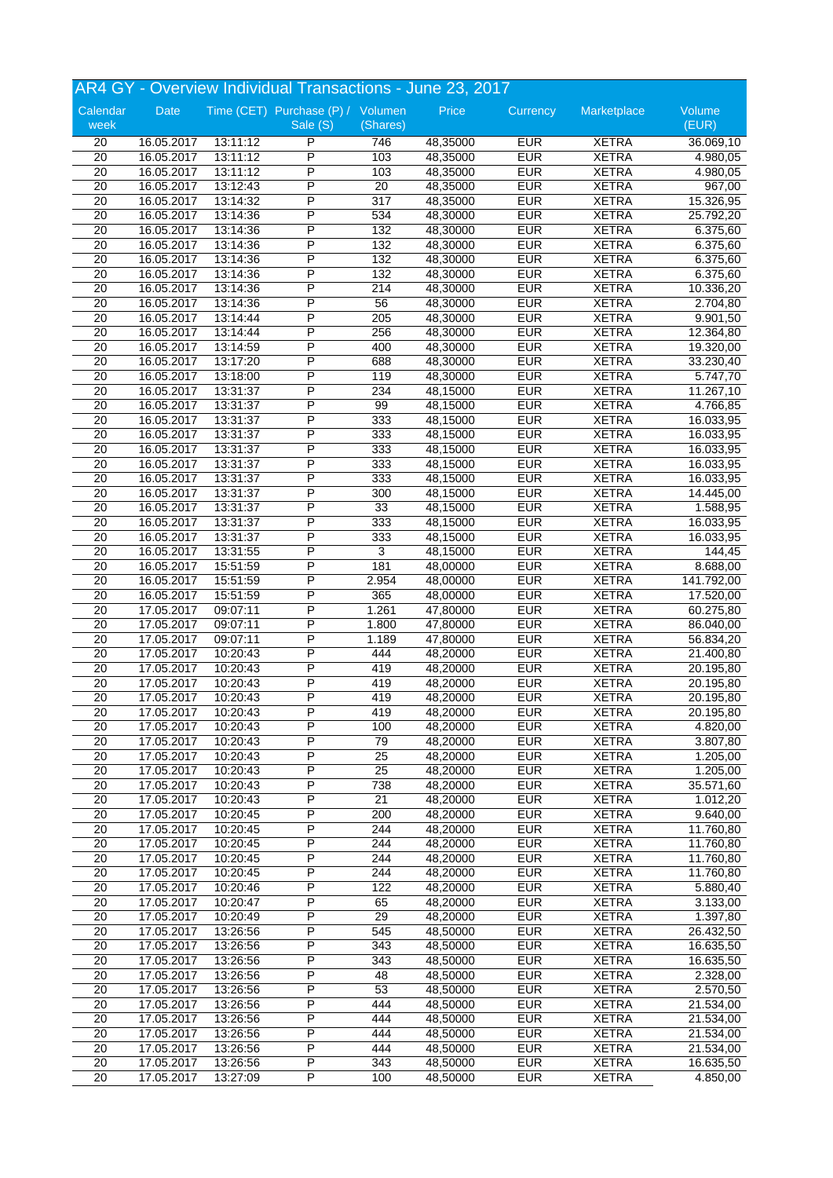## AR4 GY - Overview Individual Transactions - June 23, 2017

| Calendar week | Date | Time (CET) | Purchase (P) / Sale (S) | Volumen (Shares) | Price | Currency | Marketplace | Volume (EUR) |
|---|---|---|---|---|---|---|---|---|
| 20 | 16.05.2017 | 13:11:12 | P | 746 | 48,35000 | EUR | XETRA | 36.069,10 |
| 20 | 16.05.2017 | 13:11:12 | P | 103 | 48,35000 | EUR | XETRA | 4.980,05 |
| 20 | 16.05.2017 | 13:11:12 | P | 103 | 48,35000 | EUR | XETRA | 4.980,05 |
| 20 | 16.05.2017 | 13:12:43 | P | 20 | 48,35000 | EUR | XETRA | 967,00 |
| 20 | 16.05.2017 | 13:14:32 | P | 317 | 48,35000 | EUR | XETRA | 15.326,95 |
| 20 | 16.05.2017 | 13:14:36 | P | 534 | 48,30000 | EUR | XETRA | 25.792,20 |
| 20 | 16.05.2017 | 13:14:36 | P | 132 | 48,30000 | EUR | XETRA | 6.375,60 |
| 20 | 16.05.2017 | 13:14:36 | P | 132 | 48,30000 | EUR | XETRA | 6.375,60 |
| 20 | 16.05.2017 | 13:14:36 | P | 132 | 48,30000 | EUR | XETRA | 6.375,60 |
| 20 | 16.05.2017 | 13:14:36 | P | 132 | 48,30000 | EUR | XETRA | 6.375,60 |
| 20 | 16.05.2017 | 13:14:36 | P | 214 | 48,30000 | EUR | XETRA | 10.336,20 |
| 20 | 16.05.2017 | 13:14:36 | P | 56 | 48,30000 | EUR | XETRA | 2.704,80 |
| 20 | 16.05.2017 | 13:14:44 | P | 205 | 48,30000 | EUR | XETRA | 9.901,50 |
| 20 | 16.05.2017 | 13:14:44 | P | 256 | 48,30000 | EUR | XETRA | 12.364,80 |
| 20 | 16.05.2017 | 13:14:59 | P | 400 | 48,30000 | EUR | XETRA | 19.320,00 |
| 20 | 16.05.2017 | 13:17:20 | P | 688 | 48,30000 | EUR | XETRA | 33.230,40 |
| 20 | 16.05.2017 | 13:18:00 | P | 119 | 48,30000 | EUR | XETRA | 5.747,70 |
| 20 | 16.05.2017 | 13:31:37 | P | 234 | 48,15000 | EUR | XETRA | 11.267,10 |
| 20 | 16.05.2017 | 13:31:37 | P | 99 | 48,15000 | EUR | XETRA | 4.766,85 |
| 20 | 16.05.2017 | 13:31:37 | P | 333 | 48,15000 | EUR | XETRA | 16.033,95 |
| 20 | 16.05.2017 | 13:31:37 | P | 333 | 48,15000 | EUR | XETRA | 16.033,95 |
| 20 | 16.05.2017 | 13:31:37 | P | 333 | 48,15000 | EUR | XETRA | 16.033,95 |
| 20 | 16.05.2017 | 13:31:37 | P | 333 | 48,15000 | EUR | XETRA | 16.033,95 |
| 20 | 16.05.2017 | 13:31:37 | P | 333 | 48,15000 | EUR | XETRA | 16.033,95 |
| 20 | 16.05.2017 | 13:31:37 | P | 300 | 48,15000 | EUR | XETRA | 14.445,00 |
| 20 | 16.05.2017 | 13:31:37 | P | 33 | 48,15000 | EUR | XETRA | 1.588,95 |
| 20 | 16.05.2017 | 13:31:37 | P | 333 | 48,15000 | EUR | XETRA | 16.033,95 |
| 20 | 16.05.2017 | 13:31:37 | P | 333 | 48,15000 | EUR | XETRA | 16.033,95 |
| 20 | 16.05.2017 | 13:31:55 | P | 3 | 48,15000 | EUR | XETRA | 144,45 |
| 20 | 16.05.2017 | 15:51:59 | P | 181 | 48,00000 | EUR | XETRA | 8.688,00 |
| 20 | 16.05.2017 | 15:51:59 | P | 2.954 | 48,00000 | EUR | XETRA | 141.792,00 |
| 20 | 16.05.2017 | 15:51:59 | P | 365 | 48,00000 | EUR | XETRA | 17.520,00 |
| 20 | 17.05.2017 | 09:07:11 | P | 1.261 | 47,80000 | EUR | XETRA | 60.275,80 |
| 20 | 17.05.2017 | 09:07:11 | P | 1.800 | 47,80000 | EUR | XETRA | 86.040,00 |
| 20 | 17.05.2017 | 09:07:11 | P | 1.189 | 47,80000 | EUR | XETRA | 56.834,20 |
| 20 | 17.05.2017 | 10:20:43 | P | 444 | 48,20000 | EUR | XETRA | 21.400,80 |
| 20 | 17.05.2017 | 10:20:43 | P | 419 | 48,20000 | EUR | XETRA | 20.195,80 |
| 20 | 17.05.2017 | 10:20:43 | P | 419 | 48,20000 | EUR | XETRA | 20.195,80 |
| 20 | 17.05.2017 | 10:20:43 | P | 419 | 48,20000 | EUR | XETRA | 20.195,80 |
| 20 | 17.05.2017 | 10:20:43 | P | 419 | 48,20000 | EUR | XETRA | 20.195,80 |
| 20 | 17.05.2017 | 10:20:43 | P | 100 | 48,20000 | EUR | XETRA | 4.820,00 |
| 20 | 17.05.2017 | 10:20:43 | P | 79 | 48,20000 | EUR | XETRA | 3.807,80 |
| 20 | 17.05.2017 | 10:20:43 | P | 25 | 48,20000 | EUR | XETRA | 1.205,00 |
| 20 | 17.05.2017 | 10:20:43 | P | 25 | 48,20000 | EUR | XETRA | 1.205,00 |
| 20 | 17.05.2017 | 10:20:43 | P | 738 | 48,20000 | EUR | XETRA | 35.571,60 |
| 20 | 17.05.2017 | 10:20:43 | P | 21 | 48,20000 | EUR | XETRA | 1.012,20 |
| 20 | 17.05.2017 | 10:20:45 | P | 200 | 48,20000 | EUR | XETRA | 9.640,00 |
| 20 | 17.05.2017 | 10:20:45 | P | 244 | 48,20000 | EUR | XETRA | 11.760,80 |
| 20 | 17.05.2017 | 10:20:45 | P | 244 | 48,20000 | EUR | XETRA | 11.760,80 |
| 20 | 17.05.2017 | 10:20:45 | P | 244 | 48,20000 | EUR | XETRA | 11.760,80 |
| 20 | 17.05.2017 | 10:20:45 | P | 244 | 48,20000 | EUR | XETRA | 11.760,80 |
| 20 | 17.05.2017 | 10:20:46 | P | 122 | 48,20000 | EUR | XETRA | 5.880,40 |
| 20 | 17.05.2017 | 10:20:47 | P | 65 | 48,20000 | EUR | XETRA | 3.133,00 |
| 20 | 17.05.2017 | 10:20:49 | P | 29 | 48,20000 | EUR | XETRA | 1.397,80 |
| 20 | 17.05.2017 | 13:26:56 | P | 545 | 48,50000 | EUR | XETRA | 26.432,50 |
| 20 | 17.05.2017 | 13:26:56 | P | 343 | 48,50000 | EUR | XETRA | 16.635,50 |
| 20 | 17.05.2017 | 13:26:56 | P | 343 | 48,50000 | EUR | XETRA | 16.635,50 |
| 20 | 17.05.2017 | 13:26:56 | P | 48 | 48,50000 | EUR | XETRA | 2.328,00 |
| 20 | 17.05.2017 | 13:26:56 | P | 53 | 48,50000 | EUR | XETRA | 2.570,50 |
| 20 | 17.05.2017 | 13:26:56 | P | 444 | 48,50000 | EUR | XETRA | 21.534,00 |
| 20 | 17.05.2017 | 13:26:56 | P | 444 | 48,50000 | EUR | XETRA | 21.534,00 |
| 20 | 17.05.2017 | 13:26:56 | P | 444 | 48,50000 | EUR | XETRA | 21.534,00 |
| 20 | 17.05.2017 | 13:26:56 | P | 444 | 48,50000 | EUR | XETRA | 21.534,00 |
| 20 | 17.05.2017 | 13:26:56 | P | 343 | 48,50000 | EUR | XETRA | 16.635,50 |
| 20 | 17.05.2017 | 13:27:09 | P | 100 | 48,50000 | EUR | XETRA | 4.850,00 |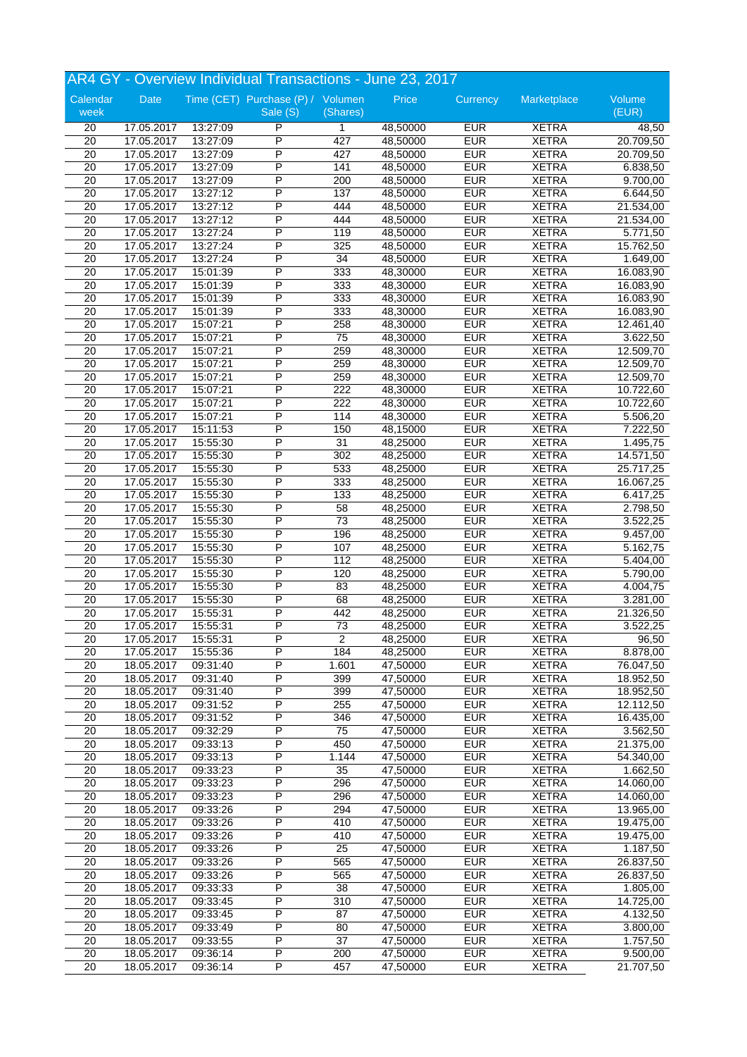# AR4 GY - Overview Individual Transactions - June 23, 2017

| Calendar week | Date | Time (CET) | Purchase (P) / Sale (S) | Volumen (Shares) | Price | Currency | Marketplace | Volume (EUR) |
|---|---|---|---|---|---|---|---|---|
| 20 | 17.05.2017 | 13:27:09 | P | 1 | 48,50000 | EUR | XETRA | 48,50 |
| 20 | 17.05.2017 | 13:27:09 | P | 427 | 48,50000 | EUR | XETRA | 20.709,50 |
| 20 | 17.05.2017 | 13:27:09 | P | 427 | 48,50000 | EUR | XETRA | 20.709,50 |
| 20 | 17.05.2017 | 13:27:09 | P | 141 | 48,50000 | EUR | XETRA | 6.838,50 |
| 20 | 17.05.2017 | 13:27:09 | P | 200 | 48,50000 | EUR | XETRA | 9.700,00 |
| 20 | 17.05.2017 | 13:27:12 | P | 137 | 48,50000 | EUR | XETRA | 6.644,50 |
| 20 | 17.05.2017 | 13:27:12 | P | 444 | 48,50000 | EUR | XETRA | 21.534,00 |
| 20 | 17.05.2017 | 13:27:12 | P | 444 | 48,50000 | EUR | XETRA | 21.534,00 |
| 20 | 17.05.2017 | 13:27:24 | P | 119 | 48,50000 | EUR | XETRA | 5.771,50 |
| 20 | 17.05.2017 | 13:27:24 | P | 325 | 48,50000 | EUR | XETRA | 15.762,50 |
| 20 | 17.05.2017 | 13:27:24 | P | 34 | 48,50000 | EUR | XETRA | 1.649,00 |
| 20 | 17.05.2017 | 15:01:39 | P | 333 | 48,30000 | EUR | XETRA | 16.083,90 |
| 20 | 17.05.2017 | 15:01:39 | P | 333 | 48,30000 | EUR | XETRA | 16.083,90 |
| 20 | 17.05.2017 | 15:01:39 | P | 333 | 48,30000 | EUR | XETRA | 16.083,90 |
| 20 | 17.05.2017 | 15:01:39 | P | 333 | 48,30000 | EUR | XETRA | 16.083,90 |
| 20 | 17.05.2017 | 15:07:21 | P | 258 | 48,30000 | EUR | XETRA | 12.461,40 |
| 20 | 17.05.2017 | 15:07:21 | P | 75 | 48,30000 | EUR | XETRA | 3.622,50 |
| 20 | 17.05.2017 | 15:07:21 | P | 259 | 48,30000 | EUR | XETRA | 12.509,70 |
| 20 | 17.05.2017 | 15:07:21 | P | 259 | 48,30000 | EUR | XETRA | 12.509,70 |
| 20 | 17.05.2017 | 15:07:21 | P | 259 | 48,30000 | EUR | XETRA | 12.509,70 |
| 20 | 17.05.2017 | 15:07:21 | P | 222 | 48,30000 | EUR | XETRA | 10.722,60 |
| 20 | 17.05.2017 | 15:07:21 | P | 222 | 48,30000 | EUR | XETRA | 10.722,60 |
| 20 | 17.05.2017 | 15:07:21 | P | 114 | 48,30000 | EUR | XETRA | 5.506,20 |
| 20 | 17.05.2017 | 15:11:53 | P | 150 | 48,15000 | EUR | XETRA | 7.222,50 |
| 20 | 17.05.2017 | 15:55:30 | P | 31 | 48,25000 | EUR | XETRA | 1.495,75 |
| 20 | 17.05.2017 | 15:55:30 | P | 302 | 48,25000 | EUR | XETRA | 14.571,50 |
| 20 | 17.05.2017 | 15:55:30 | P | 533 | 48,25000 | EUR | XETRA | 25.717,25 |
| 20 | 17.05.2017 | 15:55:30 | P | 333 | 48,25000 | EUR | XETRA | 16.067,25 |
| 20 | 17.05.2017 | 15:55:30 | P | 133 | 48,25000 | EUR | XETRA | 6.417,25 |
| 20 | 17.05.2017 | 15:55:30 | P | 58 | 48,25000 | EUR | XETRA | 2.798,50 |
| 20 | 17.05.2017 | 15:55:30 | P | 73 | 48,25000 | EUR | XETRA | 3.522,25 |
| 20 | 17.05.2017 | 15:55:30 | P | 196 | 48,25000 | EUR | XETRA | 9.457,00 |
| 20 | 17.05.2017 | 15:55:30 | P | 107 | 48,25000 | EUR | XETRA | 5.162,75 |
| 20 | 17.05.2017 | 15:55:30 | P | 112 | 48,25000 | EUR | XETRA | 5.404,00 |
| 20 | 17.05.2017 | 15:55:30 | P | 120 | 48,25000 | EUR | XETRA | 5.790,00 |
| 20 | 17.05.2017 | 15:55:30 | P | 83 | 48,25000 | EUR | XETRA | 4.004,75 |
| 20 | 17.05.2017 | 15:55:30 | P | 68 | 48,25000 | EUR | XETRA | 3.281,00 |
| 20 | 17.05.2017 | 15:55:31 | P | 442 | 48,25000 | EUR | XETRA | 21.326,50 |
| 20 | 17.05.2017 | 15:55:31 | P | 73 | 48,25000 | EUR | XETRA | 3.522,25 |
| 20 | 17.05.2017 | 15:55:31 | P | 2 | 48,25000 | EUR | XETRA | 96,50 |
| 20 | 17.05.2017 | 15:55:36 | P | 184 | 48,25000 | EUR | XETRA | 8.878,00 |
| 20 | 18.05.2017 | 09:31:40 | P | 1.601 | 47,50000 | EUR | XETRA | 76.047,50 |
| 20 | 18.05.2017 | 09:31:40 | P | 399 | 47,50000 | EUR | XETRA | 18.952,50 |
| 20 | 18.05.2017 | 09:31:40 | P | 399 | 47,50000 | EUR | XETRA | 18.952,50 |
| 20 | 18.05.2017 | 09:31:52 | P | 255 | 47,50000 | EUR | XETRA | 12.112,50 |
| 20 | 18.05.2017 | 09:31:52 | P | 346 | 47,50000 | EUR | XETRA | 16.435,00 |
| 20 | 18.05.2017 | 09:32:29 | P | 75 | 47,50000 | EUR | XETRA | 3.562,50 |
| 20 | 18.05.2017 | 09:33:13 | P | 450 | 47,50000 | EUR | XETRA | 21.375,00 |
| 20 | 18.05.2017 | 09:33:13 | P | 1.144 | 47,50000 | EUR | XETRA | 54.340,00 |
| 20 | 18.05.2017 | 09:33:23 | P | 35 | 47,50000 | EUR | XETRA | 1.662,50 |
| 20 | 18.05.2017 | 09:33:23 | P | 296 | 47,50000 | EUR | XETRA | 14.060,00 |
| 20 | 18.05.2017 | 09:33:23 | P | 296 | 47,50000 | EUR | XETRA | 14.060,00 |
| 20 | 18.05.2017 | 09:33:26 | P | 294 | 47,50000 | EUR | XETRA | 13.965,00 |
| 20 | 18.05.2017 | 09:33:26 | P | 410 | 47,50000 | EUR | XETRA | 19.475,00 |
| 20 | 18.05.2017 | 09:33:26 | P | 410 | 47,50000 | EUR | XETRA | 19.475,00 |
| 20 | 18.05.2017 | 09:33:26 | P | 25 | 47,50000 | EUR | XETRA | 1.187,50 |
| 20 | 18.05.2017 | 09:33:26 | P | 565 | 47,50000 | EUR | XETRA | 26.837,50 |
| 20 | 18.05.2017 | 09:33:26 | P | 565 | 47,50000 | EUR | XETRA | 26.837,50 |
| 20 | 18.05.2017 | 09:33:33 | P | 38 | 47,50000 | EUR | XETRA | 1.805,00 |
| 20 | 18.05.2017 | 09:33:45 | P | 310 | 47,50000 | EUR | XETRA | 14.725,00 |
| 20 | 18.05.2017 | 09:33:45 | P | 87 | 47,50000 | EUR | XETRA | 4.132,50 |
| 20 | 18.05.2017 | 09:33:49 | P | 80 | 47,50000 | EUR | XETRA | 3.800,00 |
| 20 | 18.05.2017 | 09:33:55 | P | 37 | 47,50000 | EUR | XETRA | 1.757,50 |
| 20 | 18.05.2017 | 09:36:14 | P | 200 | 47,50000 | EUR | XETRA | 9.500,00 |
| 20 | 18.05.2017 | 09:36:14 | P | 457 | 47,50000 | EUR | XETRA | 21.707,50 |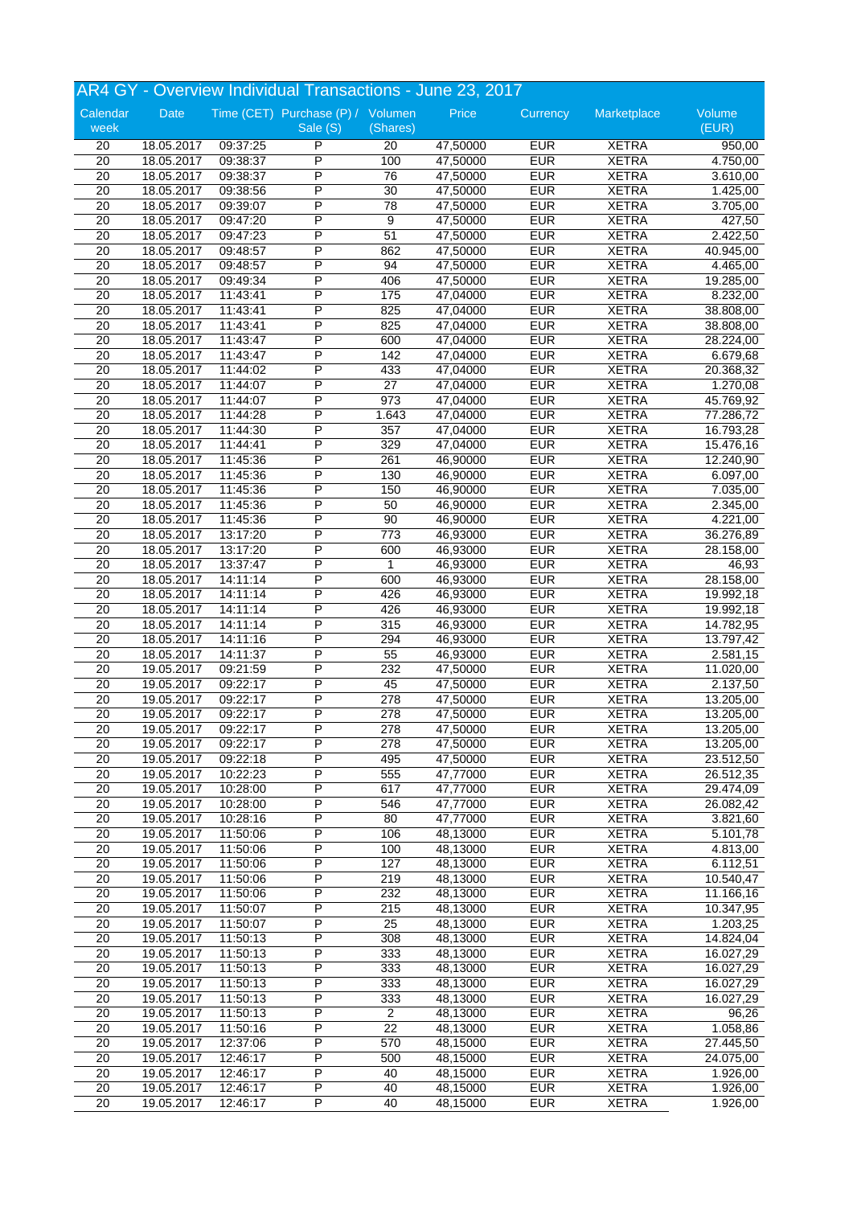## AR4 GY - Overview Individual Transactions - June 23, 2017

| Calendar week | Date | Time (CET) | Purchase (P) / Sale (S) | Volumen (Shares) | Price | Currency | Marketplace | Volume (EUR) |
|---|---|---|---|---|---|---|---|---|
| 20 | 18.05.2017 | 09:37:25 | P | 20 | 47,50000 | EUR | XETRA | 950,00 |
| 20 | 18.05.2017 | 09:38:37 | P | 100 | 47,50000 | EUR | XETRA | 4.750,00 |
| 20 | 18.05.2017 | 09:38:37 | P | 76 | 47,50000 | EUR | XETRA | 3.610,00 |
| 20 | 18.05.2017 | 09:38:56 | P | 30 | 47,50000 | EUR | XETRA | 1.425,00 |
| 20 | 18.05.2017 | 09:39:07 | P | 78 | 47,50000 | EUR | XETRA | 3.705,00 |
| 20 | 18.05.2017 | 09:47:20 | P | 9 | 47,50000 | EUR | XETRA | 427,50 |
| 20 | 18.05.2017 | 09:47:23 | P | 51 | 47,50000 | EUR | XETRA | 2.422,50 |
| 20 | 18.05.2017 | 09:48:57 | P | 862 | 47,50000 | EUR | XETRA | 40.945,00 |
| 20 | 18.05.2017 | 09:48:57 | P | 94 | 47,50000 | EUR | XETRA | 4.465,00 |
| 20 | 18.05.2017 | 09:49:34 | P | 406 | 47,50000 | EUR | XETRA | 19.285,00 |
| 20 | 18.05.2017 | 11:43:41 | P | 175 | 47,04000 | EUR | XETRA | 8.232,00 |
| 20 | 18.05.2017 | 11:43:41 | P | 825 | 47,04000 | EUR | XETRA | 38.808,00 |
| 20 | 18.05.2017 | 11:43:41 | P | 825 | 47,04000 | EUR | XETRA | 38.808,00 |
| 20 | 18.05.2017 | 11:43:47 | P | 600 | 47,04000 | EUR | XETRA | 28.224,00 |
| 20 | 18.05.2017 | 11:43:47 | P | 142 | 47,04000 | EUR | XETRA | 6.679,68 |
| 20 | 18.05.2017 | 11:44:02 | P | 433 | 47,04000 | EUR | XETRA | 20.368,32 |
| 20 | 18.05.2017 | 11:44:07 | P | 27 | 47,04000 | EUR | XETRA | 1.270,08 |
| 20 | 18.05.2017 | 11:44:07 | P | 973 | 47,04000 | EUR | XETRA | 45.769,92 |
| 20 | 18.05.2017 | 11:44:28 | P | 1.643 | 47,04000 | EUR | XETRA | 77.286,72 |
| 20 | 18.05.2017 | 11:44:30 | P | 357 | 47,04000 | EUR | XETRA | 16.793,28 |
| 20 | 18.05.2017 | 11:44:41 | P | 329 | 47,04000 | EUR | XETRA | 15.476,16 |
| 20 | 18.05.2017 | 11:45:36 | P | 261 | 46,90000 | EUR | XETRA | 12.240,90 |
| 20 | 18.05.2017 | 11:45:36 | P | 130 | 46,90000 | EUR | XETRA | 6.097,00 |
| 20 | 18.05.2017 | 11:45:36 | P | 150 | 46,90000 | EUR | XETRA | 7.035,00 |
| 20 | 18.05.2017 | 11:45:36 | P | 50 | 46,90000 | EUR | XETRA | 2.345,00 |
| 20 | 18.05.2017 | 11:45:36 | P | 90 | 46,90000 | EUR | XETRA | 4.221,00 |
| 20 | 18.05.2017 | 13:17:20 | P | 773 | 46,93000 | EUR | XETRA | 36.276,89 |
| 20 | 18.05.2017 | 13:17:20 | P | 600 | 46,93000 | EUR | XETRA | 28.158,00 |
| 20 | 18.05.2017 | 13:37:47 | P | 1 | 46,93000 | EUR | XETRA | 46,93 |
| 20 | 18.05.2017 | 14:11:14 | P | 600 | 46,93000 | EUR | XETRA | 28.158,00 |
| 20 | 18.05.2017 | 14:11:14 | P | 426 | 46,93000 | EUR | XETRA | 19.992,18 |
| 20 | 18.05.2017 | 14:11:14 | P | 426 | 46,93000 | EUR | XETRA | 19.992,18 |
| 20 | 18.05.2017 | 14:11:14 | P | 315 | 46,93000 | EUR | XETRA | 14.782,95 |
| 20 | 18.05.2017 | 14:11:16 | P | 294 | 46,93000 | EUR | XETRA | 13.797,42 |
| 20 | 18.05.2017 | 14:11:37 | P | 55 | 46,93000 | EUR | XETRA | 2.581,15 |
| 20 | 19.05.2017 | 09:21:59 | P | 232 | 47,50000 | EUR | XETRA | 11.020,00 |
| 20 | 19.05.2017 | 09:22:17 | P | 45 | 47,50000 | EUR | XETRA | 2.137,50 |
| 20 | 19.05.2017 | 09:22:17 | P | 278 | 47,50000 | EUR | XETRA | 13.205,00 |
| 20 | 19.05.2017 | 09:22:17 | P | 278 | 47,50000 | EUR | XETRA | 13.205,00 |
| 20 | 19.05.2017 | 09:22:17 | P | 278 | 47,50000 | EUR | XETRA | 13.205,00 |
| 20 | 19.05.2017 | 09:22:17 | P | 278 | 47,50000 | EUR | XETRA | 13.205,00 |
| 20 | 19.05.2017 | 09:22:18 | P | 495 | 47,50000 | EUR | XETRA | 23.512,50 |
| 20 | 19.05.2017 | 10:22:23 | P | 555 | 47,77000 | EUR | XETRA | 26.512,35 |
| 20 | 19.05.2017 | 10:28:00 | P | 617 | 47,77000 | EUR | XETRA | 29.474,09 |
| 20 | 19.05.2017 | 10:28:00 | P | 546 | 47,77000 | EUR | XETRA | 26.082,42 |
| 20 | 19.05.2017 | 10:28:16 | P | 80 | 47,77000 | EUR | XETRA | 3.821,60 |
| 20 | 19.05.2017 | 11:50:06 | P | 106 | 48,13000 | EUR | XETRA | 5.101,78 |
| 20 | 19.05.2017 | 11:50:06 | P | 100 | 48,13000 | EUR | XETRA | 4.813,00 |
| 20 | 19.05.2017 | 11:50:06 | P | 127 | 48,13000 | EUR | XETRA | 6.112,51 |
| 20 | 19.05.2017 | 11:50:06 | P | 219 | 48,13000 | EUR | XETRA | 10.540,47 |
| 20 | 19.05.2017 | 11:50:06 | P | 232 | 48,13000 | EUR | XETRA | 11.166,16 |
| 20 | 19.05.2017 | 11:50:07 | P | 215 | 48,13000 | EUR | XETRA | 10.347,95 |
| 20 | 19.05.2017 | 11:50:07 | P | 25 | 48,13000 | EUR | XETRA | 1.203,25 |
| 20 | 19.05.2017 | 11:50:13 | P | 308 | 48,13000 | EUR | XETRA | 14.824,04 |
| 20 | 19.05.2017 | 11:50:13 | P | 333 | 48,13000 | EUR | XETRA | 16.027,29 |
| 20 | 19.05.2017 | 11:50:13 | P | 333 | 48,13000 | EUR | XETRA | 16.027,29 |
| 20 | 19.05.2017 | 11:50:13 | P | 333 | 48,13000 | EUR | XETRA | 16.027,29 |
| 20 | 19.05.2017 | 11:50:13 | P | 333 | 48,13000 | EUR | XETRA | 16.027,29 |
| 20 | 19.05.2017 | 11:50:13 | P | 2 | 48,13000 | EUR | XETRA | 96,26 |
| 20 | 19.05.2017 | 11:50:16 | P | 22 | 48,13000 | EUR | XETRA | 1.058,86 |
| 20 | 19.05.2017 | 12:37:06 | P | 570 | 48,15000 | EUR | XETRA | 27.445,50 |
| 20 | 19.05.2017 | 12:46:17 | P | 500 | 48,15000 | EUR | XETRA | 24.075,00 |
| 20 | 19.05.2017 | 12:46:17 | P | 40 | 48,15000 | EUR | XETRA | 1.926,00 |
| 20 | 19.05.2017 | 12:46:17 | P | 40 | 48,15000 | EUR | XETRA | 1.926,00 |
| 20 | 19.05.2017 | 12:46:17 | P | 40 | 48,15000 | EUR | XETRA | 1.926,00 |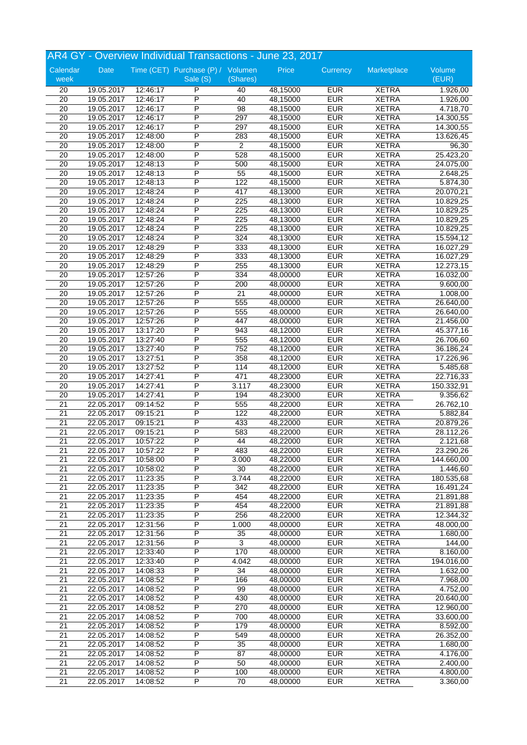## AR4 GY - Overview Individual Transactions - June 23, 2017

| Calendar week | Date | Time (CET) | Purchase (P) / Sale (S) | Volumen (Shares) | Price | Currency | Marketplace | Volume (EUR) |
|---|---|---|---|---|---|---|---|---|
| 20 | 19.05.2017 | 12:46:17 | P | 40 | 48,15000 | EUR | XETRA | 1.926,00 |
| 20 | 19.05.2017 | 12:46:17 | P | 40 | 48,15000 | EUR | XETRA | 1.926,00 |
| 20 | 19.05.2017 | 12:46:17 | P | 98 | 48,15000 | EUR | XETRA | 4.718,70 |
| 20 | 19.05.2017 | 12:46:17 | P | 297 | 48,15000 | EUR | XETRA | 14.300,55 |
| 20 | 19.05.2017 | 12:46:17 | P | 297 | 48,15000 | EUR | XETRA | 14.300,55 |
| 20 | 19.05.2017 | 12:48:00 | P | 283 | 48,15000 | EUR | XETRA | 13.626,45 |
| 20 | 19.05.2017 | 12:48:00 | P | 2 | 48,15000 | EUR | XETRA | 96,30 |
| 20 | 19.05.2017 | 12:48:00 | P | 528 | 48,15000 | EUR | XETRA | 25.423,20 |
| 20 | 19.05.2017 | 12:48:13 | P | 500 | 48,15000 | EUR | XETRA | 24.075,00 |
| 20 | 19.05.2017 | 12:48:13 | P | 55 | 48,15000 | EUR | XETRA | 2.648,25 |
| 20 | 19.05.2017 | 12:48:13 | P | 122 | 48,15000 | EUR | XETRA | 5.874,30 |
| 20 | 19.05.2017 | 12:48:24 | P | 417 | 48,13000 | EUR | XETRA | 20.070,21 |
| 20 | 19.05.2017 | 12:48:24 | P | 225 | 48,13000 | EUR | XETRA | 10.829,25 |
| 20 | 19.05.2017 | 12:48:24 | P | 225 | 48,13000 | EUR | XETRA | 10.829,25 |
| 20 | 19.05.2017 | 12:48:24 | P | 225 | 48,13000 | EUR | XETRA | 10.829,25 |
| 20 | 19.05.2017 | 12:48:24 | P | 225 | 48,13000 | EUR | XETRA | 10.829,25 |
| 20 | 19.05.2017 | 12:48:24 | P | 324 | 48,13000 | EUR | XETRA | 15.594,12 |
| 20 | 19.05.2017 | 12:48:29 | P | 333 | 48,13000 | EUR | XETRA | 16.027,29 |
| 20 | 19.05.2017 | 12:48:29 | P | 333 | 48,13000 | EUR | XETRA | 16.027,29 |
| 20 | 19.05.2017 | 12:48:29 | P | 255 | 48,13000 | EUR | XETRA | 12.273,15 |
| 20 | 19.05.2017 | 12:57:26 | P | 334 | 48,00000 | EUR | XETRA | 16.032,00 |
| 20 | 19.05.2017 | 12:57:26 | P | 200 | 48,00000 | EUR | XETRA | 9.600,00 |
| 20 | 19.05.2017 | 12:57:26 | P | 21 | 48,00000 | EUR | XETRA | 1.008,00 |
| 20 | 19.05.2017 | 12:57:26 | P | 555 | 48,00000 | EUR | XETRA | 26.640,00 |
| 20 | 19.05.2017 | 12:57:26 | P | 555 | 48,00000 | EUR | XETRA | 26.640,00 |
| 20 | 19.05.2017 | 12:57:26 | P | 447 | 48,00000 | EUR | XETRA | 21.456,00 |
| 20 | 19.05.2017 | 13:17:20 | P | 943 | 48,12000 | EUR | XETRA | 45.377,16 |
| 20 | 19.05.2017 | 13:27:40 | P | 555 | 48,12000 | EUR | XETRA | 26.706,60 |
| 20 | 19.05.2017 | 13:27:40 | P | 752 | 48,12000 | EUR | XETRA | 36.186,24 |
| 20 | 19.05.2017 | 13:27:51 | P | 358 | 48,12000 | EUR | XETRA | 17.226,96 |
| 20 | 19.05.2017 | 13:27:52 | P | 114 | 48,12000 | EUR | XETRA | 5.485,68 |
| 20 | 19.05.2017 | 14:27:41 | P | 471 | 48,23000 | EUR | XETRA | 22.716,33 |
| 20 | 19.05.2017 | 14:27:41 | P | 3.117 | 48,23000 | EUR | XETRA | 150.332,91 |
| 20 | 19.05.2017 | 14:27:41 | P | 194 | 48,23000 | EUR | XETRA | 9.356,62 |
| 21 | 22.05.2017 | 09:14:52 | P | 555 | 48,22000 | EUR | XETRA | 26.762,10 |
| 21 | 22.05.2017 | 09:15:21 | P | 122 | 48,22000 | EUR | XETRA | 5.882,84 |
| 21 | 22.05.2017 | 09:15:21 | P | 433 | 48,22000 | EUR | XETRA | 20.879,26 |
| 21 | 22.05.2017 | 09:15:21 | P | 583 | 48,22000 | EUR | XETRA | 28.112,26 |
| 21 | 22.05.2017 | 10:57:22 | P | 44 | 48,22000 | EUR | XETRA | 2.121,68 |
| 21 | 22.05.2017 | 10:57:22 | P | 483 | 48,22000 | EUR | XETRA | 23.290,26 |
| 21 | 22.05.2017 | 10:58:00 | P | 3.000 | 48,22000 | EUR | XETRA | 144.660,00 |
| 21 | 22.05.2017 | 10:58:02 | P | 30 | 48,22000 | EUR | XETRA | 1.446,60 |
| 21 | 22.05.2017 | 11:23:35 | P | 3.744 | 48,22000 | EUR | XETRA | 180.535,68 |
| 21 | 22.05.2017 | 11:23:35 | P | 342 | 48,22000 | EUR | XETRA | 16.491,24 |
| 21 | 22.05.2017 | 11:23:35 | P | 454 | 48,22000 | EUR | XETRA | 21.891,88 |
| 21 | 22.05.2017 | 11:23:35 | P | 454 | 48,22000 | EUR | XETRA | 21.891,88 |
| 21 | 22.05.2017 | 11:23:35 | P | 256 | 48,22000 | EUR | XETRA | 12.344,32 |
| 21 | 22.05.2017 | 12:31:56 | P | 1.000 | 48,00000 | EUR | XETRA | 48.000,00 |
| 21 | 22.05.2017 | 12:31:56 | P | 35 | 48,00000 | EUR | XETRA | 1.680,00 |
| 21 | 22.05.2017 | 12:31:56 | P | 3 | 48,00000 | EUR | XETRA | 144,00 |
| 21 | 22.05.2017 | 12:33:40 | P | 170 | 48,00000 | EUR | XETRA | 8.160,00 |
| 21 | 22.05.2017 | 12:33:40 | P | 4.042 | 48,00000 | EUR | XETRA | 194.016,00 |
| 21 | 22.05.2017 | 14:08:33 | P | 34 | 48,00000 | EUR | XETRA | 1.632,00 |
| 21 | 22.05.2017 | 14:08:52 | P | 166 | 48,00000 | EUR | XETRA | 7.968,00 |
| 21 | 22.05.2017 | 14:08:52 | P | 99 | 48,00000 | EUR | XETRA | 4.752,00 |
| 21 | 22.05.2017 | 14:08:52 | P | 430 | 48,00000 | EUR | XETRA | 20.640,00 |
| 21 | 22.05.2017 | 14:08:52 | P | 270 | 48,00000 | EUR | XETRA | 12.960,00 |
| 21 | 22.05.2017 | 14:08:52 | P | 700 | 48,00000 | EUR | XETRA | 33.600,00 |
| 21 | 22.05.2017 | 14:08:52 | P | 179 | 48,00000 | EUR | XETRA | 8.592,00 |
| 21 | 22.05.2017 | 14:08:52 | P | 549 | 48,00000 | EUR | XETRA | 26.352,00 |
| 21 | 22.05.2017 | 14:08:52 | P | 35 | 48,00000 | EUR | XETRA | 1.680,00 |
| 21 | 22.05.2017 | 14:08:52 | P | 87 | 48,00000 | EUR | XETRA | 4.176,00 |
| 21 | 22.05.2017 | 14:08:52 | P | 50 | 48,00000 | EUR | XETRA | 2.400,00 |
| 21 | 22.05.2017 | 14:08:52 | P | 100 | 48,00000 | EUR | XETRA | 4.800,00 |
| 21 | 22.05.2017 | 14:08:52 | P | 70 | 48,00000 | EUR | XETRA | 3.360,00 |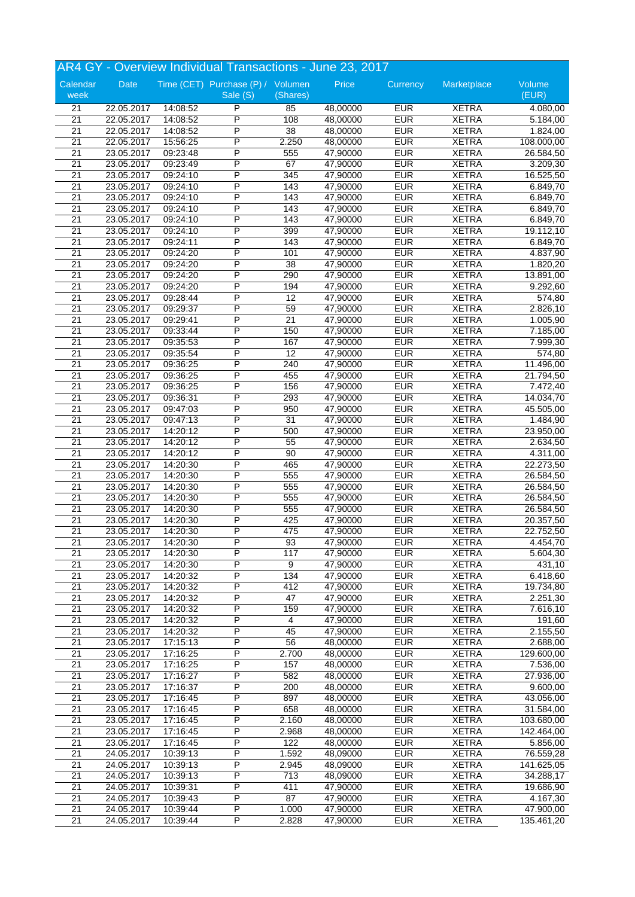## AR4 GY - Overview Individual Transactions - June 23, 2017

| Calendar week | Date | Time (CET) | Purchase (P) / Sale (S) | Volumen (Shares) | Price | Currency | Marketplace | Volume (EUR) |
|---|---|---|---|---|---|---|---|---|
| 21 | 22.05.2017 | 14:08:52 | P | 85 | 48,00000 | EUR | XETRA | 4.080,00 |
| 21 | 22.05.2017 | 14:08:52 | P | 108 | 48,00000 | EUR | XETRA | 5.184,00 |
| 21 | 22.05.2017 | 14:08:52 | P | 38 | 48,00000 | EUR | XETRA | 1.824,00 |
| 21 | 22.05.2017 | 15:56:25 | P | 2.250 | 48,00000 | EUR | XETRA | 108.000,00 |
| 21 | 23.05.2017 | 09:23:48 | P | 555 | 47,90000 | EUR | XETRA | 26.584,50 |
| 21 | 23.05.2017 | 09:23:49 | P | 67 | 47,90000 | EUR | XETRA | 3.209,30 |
| 21 | 23.05.2017 | 09:24:10 | P | 345 | 47,90000 | EUR | XETRA | 16.525,50 |
| 21 | 23.05.2017 | 09:24:10 | P | 143 | 47,90000 | EUR | XETRA | 6.849,70 |
| 21 | 23.05.2017 | 09:24:10 | P | 143 | 47,90000 | EUR | XETRA | 6.849,70 |
| 21 | 23.05.2017 | 09:24:10 | P | 143 | 47,90000 | EUR | XETRA | 6.849,70 |
| 21 | 23.05.2017 | 09:24:10 | P | 143 | 47,90000 | EUR | XETRA | 6.849,70 |
| 21 | 23.05.2017 | 09:24:10 | P | 399 | 47,90000 | EUR | XETRA | 19.112,10 |
| 21 | 23.05.2017 | 09:24:11 | P | 143 | 47,90000 | EUR | XETRA | 6.849,70 |
| 21 | 23.05.2017 | 09:24:20 | P | 101 | 47,90000 | EUR | XETRA | 4.837,90 |
| 21 | 23.05.2017 | 09:24:20 | P | 38 | 47,90000 | EUR | XETRA | 1.820,20 |
| 21 | 23.05.2017 | 09:24:20 | P | 290 | 47,90000 | EUR | XETRA | 13.891,00 |
| 21 | 23.05.2017 | 09:24:20 | P | 194 | 47,90000 | EUR | XETRA | 9.292,60 |
| 21 | 23.05.2017 | 09:28:44 | P | 12 | 47,90000 | EUR | XETRA | 574,80 |
| 21 | 23.05.2017 | 09:29:37 | P | 59 | 47,90000 | EUR | XETRA | 2.826,10 |
| 21 | 23.05.2017 | 09:29:41 | P | 21 | 47,90000 | EUR | XETRA | 1.005,90 |
| 21 | 23.05.2017 | 09:33:44 | P | 150 | 47,90000 | EUR | XETRA | 7.185,00 |
| 21 | 23.05.2017 | 09:35:53 | P | 167 | 47,90000 | EUR | XETRA | 7.999,30 |
| 21 | 23.05.2017 | 09:35:54 | P | 12 | 47,90000 | EUR | XETRA | 574,80 |
| 21 | 23.05.2017 | 09:36:25 | P | 240 | 47,90000 | EUR | XETRA | 11.496,00 |
| 21 | 23.05.2017 | 09:36:25 | P | 455 | 47,90000 | EUR | XETRA | 21.794,50 |
| 21 | 23.05.2017 | 09:36:25 | P | 156 | 47,90000 | EUR | XETRA | 7.472,40 |
| 21 | 23.05.2017 | 09:36:31 | P | 293 | 47,90000 | EUR | XETRA | 14.034,70 |
| 21 | 23.05.2017 | 09:47:03 | P | 950 | 47,90000 | EUR | XETRA | 45.505,00 |
| 21 | 23.05.2017 | 09:47:13 | P | 31 | 47,90000 | EUR | XETRA | 1.484,90 |
| 21 | 23.05.2017 | 14:20:12 | P | 500 | 47,90000 | EUR | XETRA | 23.950,00 |
| 21 | 23.05.2017 | 14:20:12 | P | 55 | 47,90000 | EUR | XETRA | 2.634,50 |
| 21 | 23.05.2017 | 14:20:12 | P | 90 | 47,90000 | EUR | XETRA | 4.311,00 |
| 21 | 23.05.2017 | 14:20:30 | P | 465 | 47,90000 | EUR | XETRA | 22.273,50 |
| 21 | 23.05.2017 | 14:20:30 | P | 555 | 47,90000 | EUR | XETRA | 26.584,50 |
| 21 | 23.05.2017 | 14:20:30 | P | 555 | 47,90000 | EUR | XETRA | 26.584,50 |
| 21 | 23.05.2017 | 14:20:30 | P | 555 | 47,90000 | EUR | XETRA | 26.584,50 |
| 21 | 23.05.2017 | 14:20:30 | P | 555 | 47,90000 | EUR | XETRA | 26.584,50 |
| 21 | 23.05.2017 | 14:20:30 | P | 425 | 47,90000 | EUR | XETRA | 20.357,50 |
| 21 | 23.05.2017 | 14:20:30 | P | 475 | 47,90000 | EUR | XETRA | 22.752,50 |
| 21 | 23.05.2017 | 14:20:30 | P | 93 | 47,90000 | EUR | XETRA | 4.454,70 |
| 21 | 23.05.2017 | 14:20:30 | P | 117 | 47,90000 | EUR | XETRA | 5.604,30 |
| 21 | 23.05.2017 | 14:20:30 | P | 9 | 47,90000 | EUR | XETRA | 431,10 |
| 21 | 23.05.2017 | 14:20:32 | P | 134 | 47,90000 | EUR | XETRA | 6.418,60 |
| 21 | 23.05.2017 | 14:20:32 | P | 412 | 47,90000 | EUR | XETRA | 19.734,80 |
| 21 | 23.05.2017 | 14:20:32 | P | 47 | 47,90000 | EUR | XETRA | 2.251,30 |
| 21 | 23.05.2017 | 14:20:32 | P | 159 | 47,90000 | EUR | XETRA | 7.616,10 |
| 21 | 23.05.2017 | 14:20:32 | P | 4 | 47,90000 | EUR | XETRA | 191,60 |
| 21 | 23.05.2017 | 14:20:32 | P | 45 | 47,90000 | EUR | XETRA | 2.155,50 |
| 21 | 23.05.2017 | 17:15:13 | P | 56 | 48,00000 | EUR | XETRA | 2.688,00 |
| 21 | 23.05.2017 | 17:16:25 | P | 2.700 | 48,00000 | EUR | XETRA | 129.600,00 |
| 21 | 23.05.2017 | 17:16:25 | P | 157 | 48,00000 | EUR | XETRA | 7.536,00 |
| 21 | 23.05.2017 | 17:16:27 | P | 582 | 48,00000 | EUR | XETRA | 27.936,00 |
| 21 | 23.05.2017 | 17:16:37 | P | 200 | 48,00000 | EUR | XETRA | 9.600,00 |
| 21 | 23.05.2017 | 17:16:45 | P | 897 | 48,00000 | EUR | XETRA | 43.056,00 |
| 21 | 23.05.2017 | 17:16:45 | P | 658 | 48,00000 | EUR | XETRA | 31.584,00 |
| 21 | 23.05.2017 | 17:16:45 | P | 2.160 | 48,00000 | EUR | XETRA | 103.680,00 |
| 21 | 23.05.2017 | 17:16:45 | P | 2.968 | 48,00000 | EUR | XETRA | 142.464,00 |
| 21 | 23.05.2017 | 17:16:45 | P | 122 | 48,00000 | EUR | XETRA | 5.856,00 |
| 21 | 24.05.2017 | 10:39:13 | P | 1.592 | 48,09000 | EUR | XETRA | 76.559,28 |
| 21 | 24.05.2017 | 10:39:13 | P | 2.945 | 48,09000 | EUR | XETRA | 141.625,05 |
| 21 | 24.05.2017 | 10:39:13 | P | 713 | 48,09000 | EUR | XETRA | 34.288,17 |
| 21 | 24.05.2017 | 10:39:31 | P | 411 | 47,90000 | EUR | XETRA | 19.686,90 |
| 21 | 24.05.2017 | 10:39:43 | P | 87 | 47,90000 | EUR | XETRA | 4.167,30 |
| 21 | 24.05.2017 | 10:39:44 | P | 1.000 | 47,90000 | EUR | XETRA | 47.900,00 |
| 21 | 24.05.2017 | 10:39:44 | P | 2.828 | 47,90000 | EUR | XETRA | 135.461,20 |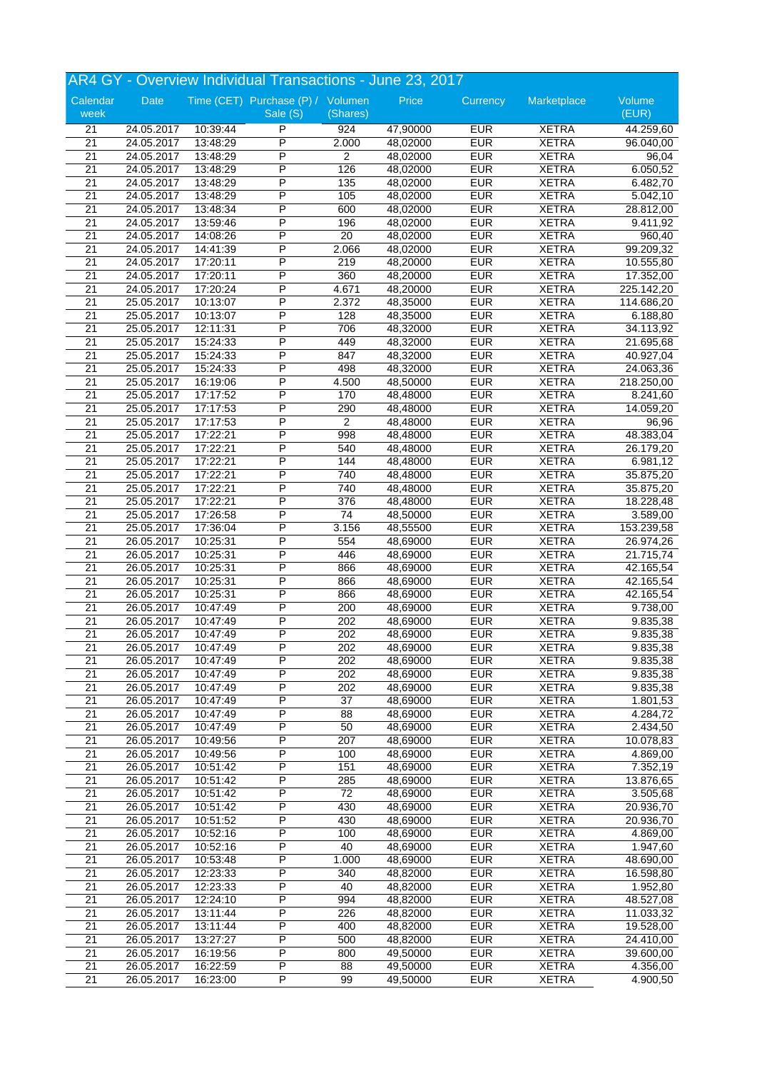# AR4 GY - Overview Individual Transactions - June 23, 2017

| Calendar week | Date | Time (CET) | Purchase (P) / Sale (S) | Volumen (Shares) | Price | Currency | Marketplace | Volume (EUR) |
|---|---|---|---|---|---|---|---|---|
| 21 | 24.05.2017 | 10:39:44 | P | 924 | 47,90000 | EUR | XETRA | 44.259,60 |
| 21 | 24.05.2017 | 13:48:29 | P | 2.000 | 48,02000 | EUR | XETRA | 96.040,00 |
| 21 | 24.05.2017 | 13:48:29 | P | 2 | 48,02000 | EUR | XETRA | 96,04 |
| 21 | 24.05.2017 | 13:48:29 | P | 126 | 48,02000 | EUR | XETRA | 6.050,52 |
| 21 | 24.05.2017 | 13:48:29 | P | 135 | 48,02000 | EUR | XETRA | 6.482,70 |
| 21 | 24.05.2017 | 13:48:29 | P | 105 | 48,02000 | EUR | XETRA | 5.042,10 |
| 21 | 24.05.2017 | 13:48:34 | P | 600 | 48,02000 | EUR | XETRA | 28.812,00 |
| 21 | 24.05.2017 | 13:59:46 | P | 196 | 48,02000 | EUR | XETRA | 9.411,92 |
| 21 | 24.05.2017 | 14:08:26 | P | 20 | 48,02000 | EUR | XETRA | 960,40 |
| 21 | 24.05.2017 | 14:41:39 | P | 2.066 | 48,02000 | EUR | XETRA | 99.209,32 |
| 21 | 24.05.2017 | 17:20:11 | P | 219 | 48,20000 | EUR | XETRA | 10.555,80 |
| 21 | 24.05.2017 | 17:20:11 | P | 360 | 48,20000 | EUR | XETRA | 17.352,00 |
| 21 | 24.05.2017 | 17:20:24 | P | 4.671 | 48,20000 | EUR | XETRA | 225.142,20 |
| 21 | 25.05.2017 | 10:13:07 | P | 2.372 | 48,35000 | EUR | XETRA | 114.686,20 |
| 21 | 25.05.2017 | 10:13:07 | P | 128 | 48,35000 | EUR | XETRA | 6.188,80 |
| 21 | 25.05.2017 | 12:11:31 | P | 706 | 48,32000 | EUR | XETRA | 34.113,92 |
| 21 | 25.05.2017 | 15:24:33 | P | 449 | 48,32000 | EUR | XETRA | 21.695,68 |
| 21 | 25.05.2017 | 15:24:33 | P | 847 | 48,32000 | EUR | XETRA | 40.927,04 |
| 21 | 25.05.2017 | 15:24:33 | P | 498 | 48,32000 | EUR | XETRA | 24.063,36 |
| 21 | 25.05.2017 | 16:19:06 | P | 4.500 | 48,50000 | EUR | XETRA | 218.250,00 |
| 21 | 25.05.2017 | 17:17:52 | P | 170 | 48,48000 | EUR | XETRA | 8.241,60 |
| 21 | 25.05.2017 | 17:17:53 | P | 290 | 48,48000 | EUR | XETRA | 14.059,20 |
| 21 | 25.05.2017 | 17:17:53 | P | 2 | 48,48000 | EUR | XETRA | 96,96 |
| 21 | 25.05.2017 | 17:22:21 | P | 998 | 48,48000 | EUR | XETRA | 48.383,04 |
| 21 | 25.05.2017 | 17:22:21 | P | 540 | 48,48000 | EUR | XETRA | 26.179,20 |
| 21 | 25.05.2017 | 17:22:21 | P | 144 | 48,48000 | EUR | XETRA | 6.981,12 |
| 21 | 25.05.2017 | 17:22:21 | P | 740 | 48,48000 | EUR | XETRA | 35.875,20 |
| 21 | 25.05.2017 | 17:22:21 | P | 740 | 48,48000 | EUR | XETRA | 35.875,20 |
| 21 | 25.05.2017 | 17:22:21 | P | 376 | 48,48000 | EUR | XETRA | 18.228,48 |
| 21 | 25.05.2017 | 17:26:58 | P | 74 | 48,50000 | EUR | XETRA | 3.589,00 |
| 21 | 25.05.2017 | 17:36:04 | P | 3.156 | 48,55500 | EUR | XETRA | 153.239,58 |
| 21 | 26.05.2017 | 10:25:31 | P | 554 | 48,69000 | EUR | XETRA | 26.974,26 |
| 21 | 26.05.2017 | 10:25:31 | P | 446 | 48,69000 | EUR | XETRA | 21.715,74 |
| 21 | 26.05.2017 | 10:25:31 | P | 866 | 48,69000 | EUR | XETRA | 42.165,54 |
| 21 | 26.05.2017 | 10:25:31 | P | 866 | 48,69000 | EUR | XETRA | 42.165,54 |
| 21 | 26.05.2017 | 10:25:31 | P | 866 | 48,69000 | EUR | XETRA | 42.165,54 |
| 21 | 26.05.2017 | 10:47:49 | P | 200 | 48,69000 | EUR | XETRA | 9.738,00 |
| 21 | 26.05.2017 | 10:47:49 | P | 202 | 48,69000 | EUR | XETRA | 9.835,38 |
| 21 | 26.05.2017 | 10:47:49 | P | 202 | 48,69000 | EUR | XETRA | 9.835,38 |
| 21 | 26.05.2017 | 10:47:49 | P | 202 | 48,69000 | EUR | XETRA | 9.835,38 |
| 21 | 26.05.2017 | 10:47:49 | P | 202 | 48,69000 | EUR | XETRA | 9.835,38 |
| 21 | 26.05.2017 | 10:47:49 | P | 202 | 48,69000 | EUR | XETRA | 9.835,38 |
| 21 | 26.05.2017 | 10:47:49 | P | 202 | 48,69000 | EUR | XETRA | 9.835,38 |
| 21 | 26.05.2017 | 10:47:49 | P | 37 | 48,69000 | EUR | XETRA | 1.801,53 |
| 21 | 26.05.2017 | 10:47:49 | P | 88 | 48,69000 | EUR | XETRA | 4.284,72 |
| 21 | 26.05.2017 | 10:47:49 | P | 50 | 48,69000 | EUR | XETRA | 2.434,50 |
| 21 | 26.05.2017 | 10:49:56 | P | 207 | 48,69000 | EUR | XETRA | 10.078,83 |
| 21 | 26.05.2017 | 10:49:56 | P | 100 | 48,69000 | EUR | XETRA | 4.869,00 |
| 21 | 26.05.2017 | 10:51:42 | P | 151 | 48,69000 | EUR | XETRA | 7.352,19 |
| 21 | 26.05.2017 | 10:51:42 | P | 285 | 48,69000 | EUR | XETRA | 13.876,65 |
| 21 | 26.05.2017 | 10:51:42 | P | 72 | 48,69000 | EUR | XETRA | 3.505,68 |
| 21 | 26.05.2017 | 10:51:42 | P | 430 | 48,69000 | EUR | XETRA | 20.936,70 |
| 21 | 26.05.2017 | 10:51:52 | P | 430 | 48,69000 | EUR | XETRA | 20.936,70 |
| 21 | 26.05.2017 | 10:52:16 | P | 100 | 48,69000 | EUR | XETRA | 4.869,00 |
| 21 | 26.05.2017 | 10:52:16 | P | 40 | 48,69000 | EUR | XETRA | 1.947,60 |
| 21 | 26.05.2017 | 10:53:48 | P | 1.000 | 48,69000 | EUR | XETRA | 48.690,00 |
| 21 | 26.05.2017 | 12:23:33 | P | 340 | 48,82000 | EUR | XETRA | 16.598,80 |
| 21 | 26.05.2017 | 12:23:33 | P | 40 | 48,82000 | EUR | XETRA | 1.952,80 |
| 21 | 26.05.2017 | 12:24:10 | P | 994 | 48,82000 | EUR | XETRA | 48.527,08 |
| 21 | 26.05.2017 | 13:11:44 | P | 226 | 48,82000 | EUR | XETRA | 11.033,32 |
| 21 | 26.05.2017 | 13:11:44 | P | 400 | 48,82000 | EUR | XETRA | 19.528,00 |
| 21 | 26.05.2017 | 13:27:27 | P | 500 | 48,82000 | EUR | XETRA | 24.410,00 |
| 21 | 26.05.2017 | 16:19:56 | P | 800 | 49,50000 | EUR | XETRA | 39.600,00 |
| 21 | 26.05.2017 | 16:22:59 | P | 88 | 49,50000 | EUR | XETRA | 4.356,00 |
| 21 | 26.05.2017 | 16:23:00 | P | 99 | 49,50000 | EUR | XETRA | 4.900,50 |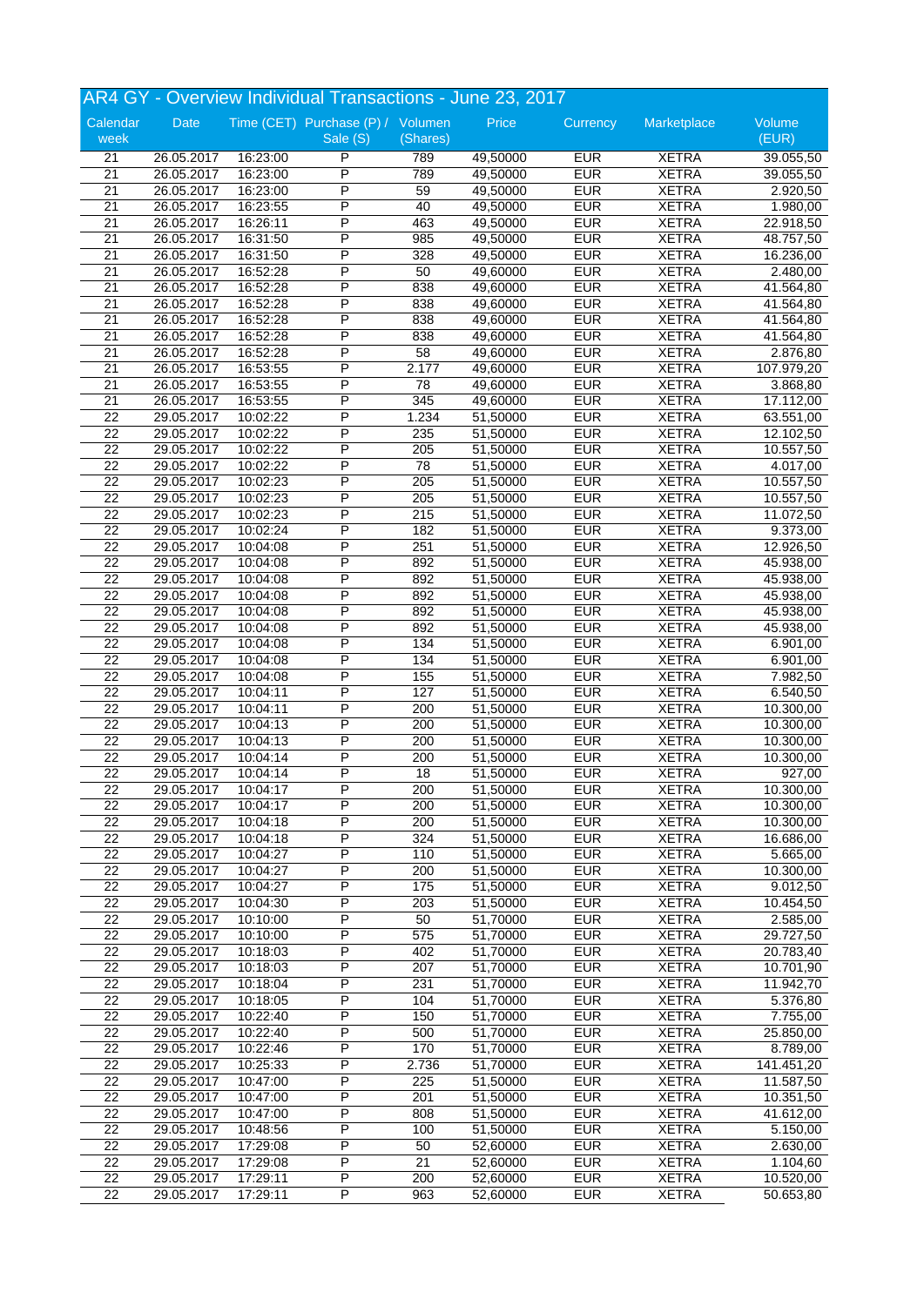## AR4 GY - Overview Individual Transactions - June 23, 2017

| Calendar week | Date | Time (CET) | Purchase (P) / Sale (S) | Volumen (Shares) | Price | Currency | Marketplace | Volume (EUR) |
|---|---|---|---|---|---|---|---|---|
| 21 | 26.05.2017 | 16:23:00 | P | 789 | 49,50000 | EUR | XETRA | 39.055,50 |
| 21 | 26.05.2017 | 16:23:00 | P | 789 | 49,50000 | EUR | XETRA | 39.055,50 |
| 21 | 26.05.2017 | 16:23:00 | P | 59 | 49,50000 | EUR | XETRA | 2.920,50 |
| 21 | 26.05.2017 | 16:23:55 | P | 40 | 49,50000 | EUR | XETRA | 1.980,00 |
| 21 | 26.05.2017 | 16:26:11 | P | 463 | 49,50000 | EUR | XETRA | 22.918,50 |
| 21 | 26.05.2017 | 16:31:50 | P | 985 | 49,50000 | EUR | XETRA | 48.757,50 |
| 21 | 26.05.2017 | 16:31:50 | P | 328 | 49,50000 | EUR | XETRA | 16.236,00 |
| 21 | 26.05.2017 | 16:52:28 | P | 50 | 49,60000 | EUR | XETRA | 2.480,00 |
| 21 | 26.05.2017 | 16:52:28 | P | 838 | 49,60000 | EUR | XETRA | 41.564,80 |
| 21 | 26.05.2017 | 16:52:28 | P | 838 | 49,60000 | EUR | XETRA | 41.564,80 |
| 21 | 26.05.2017 | 16:52:28 | P | 838 | 49,60000 | EUR | XETRA | 41.564,80 |
| 21 | 26.05.2017 | 16:52:28 | P | 838 | 49,60000 | EUR | XETRA | 41.564,80 |
| 21 | 26.05.2017 | 16:52:28 | P | 58 | 49,60000 | EUR | XETRA | 2.876,80 |
| 21 | 26.05.2017 | 16:53:55 | P | 2.177 | 49,60000 | EUR | XETRA | 107.979,20 |
| 21 | 26.05.2017 | 16:53:55 | P | 78 | 49,60000 | EUR | XETRA | 3.868,80 |
| 21 | 26.05.2017 | 16:53:55 | P | 345 | 49,60000 | EUR | XETRA | 17.112,00 |
| 22 | 29.05.2017 | 10:02:22 | P | 1.234 | 51,50000 | EUR | XETRA | 63.551,00 |
| 22 | 29.05.2017 | 10:02:22 | P | 235 | 51,50000 | EUR | XETRA | 12.102,50 |
| 22 | 29.05.2017 | 10:02:22 | P | 205 | 51,50000 | EUR | XETRA | 10.557,50 |
| 22 | 29.05.2017 | 10:02:22 | P | 78 | 51,50000 | EUR | XETRA | 4.017,00 |
| 22 | 29.05.2017 | 10:02:23 | P | 205 | 51,50000 | EUR | XETRA | 10.557,50 |
| 22 | 29.05.2017 | 10:02:23 | P | 205 | 51,50000 | EUR | XETRA | 10.557,50 |
| 22 | 29.05.2017 | 10:02:23 | P | 215 | 51,50000 | EUR | XETRA | 11.072,50 |
| 22 | 29.05.2017 | 10:02:24 | P | 182 | 51,50000 | EUR | XETRA | 9.373,00 |
| 22 | 29.05.2017 | 10:04:08 | P | 251 | 51,50000 | EUR | XETRA | 12.926,50 |
| 22 | 29.05.2017 | 10:04:08 | P | 892 | 51,50000 | EUR | XETRA | 45.938,00 |
| 22 | 29.05.2017 | 10:04:08 | P | 892 | 51,50000 | EUR | XETRA | 45.938,00 |
| 22 | 29.05.2017 | 10:04:08 | P | 892 | 51,50000 | EUR | XETRA | 45.938,00 |
| 22 | 29.05.2017 | 10:04:08 | P | 892 | 51,50000 | EUR | XETRA | 45.938,00 |
| 22 | 29.05.2017 | 10:04:08 | P | 892 | 51,50000 | EUR | XETRA | 45.938,00 |
| 22 | 29.05.2017 | 10:04:08 | P | 134 | 51,50000 | EUR | XETRA | 6.901,00 |
| 22 | 29.05.2017 | 10:04:08 | P | 134 | 51,50000 | EUR | XETRA | 6.901,00 |
| 22 | 29.05.2017 | 10:04:08 | P | 155 | 51,50000 | EUR | XETRA | 7.982,50 |
| 22 | 29.05.2017 | 10:04:11 | P | 127 | 51,50000 | EUR | XETRA | 6.540,50 |
| 22 | 29.05.2017 | 10:04:11 | P | 200 | 51,50000 | EUR | XETRA | 10.300,00 |
| 22 | 29.05.2017 | 10:04:13 | P | 200 | 51,50000 | EUR | XETRA | 10.300,00 |
| 22 | 29.05.2017 | 10:04:13 | P | 200 | 51,50000 | EUR | XETRA | 10.300,00 |
| 22 | 29.05.2017 | 10:04:14 | P | 200 | 51,50000 | EUR | XETRA | 10.300,00 |
| 22 | 29.05.2017 | 10:04:14 | P | 18 | 51,50000 | EUR | XETRA | 927,00 |
| 22 | 29.05.2017 | 10:04:17 | P | 200 | 51,50000 | EUR | XETRA | 10.300,00 |
| 22 | 29.05.2017 | 10:04:17 | P | 200 | 51,50000 | EUR | XETRA | 10.300,00 |
| 22 | 29.05.2017 | 10:04:18 | P | 200 | 51,50000 | EUR | XETRA | 10.300,00 |
| 22 | 29.05.2017 | 10:04:18 | P | 324 | 51,50000 | EUR | XETRA | 16.686,00 |
| 22 | 29.05.2017 | 10:04:27 | P | 110 | 51,50000 | EUR | XETRA | 5.665,00 |
| 22 | 29.05.2017 | 10:04:27 | P | 200 | 51,50000 | EUR | XETRA | 10.300,00 |
| 22 | 29.05.2017 | 10:04:27 | P | 175 | 51,50000 | EUR | XETRA | 9.012,50 |
| 22 | 29.05.2017 | 10:04:30 | P | 203 | 51,50000 | EUR | XETRA | 10.454,50 |
| 22 | 29.05.2017 | 10:10:00 | P | 50 | 51,70000 | EUR | XETRA | 2.585,00 |
| 22 | 29.05.2017 | 10:10:00 | P | 575 | 51,70000 | EUR | XETRA | 29.727,50 |
| 22 | 29.05.2017 | 10:18:03 | P | 402 | 51,70000 | EUR | XETRA | 20.783,40 |
| 22 | 29.05.2017 | 10:18:03 | P | 207 | 51,70000 | EUR | XETRA | 10.701,90 |
| 22 | 29.05.2017 | 10:18:04 | P | 231 | 51,70000 | EUR | XETRA | 11.942,70 |
| 22 | 29.05.2017 | 10:18:05 | P | 104 | 51,70000 | EUR | XETRA | 5.376,80 |
| 22 | 29.05.2017 | 10:22:40 | P | 150 | 51,70000 | EUR | XETRA | 7.755,00 |
| 22 | 29.05.2017 | 10:22:40 | P | 500 | 51,70000 | EUR | XETRA | 25.850,00 |
| 22 | 29.05.2017 | 10:22:46 | P | 170 | 51,70000 | EUR | XETRA | 8.789,00 |
| 22 | 29.05.2017 | 10:25:33 | P | 2.736 | 51,70000 | EUR | XETRA | 141.451,20 |
| 22 | 29.05.2017 | 10:47:00 | P | 225 | 51,50000 | EUR | XETRA | 11.587,50 |
| 22 | 29.05.2017 | 10:47:00 | P | 201 | 51,50000 | EUR | XETRA | 10.351,50 |
| 22 | 29.05.2017 | 10:47:00 | P | 808 | 51,50000 | EUR | XETRA | 41.612,00 |
| 22 | 29.05.2017 | 10:48:56 | P | 100 | 51,50000 | EUR | XETRA | 5.150,00 |
| 22 | 29.05.2017 | 17:29:08 | P | 50 | 52,60000 | EUR | XETRA | 2.630,00 |
| 22 | 29.05.2017 | 17:29:08 | P | 21 | 52,60000 | EUR | XETRA | 1.104,60 |
| 22 | 29.05.2017 | 17:29:11 | P | 200 | 52,60000 | EUR | XETRA | 10.520,00 |
| 22 | 29.05.2017 | 17:29:11 | P | 963 | 52,60000 | EUR | XETRA | 50.653,80 |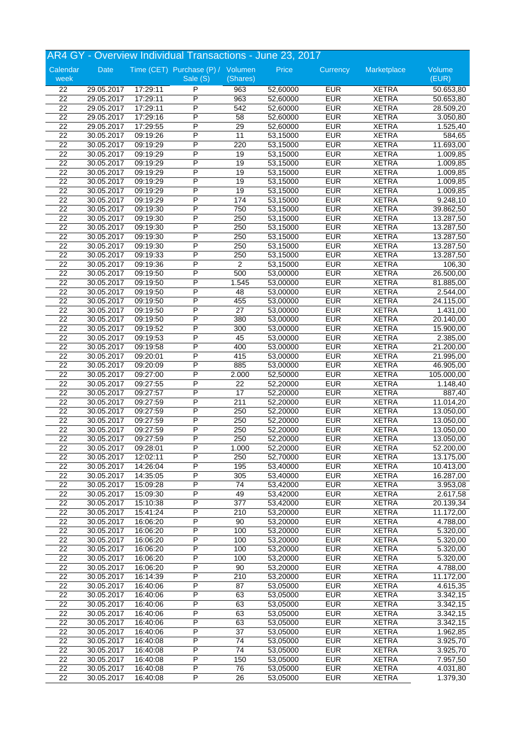# AR4 GY - Overview Individual Transactions - June 23, 2017

| Calendar week | Date | Time (CET) | Purchase (P) / Sale (S) | Volumen (Shares) | Price | Currency | Marketplace | Volume (EUR) |
|---|---|---|---|---|---|---|---|---|
| 22 | 29.05.2017 | 17:29:11 | P | 963 | 52,60000 | EUR | XETRA | 50.653,80 |
| 22 | 29.05.2017 | 17:29:11 | P | 963 | 52,60000 | EUR | XETRA | 50.653,80 |
| 22 | 29.05.2017 | 17:29:11 | P | 542 | 52,60000 | EUR | XETRA | 28.509,20 |
| 22 | 29.05.2017 | 17:29:16 | P | 58 | 52,60000 | EUR | XETRA | 3.050,80 |
| 22 | 29.05.2017 | 17:29:55 | P | 29 | 52,60000 | EUR | XETRA | 1.525,40 |
| 22 | 30.05.2017 | 09:19:26 | P | 11 | 53,15000 | EUR | XETRA | 584,65 |
| 22 | 30.05.2017 | 09:19:29 | P | 220 | 53,15000 | EUR | XETRA | 11.693,00 |
| 22 | 30.05.2017 | 09:19:29 | P | 19 | 53,15000 | EUR | XETRA | 1.009,85 |
| 22 | 30.05.2017 | 09:19:29 | P | 19 | 53,15000 | EUR | XETRA | 1.009,85 |
| 22 | 30.05.2017 | 09:19:29 | P | 19 | 53,15000 | EUR | XETRA | 1.009,85 |
| 22 | 30.05.2017 | 09:19:29 | P | 19 | 53,15000 | EUR | XETRA | 1.009,85 |
| 22 | 30.05.2017 | 09:19:29 | P | 19 | 53,15000 | EUR | XETRA | 1.009,85 |
| 22 | 30.05.2017 | 09:19:29 | P | 174 | 53,15000 | EUR | XETRA | 9.248,10 |
| 22 | 30.05.2017 | 09:19:30 | P | 750 | 53,15000 | EUR | XETRA | 39.862,50 |
| 22 | 30.05.2017 | 09:19:30 | P | 250 | 53,15000 | EUR | XETRA | 13.287,50 |
| 22 | 30.05.2017 | 09:19:30 | P | 250 | 53,15000 | EUR | XETRA | 13.287,50 |
| 22 | 30.05.2017 | 09:19:30 | P | 250 | 53,15000 | EUR | XETRA | 13.287,50 |
| 22 | 30.05.2017 | 09:19:30 | P | 250 | 53,15000 | EUR | XETRA | 13.287,50 |
| 22 | 30.05.2017 | 09:19:33 | P | 250 | 53,15000 | EUR | XETRA | 13.287,50 |
| 22 | 30.05.2017 | 09:19:36 | P | 2 | 53,15000 | EUR | XETRA | 106,30 |
| 22 | 30.05.2017 | 09:19:50 | P | 500 | 53,00000 | EUR | XETRA | 26.500,00 |
| 22 | 30.05.2017 | 09:19:50 | P | 1.545 | 53,00000 | EUR | XETRA | 81.885,00 |
| 22 | 30.05.2017 | 09:19:50 | P | 48 | 53,00000 | EUR | XETRA | 2.544,00 |
| 22 | 30.05.2017 | 09:19:50 | P | 455 | 53,00000 | EUR | XETRA | 24.115,00 |
| 22 | 30.05.2017 | 09:19:50 | P | 27 | 53,00000 | EUR | XETRA | 1.431,00 |
| 22 | 30.05.2017 | 09:19:50 | P | 380 | 53,00000 | EUR | XETRA | 20.140,00 |
| 22 | 30.05.2017 | 09:19:52 | P | 300 | 53,00000 | EUR | XETRA | 15.900,00 |
| 22 | 30.05.2017 | 09:19:53 | P | 45 | 53,00000 | EUR | XETRA | 2.385,00 |
| 22 | 30.05.2017 | 09:19:58 | P | 400 | 53,00000 | EUR | XETRA | 21.200,00 |
| 22 | 30.05.2017 | 09:20:01 | P | 415 | 53,00000 | EUR | XETRA | 21.995,00 |
| 22 | 30.05.2017 | 09:20:09 | P | 885 | 53,00000 | EUR | XETRA | 46.905,00 |
| 22 | 30.05.2017 | 09:27:00 | P | 2.000 | 52,50000 | EUR | XETRA | 105.000,00 |
| 22 | 30.05.2017 | 09:27:55 | P | 22 | 52,20000 | EUR | XETRA | 1.148,40 |
| 22 | 30.05.2017 | 09:27:57 | P | 17 | 52,20000 | EUR | XETRA | 887,40 |
| 22 | 30.05.2017 | 09:27:59 | P | 211 | 52,20000 | EUR | XETRA | 11.014,20 |
| 22 | 30.05.2017 | 09:27:59 | P | 250 | 52,20000 | EUR | XETRA | 13.050,00 |
| 22 | 30.05.2017 | 09:27:59 | P | 250 | 52,20000 | EUR | XETRA | 13.050,00 |
| 22 | 30.05.2017 | 09:27:59 | P | 250 | 52,20000 | EUR | XETRA | 13.050,00 |
| 22 | 30.05.2017 | 09:27:59 | P | 250 | 52,20000 | EUR | XETRA | 13.050,00 |
| 22 | 30.05.2017 | 09:28:01 | P | 1.000 | 52,20000 | EUR | XETRA | 52.200,00 |
| 22 | 30.05.2017 | 12:02:11 | P | 250 | 52,70000 | EUR | XETRA | 13.175,00 |
| 22 | 30.05.2017 | 14:26:04 | P | 195 | 53,40000 | EUR | XETRA | 10.413,00 |
| 22 | 30.05.2017 | 14:35:05 | P | 305 | 53,40000 | EUR | XETRA | 16.287,00 |
| 22 | 30.05.2017 | 15:09:28 | P | 74 | 53,42000 | EUR | XETRA | 3.953,08 |
| 22 | 30.05.2017 | 15:09:30 | P | 49 | 53,42000 | EUR | XETRA | 2.617,58 |
| 22 | 30.05.2017 | 15:10:38 | P | 377 | 53,42000 | EUR | XETRA | 20.139,34 |
| 22 | 30.05.2017 | 15:41:24 | P | 210 | 53,20000 | EUR | XETRA | 11.172,00 |
| 22 | 30.05.2017 | 16:06:20 | P | 90 | 53,20000 | EUR | XETRA | 4.788,00 |
| 22 | 30.05.2017 | 16:06:20 | P | 100 | 53,20000 | EUR | XETRA | 5.320,00 |
| 22 | 30.05.2017 | 16:06:20 | P | 100 | 53,20000 | EUR | XETRA | 5.320,00 |
| 22 | 30.05.2017 | 16:06:20 | P | 100 | 53,20000 | EUR | XETRA | 5.320,00 |
| 22 | 30.05.2017 | 16:06:20 | P | 100 | 53,20000 | EUR | XETRA | 5.320,00 |
| 22 | 30.05.2017 | 16:06:20 | P | 90 | 53,20000 | EUR | XETRA | 4.788,00 |
| 22 | 30.05.2017 | 16:14:39 | P | 210 | 53,20000 | EUR | XETRA | 11.172,00 |
| 22 | 30.05.2017 | 16:40:06 | P | 87 | 53,05000 | EUR | XETRA | 4.615,35 |
| 22 | 30.05.2017 | 16:40:06 | P | 63 | 53,05000 | EUR | XETRA | 3.342,15 |
| 22 | 30.05.2017 | 16:40:06 | P | 63 | 53,05000 | EUR | XETRA | 3.342,15 |
| 22 | 30.05.2017 | 16:40:06 | P | 63 | 53,05000 | EUR | XETRA | 3.342,15 |
| 22 | 30.05.2017 | 16:40:06 | P | 63 | 53,05000 | EUR | XETRA | 3.342,15 |
| 22 | 30.05.2017 | 16:40:06 | P | 37 | 53,05000 | EUR | XETRA | 1.962,85 |
| 22 | 30.05.2017 | 16:40:08 | P | 74 | 53,05000 | EUR | XETRA | 3.925,70 |
| 22 | 30.05.2017 | 16:40:08 | P | 74 | 53,05000 | EUR | XETRA | 3.925,70 |
| 22 | 30.05.2017 | 16:40:08 | P | 150 | 53,05000 | EUR | XETRA | 7.957,50 |
| 22 | 30.05.2017 | 16:40:08 | P | 76 | 53,05000 | EUR | XETRA | 4.031,80 |
| 22 | 30.05.2017 | 16:40:08 | P | 26 | 53,05000 | EUR | XETRA | 1.379,30 |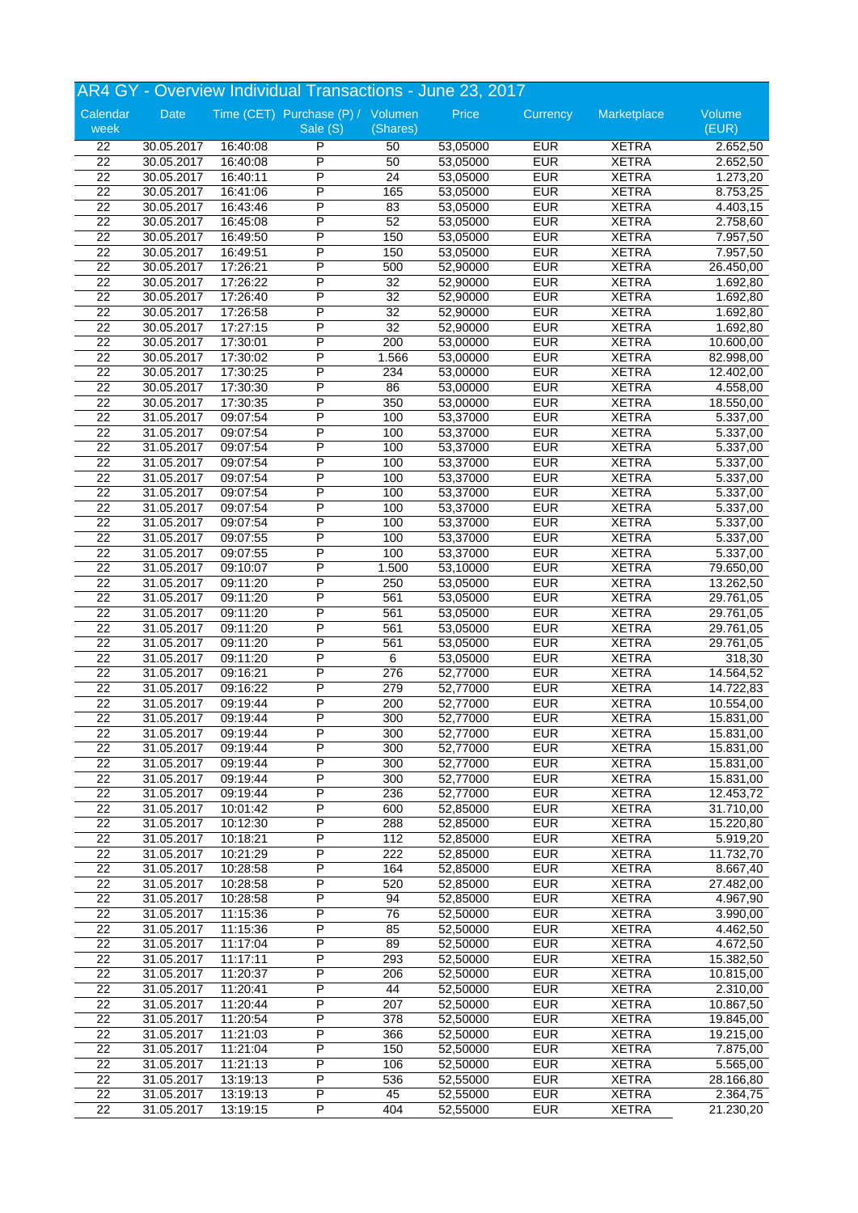## AR4 GY - Overview Individual Transactions - June 23, 2017

| Calendar week | Date | Time (CET) | Purchase (P) / Sale (S) | Volumen (Shares) | Price | Currency | Marketplace | Volume (EUR) |
|---|---|---|---|---|---|---|---|---|
| 22 | 30.05.2017 | 16:40:08 | P | 50 | 53,05000 | EUR | XETRA | 2.652,50 |
| 22 | 30.05.2017 | 16:40:08 | P | 50 | 53,05000 | EUR | XETRA | 2.652,50 |
| 22 | 30.05.2017 | 16:40:11 | P | 24 | 53,05000 | EUR | XETRA | 1.273,20 |
| 22 | 30.05.2017 | 16:41:06 | P | 165 | 53,05000 | EUR | XETRA | 8.753,25 |
| 22 | 30.05.2017 | 16:43:46 | P | 83 | 53,05000 | EUR | XETRA | 4.403,15 |
| 22 | 30.05.2017 | 16:45:08 | P | 52 | 53,05000 | EUR | XETRA | 2.758,60 |
| 22 | 30.05.2017 | 16:49:50 | P | 150 | 53,05000 | EUR | XETRA | 7.957,50 |
| 22 | 30.05.2017 | 16:49:51 | P | 150 | 53,05000 | EUR | XETRA | 7.957,50 |
| 22 | 30.05.2017 | 17:26:21 | P | 500 | 52,90000 | EUR | XETRA | 26.450,00 |
| 22 | 30.05.2017 | 17:26:22 | P | 32 | 52,90000 | EUR | XETRA | 1.692,80 |
| 22 | 30.05.2017 | 17:26:40 | P | 32 | 52,90000 | EUR | XETRA | 1.692,80 |
| 22 | 30.05.2017 | 17:26:58 | P | 32 | 52,90000 | EUR | XETRA | 1.692,80 |
| 22 | 30.05.2017 | 17:27:15 | P | 32 | 52,90000 | EUR | XETRA | 1.692,80 |
| 22 | 30.05.2017 | 17:30:01 | P | 200 | 53,00000 | EUR | XETRA | 10.600,00 |
| 22 | 30.05.2017 | 17:30:02 | P | 1.566 | 53,00000 | EUR | XETRA | 82.998,00 |
| 22 | 30.05.2017 | 17:30:25 | P | 234 | 53,00000 | EUR | XETRA | 12.402,00 |
| 22 | 30.05.2017 | 17:30:30 | P | 86 | 53,00000 | EUR | XETRA | 4.558,00 |
| 22 | 30.05.2017 | 17:30:35 | P | 350 | 53,00000 | EUR | XETRA | 18.550,00 |
| 22 | 31.05.2017 | 09:07:54 | P | 100 | 53,37000 | EUR | XETRA | 5.337,00 |
| 22 | 31.05.2017 | 09:07:54 | P | 100 | 53,37000 | EUR | XETRA | 5.337,00 |
| 22 | 31.05.2017 | 09:07:54 | P | 100 | 53,37000 | EUR | XETRA | 5.337,00 |
| 22 | 31.05.2017 | 09:07:54 | P | 100 | 53,37000 | EUR | XETRA | 5.337,00 |
| 22 | 31.05.2017 | 09:07:54 | P | 100 | 53,37000 | EUR | XETRA | 5.337,00 |
| 22 | 31.05.2017 | 09:07:54 | P | 100 | 53,37000 | EUR | XETRA | 5.337,00 |
| 22 | 31.05.2017 | 09:07:54 | P | 100 | 53,37000 | EUR | XETRA | 5.337,00 |
| 22 | 31.05.2017 | 09:07:54 | P | 100 | 53,37000 | EUR | XETRA | 5.337,00 |
| 22 | 31.05.2017 | 09:07:55 | P | 100 | 53,37000 | EUR | XETRA | 5.337,00 |
| 22 | 31.05.2017 | 09:07:55 | P | 100 | 53,37000 | EUR | XETRA | 5.337,00 |
| 22 | 31.05.2017 | 09:10:07 | P | 1.500 | 53,10000 | EUR | XETRA | 79.650,00 |
| 22 | 31.05.2017 | 09:11:20 | P | 250 | 53,05000 | EUR | XETRA | 13.262,50 |
| 22 | 31.05.2017 | 09:11:20 | P | 561 | 53,05000 | EUR | XETRA | 29.761,05 |
| 22 | 31.05.2017 | 09:11:20 | P | 561 | 53,05000 | EUR | XETRA | 29.761,05 |
| 22 | 31.05.2017 | 09:11:20 | P | 561 | 53,05000 | EUR | XETRA | 29.761,05 |
| 22 | 31.05.2017 | 09:11:20 | P | 561 | 53,05000 | EUR | XETRA | 29.761,05 |
| 22 | 31.05.2017 | 09:11:20 | P | 6 | 53,05000 | EUR | XETRA | 318,30 |
| 22 | 31.05.2017 | 09:16:21 | P | 276 | 52,77000 | EUR | XETRA | 14.564,52 |
| 22 | 31.05.2017 | 09:16:22 | P | 279 | 52,77000 | EUR | XETRA | 14.722,83 |
| 22 | 31.05.2017 | 09:19:44 | P | 200 | 52,77000 | EUR | XETRA | 10.554,00 |
| 22 | 31.05.2017 | 09:19:44 | P | 300 | 52,77000 | EUR | XETRA | 15.831,00 |
| 22 | 31.05.2017 | 09:19:44 | P | 300 | 52,77000 | EUR | XETRA | 15.831,00 |
| 22 | 31.05.2017 | 09:19:44 | P | 300 | 52,77000 | EUR | XETRA | 15.831,00 |
| 22 | 31.05.2017 | 09:19:44 | P | 300 | 52,77000 | EUR | XETRA | 15.831,00 |
| 22 | 31.05.2017 | 09:19:44 | P | 300 | 52,77000 | EUR | XETRA | 15.831,00 |
| 22 | 31.05.2017 | 09:19:44 | P | 236 | 52,77000 | EUR | XETRA | 12.453,72 |
| 22 | 31.05.2017 | 10:01:42 | P | 600 | 52,85000 | EUR | XETRA | 31.710,00 |
| 22 | 31.05.2017 | 10:12:30 | P | 288 | 52,85000 | EUR | XETRA | 15.220,80 |
| 22 | 31.05.2017 | 10:18:21 | P | 112 | 52,85000 | EUR | XETRA | 5.919,20 |
| 22 | 31.05.2017 | 10:21:29 | P | 222 | 52,85000 | EUR | XETRA | 11.732,70 |
| 22 | 31.05.2017 | 10:28:58 | P | 164 | 52,85000 | EUR | XETRA | 8.667,40 |
| 22 | 31.05.2017 | 10:28:58 | P | 520 | 52,85000 | EUR | XETRA | 27.482,00 |
| 22 | 31.05.2017 | 10:28:58 | P | 94 | 52,85000 | EUR | XETRA | 4.967,90 |
| 22 | 31.05.2017 | 11:15:36 | P | 76 | 52,50000 | EUR | XETRA | 3.990,00 |
| 22 | 31.05.2017 | 11:15:36 | P | 85 | 52,50000 | EUR | XETRA | 4.462,50 |
| 22 | 31.05.2017 | 11:17:04 | P | 89 | 52,50000 | EUR | XETRA | 4.672,50 |
| 22 | 31.05.2017 | 11:17:11 | P | 293 | 52,50000 | EUR | XETRA | 15.382,50 |
| 22 | 31.05.2017 | 11:20:37 | P | 206 | 52,50000 | EUR | XETRA | 10.815,00 |
| 22 | 31.05.2017 | 11:20:41 | P | 44 | 52,50000 | EUR | XETRA | 2.310,00 |
| 22 | 31.05.2017 | 11:20:44 | P | 207 | 52,50000 | EUR | XETRA | 10.867,50 |
| 22 | 31.05.2017 | 11:20:54 | P | 378 | 52,50000 | EUR | XETRA | 19.845,00 |
| 22 | 31.05.2017 | 11:21:03 | P | 366 | 52,50000 | EUR | XETRA | 19.215,00 |
| 22 | 31.05.2017 | 11:21:04 | P | 150 | 52,50000 | EUR | XETRA | 7.875,00 |
| 22 | 31.05.2017 | 11:21:13 | P | 106 | 52,50000 | EUR | XETRA | 5.565,00 |
| 22 | 31.05.2017 | 13:19:13 | P | 536 | 52,55000 | EUR | XETRA | 28.166,80 |
| 22 | 31.05.2017 | 13:19:13 | P | 45 | 52,55000 | EUR | XETRA | 2.364,75 |
| 22 | 31.05.2017 | 13:19:15 | P | 404 | 52,55000 | EUR | XETRA | 21.230,20 |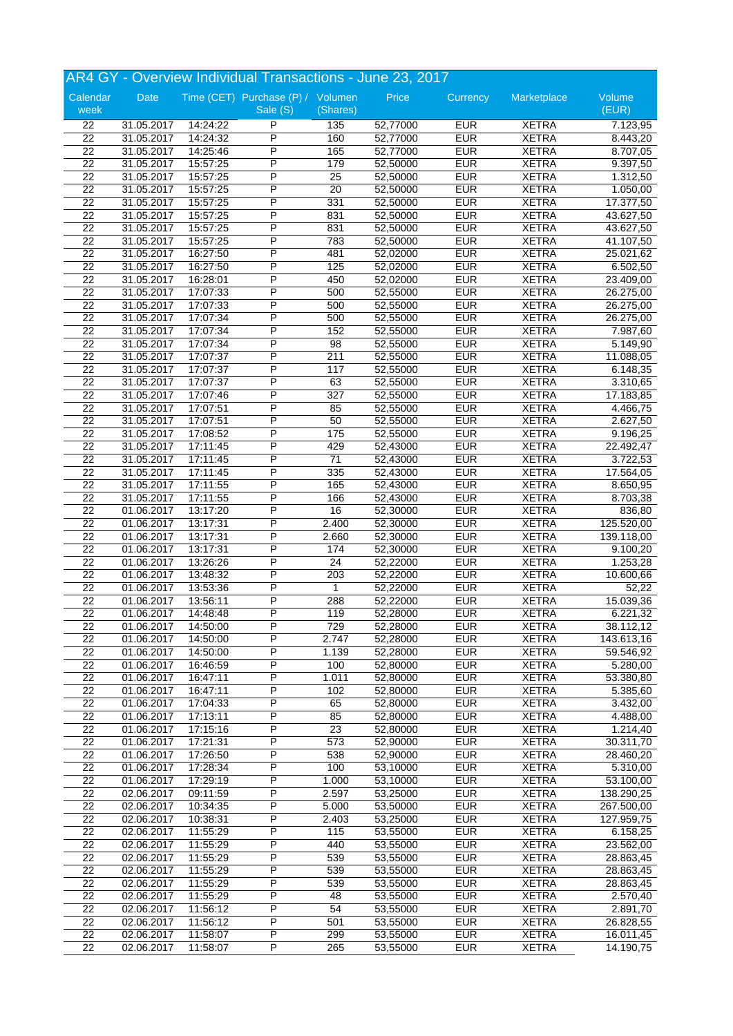# AR4 GY - Overview Individual Transactions - June 23, 2017

| Calendar week | Date | Time (CET) | Purchase (P) / Sale (S) | Volumen (Shares) | Price | Currency | Marketplace | Volume (EUR) |
|---|---|---|---|---|---|---|---|---|
| 22 | 31.05.2017 | 14:24:22 | P | 135 | 52,77000 | EUR | XETRA | 7.123,95 |
| 22 | 31.05.2017 | 14:24:32 | P | 160 | 52,77000 | EUR | XETRA | 8.443,20 |
| 22 | 31.05.2017 | 14:25:46 | P | 165 | 52,77000 | EUR | XETRA | 8.707,05 |
| 22 | 31.05.2017 | 15:57:25 | P | 179 | 52,50000 | EUR | XETRA | 9.397,50 |
| 22 | 31.05.2017 | 15:57:25 | P | 25 | 52,50000 | EUR | XETRA | 1.312,50 |
| 22 | 31.05.2017 | 15:57:25 | P | 20 | 52,50000 | EUR | XETRA | 1.050,00 |
| 22 | 31.05.2017 | 15:57:25 | P | 331 | 52,50000 | EUR | XETRA | 17.377,50 |
| 22 | 31.05.2017 | 15:57:25 | P | 831 | 52,50000 | EUR | XETRA | 43.627,50 |
| 22 | 31.05.2017 | 15:57:25 | P | 831 | 52,50000 | EUR | XETRA | 43.627,50 |
| 22 | 31.05.2017 | 15:57:25 | P | 783 | 52,50000 | EUR | XETRA | 41.107,50 |
| 22 | 31.05.2017 | 16:27:50 | P | 481 | 52,02000 | EUR | XETRA | 25.021,62 |
| 22 | 31.05.2017 | 16:27:50 | P | 125 | 52,02000 | EUR | XETRA | 6.502,50 |
| 22 | 31.05.2017 | 16:28:01 | P | 450 | 52,02000 | EUR | XETRA | 23.409,00 |
| 22 | 31.05.2017 | 17:07:33 | P | 500 | 52,55000 | EUR | XETRA | 26.275,00 |
| 22 | 31.05.2017 | 17:07:33 | P | 500 | 52,55000 | EUR | XETRA | 26.275,00 |
| 22 | 31.05.2017 | 17:07:34 | P | 500 | 52,55000 | EUR | XETRA | 26.275,00 |
| 22 | 31.05.2017 | 17:07:34 | P | 152 | 52,55000 | EUR | XETRA | 7.987,60 |
| 22 | 31.05.2017 | 17:07:34 | P | 98 | 52,55000 | EUR | XETRA | 5.149,90 |
| 22 | 31.05.2017 | 17:07:37 | P | 211 | 52,55000 | EUR | XETRA | 11.088,05 |
| 22 | 31.05.2017 | 17:07:37 | P | 117 | 52,55000 | EUR | XETRA | 6.148,35 |
| 22 | 31.05.2017 | 17:07:37 | P | 63 | 52,55000 | EUR | XETRA | 3.310,65 |
| 22 | 31.05.2017 | 17:07:46 | P | 327 | 52,55000 | EUR | XETRA | 17.183,85 |
| 22 | 31.05.2017 | 17:07:51 | P | 85 | 52,55000 | EUR | XETRA | 4.466,75 |
| 22 | 31.05.2017 | 17:07:51 | P | 50 | 52,55000 | EUR | XETRA | 2.627,50 |
| 22 | 31.05.2017 | 17:08:52 | P | 175 | 52,55000 | EUR | XETRA | 9.196,25 |
| 22 | 31.05.2017 | 17:11:45 | P | 429 | 52,43000 | EUR | XETRA | 22.492,47 |
| 22 | 31.05.2017 | 17:11:45 | P | 71 | 52,43000 | EUR | XETRA | 3.722,53 |
| 22 | 31.05.2017 | 17:11:45 | P | 335 | 52,43000 | EUR | XETRA | 17.564,05 |
| 22 | 31.05.2017 | 17:11:55 | P | 165 | 52,43000 | EUR | XETRA | 8.650,95 |
| 22 | 31.05.2017 | 17:11:55 | P | 166 | 52,43000 | EUR | XETRA | 8.703,38 |
| 22 | 01.06.2017 | 13:17:20 | P | 16 | 52,30000 | EUR | XETRA | 836,80 |
| 22 | 01.06.2017 | 13:17:31 | P | 2.400 | 52,30000 | EUR | XETRA | 125.520,00 |
| 22 | 01.06.2017 | 13:17:31 | P | 2.660 | 52,30000 | EUR | XETRA | 139.118,00 |
| 22 | 01.06.2017 | 13:17:31 | P | 174 | 52,30000 | EUR | XETRA | 9.100,20 |
| 22 | 01.06.2017 | 13:26:26 | P | 24 | 52,22000 | EUR | XETRA | 1.253,28 |
| 22 | 01.06.2017 | 13:48:32 | P | 203 | 52,22000 | EUR | XETRA | 10.600,66 |
| 22 | 01.06.2017 | 13:53:36 | P | 1 | 52,22000 | EUR | XETRA | 52,22 |
| 22 | 01.06.2017 | 13:56:11 | P | 288 | 52,22000 | EUR | XETRA | 15.039,36 |
| 22 | 01.06.2017 | 14:48:48 | P | 119 | 52,28000 | EUR | XETRA | 6.221,32 |
| 22 | 01.06.2017 | 14:50:00 | P | 729 | 52,28000 | EUR | XETRA | 38.112,12 |
| 22 | 01.06.2017 | 14:50:00 | P | 2.747 | 52,28000 | EUR | XETRA | 143.613,16 |
| 22 | 01.06.2017 | 14:50:00 | P | 1.139 | 52,28000 | EUR | XETRA | 59.546,92 |
| 22 | 01.06.2017 | 16:46:59 | P | 100 | 52,80000 | EUR | XETRA | 5.280,00 |
| 22 | 01.06.2017 | 16:47:11 | P | 1.011 | 52,80000 | EUR | XETRA | 53.380,80 |
| 22 | 01.06.2017 | 16:47:11 | P | 102 | 52,80000 | EUR | XETRA | 5.385,60 |
| 22 | 01.06.2017 | 17:04:33 | P | 65 | 52,80000 | EUR | XETRA | 3.432,00 |
| 22 | 01.06.2017 | 17:13:11 | P | 85 | 52,80000 | EUR | XETRA | 4.488,00 |
| 22 | 01.06.2017 | 17:15:16 | P | 23 | 52,80000 | EUR | XETRA | 1.214,40 |
| 22 | 01.06.2017 | 17:21:31 | P | 573 | 52,90000 | EUR | XETRA | 30.311,70 |
| 22 | 01.06.2017 | 17:26:50 | P | 538 | 52,90000 | EUR | XETRA | 28.460,20 |
| 22 | 01.06.2017 | 17:28:34 | P | 100 | 53,10000 | EUR | XETRA | 5.310,00 |
| 22 | 01.06.2017 | 17:29:19 | P | 1.000 | 53,10000 | EUR | XETRA | 53.100,00 |
| 22 | 02.06.2017 | 09:11:59 | P | 2.597 | 53,25000 | EUR | XETRA | 138.290,25 |
| 22 | 02.06.2017 | 10:34:35 | P | 5.000 | 53,50000 | EUR | XETRA | 267.500,00 |
| 22 | 02.06.2017 | 10:38:31 | P | 2.403 | 53,25000 | EUR | XETRA | 127.959,75 |
| 22 | 02.06.2017 | 11:55:29 | P | 115 | 53,55000 | EUR | XETRA | 6.158,25 |
| 22 | 02.06.2017 | 11:55:29 | P | 440 | 53,55000 | EUR | XETRA | 23.562,00 |
| 22 | 02.06.2017 | 11:55:29 | P | 539 | 53,55000 | EUR | XETRA | 28.863,45 |
| 22 | 02.06.2017 | 11:55:29 | P | 539 | 53,55000 | EUR | XETRA | 28.863,45 |
| 22 | 02.06.2017 | 11:55:29 | P | 539 | 53,55000 | EUR | XETRA | 28.863,45 |
| 22 | 02.06.2017 | 11:55:29 | P | 48 | 53,55000 | EUR | XETRA | 2.570,40 |
| 22 | 02.06.2017 | 11:56:12 | P | 54 | 53,55000 | EUR | XETRA | 2.891,70 |
| 22 | 02.06.2017 | 11:56:12 | P | 501 | 53,55000 | EUR | XETRA | 26.828,55 |
| 22 | 02.06.2017 | 11:58:07 | P | 299 | 53,55000 | EUR | XETRA | 16.011,45 |
| 22 | 02.06.2017 | 11:58:07 | P | 265 | 53,55000 | EUR | XETRA | 14.190,75 |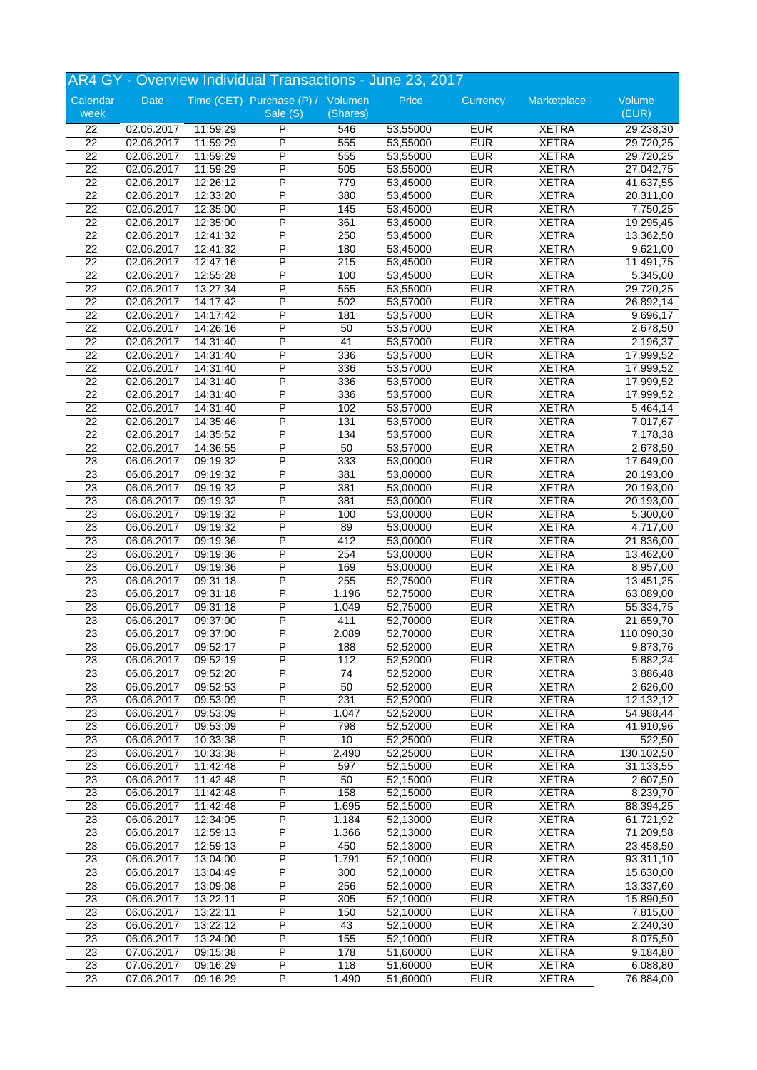# AR4 GY - Overview Individual Transactions - June 23, 2017

| Calendar week | Date | Time (CET) | Purchase (P) / Sale (S) | Volumen (Shares) | Price | Currency | Marketplace | Volume (EUR) |
|---|---|---|---|---|---|---|---|---|
| 22 | 02.06.2017 | 11:59:29 | P | 546 | 53,55000 | EUR | XETRA | 29.238,30 |
| 22 | 02.06.2017 | 11:59:29 | P | 555 | 53,55000 | EUR | XETRA | 29.720,25 |
| 22 | 02.06.2017 | 11:59:29 | P | 555 | 53,55000 | EUR | XETRA | 29.720,25 |
| 22 | 02.06.2017 | 11:59:29 | P | 505 | 53,55000 | EUR | XETRA | 27.042,75 |
| 22 | 02.06.2017 | 12:26:12 | P | 779 | 53,45000 | EUR | XETRA | 41.637,55 |
| 22 | 02.06.2017 | 12:33:20 | P | 380 | 53,45000 | EUR | XETRA | 20.311,00 |
| 22 | 02.06.2017 | 12:35:00 | P | 145 | 53,45000 | EUR | XETRA | 7.750,25 |
| 22 | 02.06.2017 | 12:35:00 | P | 361 | 53,45000 | EUR | XETRA | 19.295,45 |
| 22 | 02.06.2017 | 12:41:32 | P | 250 | 53,45000 | EUR | XETRA | 13.362,50 |
| 22 | 02.06.2017 | 12:41:32 | P | 180 | 53,45000 | EUR | XETRA | 9.621,00 |
| 22 | 02.06.2017 | 12:47:16 | P | 215 | 53,45000 | EUR | XETRA | 11.491,75 |
| 22 | 02.06.2017 | 12:55:28 | P | 100 | 53,45000 | EUR | XETRA | 5.345,00 |
| 22 | 02.06.2017 | 13:27:34 | P | 555 | 53,55000 | EUR | XETRA | 29.720,25 |
| 22 | 02.06.2017 | 14:17:42 | P | 502 | 53,57000 | EUR | XETRA | 26.892,14 |
| 22 | 02.06.2017 | 14:17:42 | P | 181 | 53,57000 | EUR | XETRA | 9.696,17 |
| 22 | 02.06.2017 | 14:26:16 | P | 50 | 53,57000 | EUR | XETRA | 2.678,50 |
| 22 | 02.06.2017 | 14:31:40 | P | 41 | 53,57000 | EUR | XETRA | 2.196,37 |
| 22 | 02.06.2017 | 14:31:40 | P | 336 | 53,57000 | EUR | XETRA | 17.999,52 |
| 22 | 02.06.2017 | 14:31:40 | P | 336 | 53,57000 | EUR | XETRA | 17.999,52 |
| 22 | 02.06.2017 | 14:31:40 | P | 336 | 53,57000 | EUR | XETRA | 17.999,52 |
| 22 | 02.06.2017 | 14:31:40 | P | 336 | 53,57000 | EUR | XETRA | 17.999,52 |
| 22 | 02.06.2017 | 14:31:40 | P | 102 | 53,57000 | EUR | XETRA | 5.464,14 |
| 22 | 02.06.2017 | 14:35:46 | P | 131 | 53,57000 | EUR | XETRA | 7.017,67 |
| 22 | 02.06.2017 | 14:35:52 | P | 134 | 53,57000 | EUR | XETRA | 7.178,38 |
| 22 | 02.06.2017 | 14:36:55 | P | 50 | 53,57000 | EUR | XETRA | 2.678,50 |
| 23 | 06.06.2017 | 09:19:32 | P | 333 | 53,00000 | EUR | XETRA | 17.649,00 |
| 23 | 06.06.2017 | 09:19:32 | P | 381 | 53,00000 | EUR | XETRA | 20.193,00 |
| 23 | 06.06.2017 | 09:19:32 | P | 381 | 53,00000 | EUR | XETRA | 20.193,00 |
| 23 | 06.06.2017 | 09:19:32 | P | 381 | 53,00000 | EUR | XETRA | 20.193,00 |
| 23 | 06.06.2017 | 09:19:32 | P | 100 | 53,00000 | EUR | XETRA | 5.300,00 |
| 23 | 06.06.2017 | 09:19:32 | P | 89 | 53,00000 | EUR | XETRA | 4.717,00 |
| 23 | 06.06.2017 | 09:19:36 | P | 412 | 53,00000 | EUR | XETRA | 21.836,00 |
| 23 | 06.06.2017 | 09:19:36 | P | 254 | 53,00000 | EUR | XETRA | 13.462,00 |
| 23 | 06.06.2017 | 09:19:36 | P | 169 | 53,00000 | EUR | XETRA | 8.957,00 |
| 23 | 06.06.2017 | 09:31:18 | P | 255 | 52,75000 | EUR | XETRA | 13.451,25 |
| 23 | 06.06.2017 | 09:31:18 | P | 1.196 | 52,75000 | EUR | XETRA | 63.089,00 |
| 23 | 06.06.2017 | 09:31:18 | P | 1.049 | 52,75000 | EUR | XETRA | 55.334,75 |
| 23 | 06.06.2017 | 09:37:00 | P | 411 | 52,70000 | EUR | XETRA | 21.659,70 |
| 23 | 06.06.2017 | 09:37:00 | P | 2.089 | 52,70000 | EUR | XETRA | 110.090,30 |
| 23 | 06.06.2017 | 09:52:17 | P | 188 | 52,52000 | EUR | XETRA | 9.873,76 |
| 23 | 06.06.2017 | 09:52:19 | P | 112 | 52,52000 | EUR | XETRA | 5.882,24 |
| 23 | 06.06.2017 | 09:52:20 | P | 74 | 52,52000 | EUR | XETRA | 3.886,48 |
| 23 | 06.06.2017 | 09:52:53 | P | 50 | 52,52000 | EUR | XETRA | 2.626,00 |
| 23 | 06.06.2017 | 09:53:09 | P | 231 | 52,52000 | EUR | XETRA | 12.132,12 |
| 23 | 06.06.2017 | 09:53:09 | P | 1.047 | 52,52000 | EUR | XETRA | 54.988,44 |
| 23 | 06.06.2017 | 09:53:09 | P | 798 | 52,52000 | EUR | XETRA | 41.910,96 |
| 23 | 06.06.2017 | 10:33:38 | P | 10 | 52,25000 | EUR | XETRA | 522,50 |
| 23 | 06.06.2017 | 10:33:38 | P | 2.490 | 52,25000 | EUR | XETRA | 130.102,50 |
| 23 | 06.06.2017 | 11:42:48 | P | 597 | 52,15000 | EUR | XETRA | 31.133,55 |
| 23 | 06.06.2017 | 11:42:48 | P | 50 | 52,15000 | EUR | XETRA | 2.607,50 |
| 23 | 06.06.2017 | 11:42:48 | P | 158 | 52,15000 | EUR | XETRA | 8.239,70 |
| 23 | 06.06.2017 | 11:42:48 | P | 1.695 | 52,15000 | EUR | XETRA | 88.394,25 |
| 23 | 06.06.2017 | 12:34:05 | P | 1.184 | 52,13000 | EUR | XETRA | 61.721,92 |
| 23 | 06.06.2017 | 12:59:13 | P | 1.366 | 52,13000 | EUR | XETRA | 71.209,58 |
| 23 | 06.06.2017 | 12:59:13 | P | 450 | 52,13000 | EUR | XETRA | 23.458,50 |
| 23 | 06.06.2017 | 13:04:00 | P | 1.791 | 52,10000 | EUR | XETRA | 93.311,10 |
| 23 | 06.06.2017 | 13:04:49 | P | 300 | 52,10000 | EUR | XETRA | 15.630,00 |
| 23 | 06.06.2017 | 13:09:08 | P | 256 | 52,10000 | EUR | XETRA | 13.337,60 |
| 23 | 06.06.2017 | 13:22:11 | P | 305 | 52,10000 | EUR | XETRA | 15.890,50 |
| 23 | 06.06.2017 | 13:22:11 | P | 150 | 52,10000 | EUR | XETRA | 7.815,00 |
| 23 | 06.06.2017 | 13:22:12 | P | 43 | 52,10000 | EUR | XETRA | 2.240,30 |
| 23 | 06.06.2017 | 13:24:00 | P | 155 | 52,10000 | EUR | XETRA | 8.075,50 |
| 23 | 07.06.2017 | 09:15:38 | P | 178 | 51,60000 | EUR | XETRA | 9.184,80 |
| 23 | 07.06.2017 | 09:16:29 | P | 118 | 51,60000 | EUR | XETRA | 6.088,80 |
| 23 | 07.06.2017 | 09:16:29 | P | 1.490 | 51,60000 | EUR | XETRA | 76.884,00 |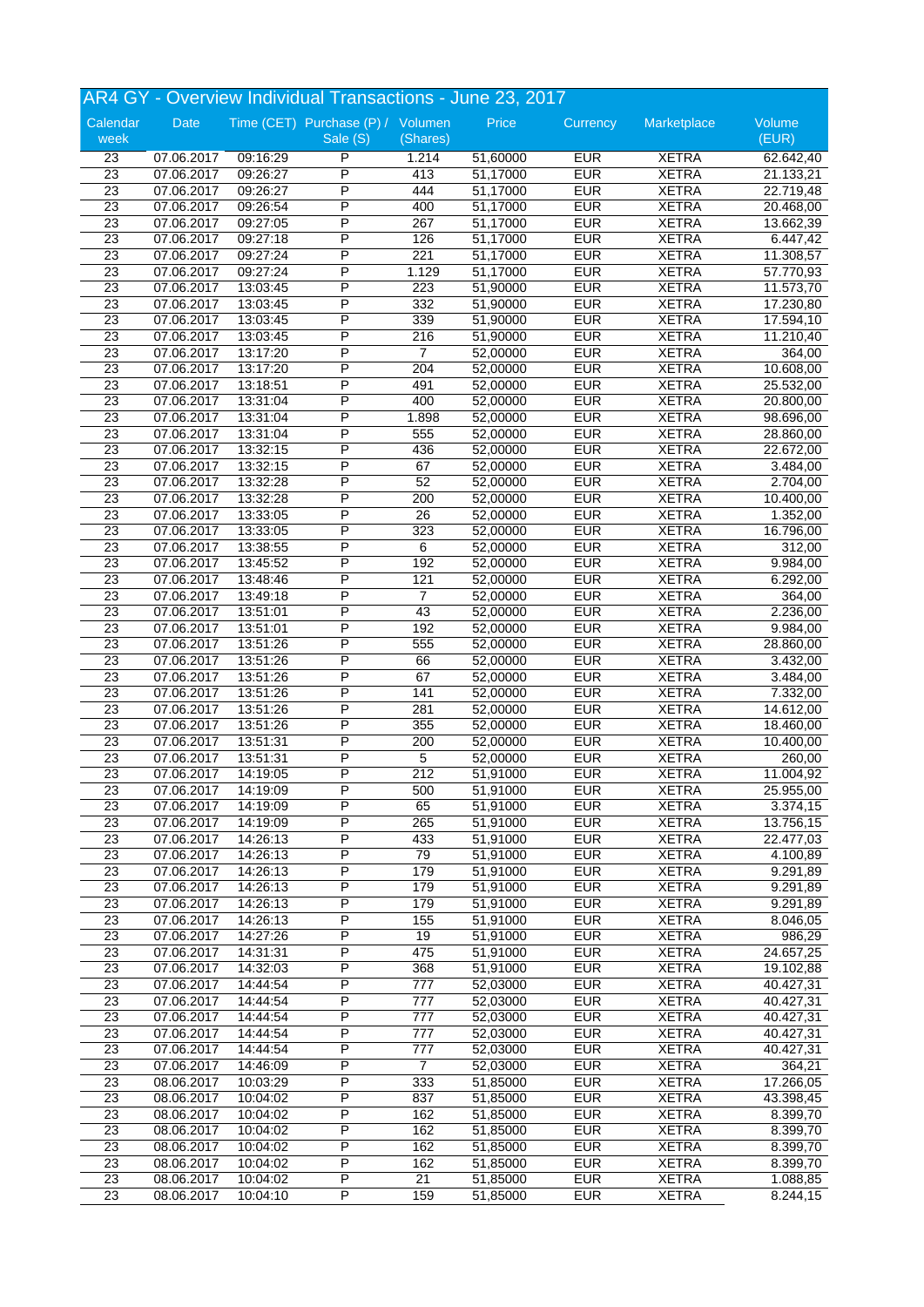## AR4 GY - Overview Individual Transactions - June 23, 2017

| Calendar week | Date | Time (CET) | Purchase (P) / Sale (S) | Volumen (Shares) | Price | Currency | Marketplace | Volume (EUR) |
|---|---|---|---|---|---|---|---|---|
| 23 | 07.06.2017 | 09:16:29 | P | 1.214 | 51,60000 | EUR | XETRA | 62.642,40 |
| 23 | 07.06.2017 | 09:26:27 | P | 413 | 51,17000 | EUR | XETRA | 21.133,21 |
| 23 | 07.06.2017 | 09:26:27 | P | 444 | 51,17000 | EUR | XETRA | 22.719,48 |
| 23 | 07.06.2017 | 09:26:54 | P | 400 | 51,17000 | EUR | XETRA | 20.468,00 |
| 23 | 07.06.2017 | 09:27:05 | P | 267 | 51,17000 | EUR | XETRA | 13.662,39 |
| 23 | 07.06.2017 | 09:27:18 | P | 126 | 51,17000 | EUR | XETRA | 6.447,42 |
| 23 | 07.06.2017 | 09:27:24 | P | 221 | 51,17000 | EUR | XETRA | 11.308,57 |
| 23 | 07.06.2017 | 09:27:24 | P | 1.129 | 51,17000 | EUR | XETRA | 57.770,93 |
| 23 | 07.06.2017 | 13:03:45 | P | 223 | 51,90000 | EUR | XETRA | 11.573,70 |
| 23 | 07.06.2017 | 13:03:45 | P | 332 | 51,90000 | EUR | XETRA | 17.230,80 |
| 23 | 07.06.2017 | 13:03:45 | P | 339 | 51,90000 | EUR | XETRA | 17.594,10 |
| 23 | 07.06.2017 | 13:03:45 | P | 216 | 51,90000 | EUR | XETRA | 11.210,40 |
| 23 | 07.06.2017 | 13:17:20 | P | 7 | 52,00000 | EUR | XETRA | 364,00 |
| 23 | 07.06.2017 | 13:17:20 | P | 204 | 52,00000 | EUR | XETRA | 10.608,00 |
| 23 | 07.06.2017 | 13:18:51 | P | 491 | 52,00000 | EUR | XETRA | 25.532,00 |
| 23 | 07.06.2017 | 13:31:04 | P | 400 | 52,00000 | EUR | XETRA | 20.800,00 |
| 23 | 07.06.2017 | 13:31:04 | P | 1.898 | 52,00000 | EUR | XETRA | 98.696,00 |
| 23 | 07.06.2017 | 13:31:04 | P | 555 | 52,00000 | EUR | XETRA | 28.860,00 |
| 23 | 07.06.2017 | 13:32:15 | P | 436 | 52,00000 | EUR | XETRA | 22.672,00 |
| 23 | 07.06.2017 | 13:32:15 | P | 67 | 52,00000 | EUR | XETRA | 3.484,00 |
| 23 | 07.06.2017 | 13:32:28 | P | 52 | 52,00000 | EUR | XETRA | 2.704,00 |
| 23 | 07.06.2017 | 13:32:28 | P | 200 | 52,00000 | EUR | XETRA | 10.400,00 |
| 23 | 07.06.2017 | 13:33:05 | P | 26 | 52,00000 | EUR | XETRA | 1.352,00 |
| 23 | 07.06.2017 | 13:33:05 | P | 323 | 52,00000 | EUR | XETRA | 16.796,00 |
| 23 | 07.06.2017 | 13:38:55 | P | 6 | 52,00000 | EUR | XETRA | 312,00 |
| 23 | 07.06.2017 | 13:45:52 | P | 192 | 52,00000 | EUR | XETRA | 9.984,00 |
| 23 | 07.06.2017 | 13:48:46 | P | 121 | 52,00000 | EUR | XETRA | 6.292,00 |
| 23 | 07.06.2017 | 13:49:18 | P | 7 | 52,00000 | EUR | XETRA | 364,00 |
| 23 | 07.06.2017 | 13:51:01 | P | 43 | 52,00000 | EUR | XETRA | 2.236,00 |
| 23 | 07.06.2017 | 13:51:01 | P | 192 | 52,00000 | EUR | XETRA | 9.984,00 |
| 23 | 07.06.2017 | 13:51:26 | P | 555 | 52,00000 | EUR | XETRA | 28.860,00 |
| 23 | 07.06.2017 | 13:51:26 | P | 66 | 52,00000 | EUR | XETRA | 3.432,00 |
| 23 | 07.06.2017 | 13:51:26 | P | 67 | 52,00000 | EUR | XETRA | 3.484,00 |
| 23 | 07.06.2017 | 13:51:26 | P | 141 | 52,00000 | EUR | XETRA | 7.332,00 |
| 23 | 07.06.2017 | 13:51:26 | P | 281 | 52,00000 | EUR | XETRA | 14.612,00 |
| 23 | 07.06.2017 | 13:51:26 | P | 355 | 52,00000 | EUR | XETRA | 18.460,00 |
| 23 | 07.06.2017 | 13:51:31 | P | 200 | 52,00000 | EUR | XETRA | 10.400,00 |
| 23 | 07.06.2017 | 13:51:31 | P | 5 | 52,00000 | EUR | XETRA | 260,00 |
| 23 | 07.06.2017 | 14:19:05 | P | 212 | 51,91000 | EUR | XETRA | 11.004,92 |
| 23 | 07.06.2017 | 14:19:09 | P | 500 | 51,91000 | EUR | XETRA | 25.955,00 |
| 23 | 07.06.2017 | 14:19:09 | P | 65 | 51,91000 | EUR | XETRA | 3.374,15 |
| 23 | 07.06.2017 | 14:19:09 | P | 265 | 51,91000 | EUR | XETRA | 13.756,15 |
| 23 | 07.06.2017 | 14:26:13 | P | 433 | 51,91000 | EUR | XETRA | 22.477,03 |
| 23 | 07.06.2017 | 14:26:13 | P | 79 | 51,91000 | EUR | XETRA | 4.100,89 |
| 23 | 07.06.2017 | 14:26:13 | P | 179 | 51,91000 | EUR | XETRA | 9.291,89 |
| 23 | 07.06.2017 | 14:26:13 | P | 179 | 51,91000 | EUR | XETRA | 9.291,89 |
| 23 | 07.06.2017 | 14:26:13 | P | 179 | 51,91000 | EUR | XETRA | 9.291,89 |
| 23 | 07.06.2017 | 14:26:13 | P | 155 | 51,91000 | EUR | XETRA | 8.046,05 |
| 23 | 07.06.2017 | 14:27:26 | P | 19 | 51,91000 | EUR | XETRA | 986,29 |
| 23 | 07.06.2017 | 14:31:31 | P | 475 | 51,91000 | EUR | XETRA | 24.657,25 |
| 23 | 07.06.2017 | 14:32:03 | P | 368 | 51,91000 | EUR | XETRA | 19.102,88 |
| 23 | 07.06.2017 | 14:44:54 | P | 777 | 52,03000 | EUR | XETRA | 40.427,31 |
| 23 | 07.06.2017 | 14:44:54 | P | 777 | 52,03000 | EUR | XETRA | 40.427,31 |
| 23 | 07.06.2017 | 14:44:54 | P | 777 | 52,03000 | EUR | XETRA | 40.427,31 |
| 23 | 07.06.2017 | 14:44:54 | P | 777 | 52,03000 | EUR | XETRA | 40.427,31 |
| 23 | 07.06.2017 | 14:44:54 | P | 777 | 52,03000 | EUR | XETRA | 40.427,31 |
| 23 | 07.06.2017 | 14:46:09 | P | 7 | 52,03000 | EUR | XETRA | 364,21 |
| 23 | 08.06.2017 | 10:03:29 | P | 333 | 51,85000 | EUR | XETRA | 17.266,05 |
| 23 | 08.06.2017 | 10:04:02 | P | 837 | 51,85000 | EUR | XETRA | 43.398,45 |
| 23 | 08.06.2017 | 10:04:02 | P | 162 | 51,85000 | EUR | XETRA | 8.399,70 |
| 23 | 08.06.2017 | 10:04:02 | P | 162 | 51,85000 | EUR | XETRA | 8.399,70 |
| 23 | 08.06.2017 | 10:04:02 | P | 162 | 51,85000 | EUR | XETRA | 8.399,70 |
| 23 | 08.06.2017 | 10:04:02 | P | 162 | 51,85000 | EUR | XETRA | 8.399,70 |
| 23 | 08.06.2017 | 10:04:02 | P | 21 | 51,85000 | EUR | XETRA | 1.088,85 |
| 23 | 08.06.2017 | 10:04:10 | P | 159 | 51,85000 | EUR | XETRA | 8.244,15 |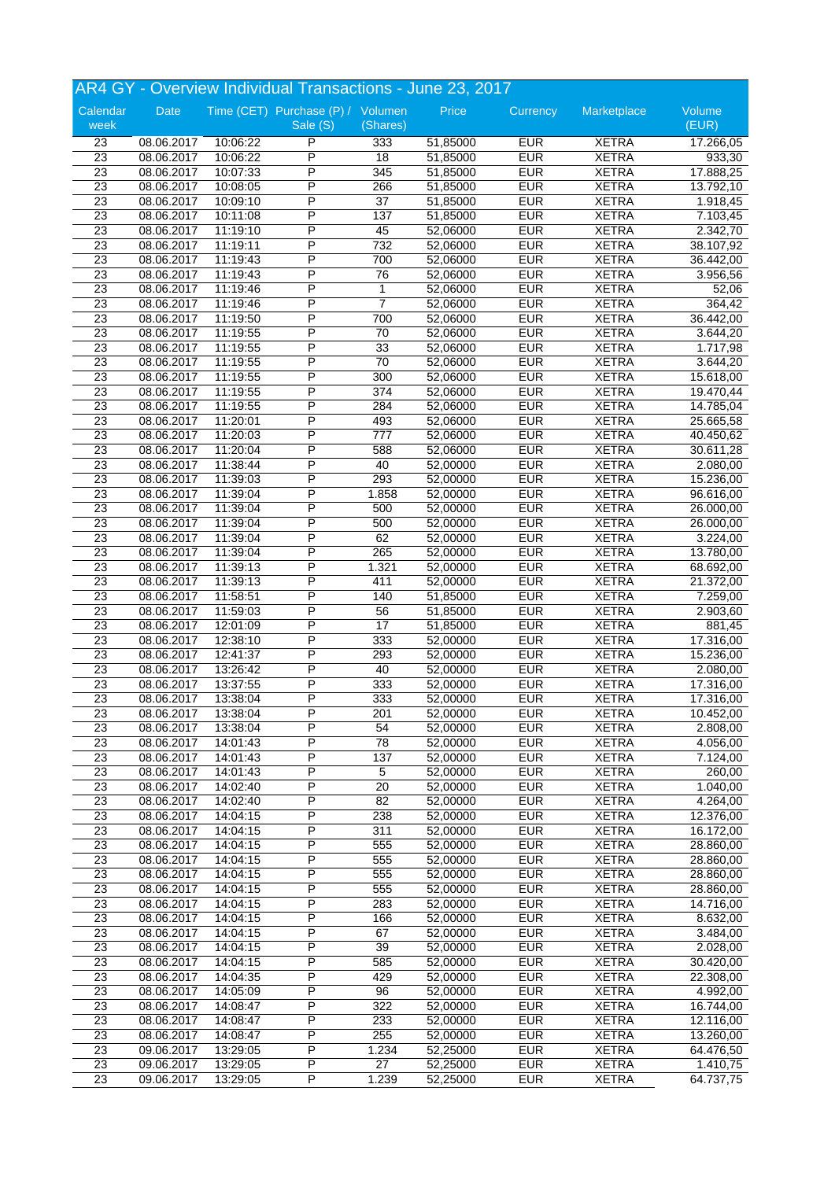## AR4 GY - Overview Individual Transactions - June 23, 2017

| Calendar week | Date | Time (CET) | Purchase (P) / Sale (S) | Volumen (Shares) | Price | Currency | Marketplace | Volume (EUR) |
|---|---|---|---|---|---|---|---|---|
| 23 | 08.06.2017 | 10:06:22 | P | 333 | 51,85000 | EUR | XETRA | 17.266,05 |
| 23 | 08.06.2017 | 10:06:22 | P | 18 | 51,85000 | EUR | XETRA | 933,30 |
| 23 | 08.06.2017 | 10:07:33 | P | 345 | 51,85000 | EUR | XETRA | 17.888,25 |
| 23 | 08.06.2017 | 10:08:05 | P | 266 | 51,85000 | EUR | XETRA | 13.792,10 |
| 23 | 08.06.2017 | 10:09:10 | P | 37 | 51,85000 | EUR | XETRA | 1.918,45 |
| 23 | 08.06.2017 | 10:11:08 | P | 137 | 51,85000 | EUR | XETRA | 7.103,45 |
| 23 | 08.06.2017 | 11:19:10 | P | 45 | 52,06000 | EUR | XETRA | 2.342,70 |
| 23 | 08.06.2017 | 11:19:11 | P | 732 | 52,06000 | EUR | XETRA | 38.107,92 |
| 23 | 08.06.2017 | 11:19:43 | P | 700 | 52,06000 | EUR | XETRA | 36.442,00 |
| 23 | 08.06.2017 | 11:19:43 | P | 76 | 52,06000 | EUR | XETRA | 3.956,56 |
| 23 | 08.06.2017 | 11:19:46 | P | 1 | 52,06000 | EUR | XETRA | 52,06 |
| 23 | 08.06.2017 | 11:19:46 | P | 7 | 52,06000 | EUR | XETRA | 364,42 |
| 23 | 08.06.2017 | 11:19:50 | P | 700 | 52,06000 | EUR | XETRA | 36.442,00 |
| 23 | 08.06.2017 | 11:19:55 | P | 70 | 52,06000 | EUR | XETRA | 3.644,20 |
| 23 | 08.06.2017 | 11:19:55 | P | 33 | 52,06000 | EUR | XETRA | 1.717,98 |
| 23 | 08.06.2017 | 11:19:55 | P | 70 | 52,06000 | EUR | XETRA | 3.644,20 |
| 23 | 08.06.2017 | 11:19:55 | P | 300 | 52,06000 | EUR | XETRA | 15.618,00 |
| 23 | 08.06.2017 | 11:19:55 | P | 374 | 52,06000 | EUR | XETRA | 19.470,44 |
| 23 | 08.06.2017 | 11:19:55 | P | 284 | 52,06000 | EUR | XETRA | 14.785,04 |
| 23 | 08.06.2017 | 11:20:01 | P | 493 | 52,06000 | EUR | XETRA | 25.665,58 |
| 23 | 08.06.2017 | 11:20:03 | P | 777 | 52,06000 | EUR | XETRA | 40.450,62 |
| 23 | 08.06.2017 | 11:20:04 | P | 588 | 52,06000 | EUR | XETRA | 30.611,28 |
| 23 | 08.06.2017 | 11:38:44 | P | 40 | 52,00000 | EUR | XETRA | 2.080,00 |
| 23 | 08.06.2017 | 11:39:03 | P | 293 | 52,00000 | EUR | XETRA | 15.236,00 |
| 23 | 08.06.2017 | 11:39:04 | P | 1.858 | 52,00000 | EUR | XETRA | 96.616,00 |
| 23 | 08.06.2017 | 11:39:04 | P | 500 | 52,00000 | EUR | XETRA | 26.000,00 |
| 23 | 08.06.2017 | 11:39:04 | P | 500 | 52,00000 | EUR | XETRA | 26.000,00 |
| 23 | 08.06.2017 | 11:39:04 | P | 62 | 52,00000 | EUR | XETRA | 3.224,00 |
| 23 | 08.06.2017 | 11:39:04 | P | 265 | 52,00000 | EUR | XETRA | 13.780,00 |
| 23 | 08.06.2017 | 11:39:13 | P | 1.321 | 52,00000 | EUR | XETRA | 68.692,00 |
| 23 | 08.06.2017 | 11:39:13 | P | 411 | 52,00000 | EUR | XETRA | 21.372,00 |
| 23 | 08.06.2017 | 11:58:51 | P | 140 | 51,85000 | EUR | XETRA | 7.259,00 |
| 23 | 08.06.2017 | 11:59:03 | P | 56 | 51,85000 | EUR | XETRA | 2.903,60 |
| 23 | 08.06.2017 | 12:01:09 | P | 17 | 51,85000 | EUR | XETRA | 881,45 |
| 23 | 08.06.2017 | 12:38:10 | P | 333 | 52,00000 | EUR | XETRA | 17.316,00 |
| 23 | 08.06.2017 | 12:41:37 | P | 293 | 52,00000 | EUR | XETRA | 15.236,00 |
| 23 | 08.06.2017 | 13:26:42 | P | 40 | 52,00000 | EUR | XETRA | 2.080,00 |
| 23 | 08.06.2017 | 13:37:55 | P | 333 | 52,00000 | EUR | XETRA | 17.316,00 |
| 23 | 08.06.2017 | 13:38:04 | P | 333 | 52,00000 | EUR | XETRA | 17.316,00 |
| 23 | 08.06.2017 | 13:38:04 | P | 201 | 52,00000 | EUR | XETRA | 10.452,00 |
| 23 | 08.06.2017 | 13:38:04 | P | 54 | 52,00000 | EUR | XETRA | 2.808,00 |
| 23 | 08.06.2017 | 14:01:43 | P | 78 | 52,00000 | EUR | XETRA | 4.056,00 |
| 23 | 08.06.2017 | 14:01:43 | P | 137 | 52,00000 | EUR | XETRA | 7.124,00 |
| 23 | 08.06.2017 | 14:01:43 | P | 5 | 52,00000 | EUR | XETRA | 260,00 |
| 23 | 08.06.2017 | 14:02:40 | P | 20 | 52,00000 | EUR | XETRA | 1.040,00 |
| 23 | 08.06.2017 | 14:02:40 | P | 82 | 52,00000 | EUR | XETRA | 4.264,00 |
| 23 | 08.06.2017 | 14:04:15 | P | 238 | 52,00000 | EUR | XETRA | 12.376,00 |
| 23 | 08.06.2017 | 14:04:15 | P | 311 | 52,00000 | EUR | XETRA | 16.172,00 |
| 23 | 08.06.2017 | 14:04:15 | P | 555 | 52,00000 | EUR | XETRA | 28.860,00 |
| 23 | 08.06.2017 | 14:04:15 | P | 555 | 52,00000 | EUR | XETRA | 28.860,00 |
| 23 | 08.06.2017 | 14:04:15 | P | 555 | 52,00000 | EUR | XETRA | 28.860,00 |
| 23 | 08.06.2017 | 14:04:15 | P | 555 | 52,00000 | EUR | XETRA | 28.860,00 |
| 23 | 08.06.2017 | 14:04:15 | P | 283 | 52,00000 | EUR | XETRA | 14.716,00 |
| 23 | 08.06.2017 | 14:04:15 | P | 166 | 52,00000 | EUR | XETRA | 8.632,00 |
| 23 | 08.06.2017 | 14:04:15 | P | 67 | 52,00000 | EUR | XETRA | 3.484,00 |
| 23 | 08.06.2017 | 14:04:15 | P | 39 | 52,00000 | EUR | XETRA | 2.028,00 |
| 23 | 08.06.2017 | 14:04:15 | P | 585 | 52,00000 | EUR | XETRA | 30.420,00 |
| 23 | 08.06.2017 | 14:04:35 | P | 429 | 52,00000 | EUR | XETRA | 22.308,00 |
| 23 | 08.06.2017 | 14:05:09 | P | 96 | 52,00000 | EUR | XETRA | 4.992,00 |
| 23 | 08.06.2017 | 14:08:47 | P | 322 | 52,00000 | EUR | XETRA | 16.744,00 |
| 23 | 08.06.2017 | 14:08:47 | P | 233 | 52,00000 | EUR | XETRA | 12.116,00 |
| 23 | 08.06.2017 | 14:08:47 | P | 255 | 52,00000 | EUR | XETRA | 13.260,00 |
| 23 | 09.06.2017 | 13:29:05 | P | 1.234 | 52,25000 | EUR | XETRA | 64.476,50 |
| 23 | 09.06.2017 | 13:29:05 | P | 27 | 52,25000 | EUR | XETRA | 1.410,75 |
| 23 | 09.06.2017 | 13:29:05 | P | 1.239 | 52,25000 | EUR | XETRA | 64.737,75 |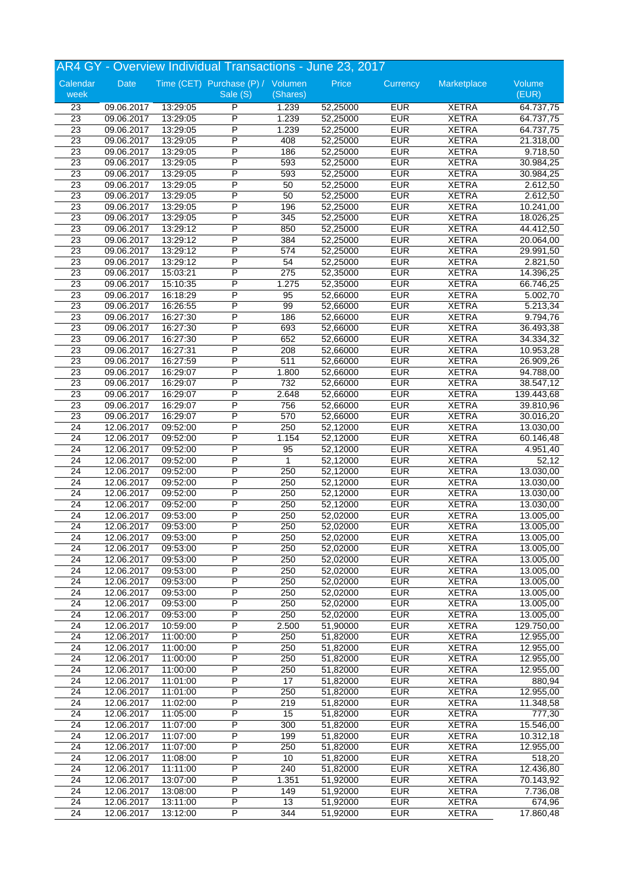## AR4 GY - Overview Individual Transactions - June 23, 2017

| Calendar week | Date | Time (CET) | Purchase (P) / Sale (S) | Volumen (Shares) | Price | Currency | Marketplace | Volume (EUR) |
|---|---|---|---|---|---|---|---|---|
| 23 | 09.06.2017 | 13:29:05 | P | 1.239 | 52,25000 | EUR | XETRA | 64.737,75 |
| 23 | 09.06.2017 | 13:29:05 | P | 1.239 | 52,25000 | EUR | XETRA | 64.737,75 |
| 23 | 09.06.2017 | 13:29:05 | P | 1.239 | 52,25000 | EUR | XETRA | 64.737,75 |
| 23 | 09.06.2017 | 13:29:05 | P | 408 | 52,25000 | EUR | XETRA | 21.318,00 |
| 23 | 09.06.2017 | 13:29:05 | P | 186 | 52,25000 | EUR | XETRA | 9.718,50 |
| 23 | 09.06.2017 | 13:29:05 | P | 593 | 52,25000 | EUR | XETRA | 30.984,25 |
| 23 | 09.06.2017 | 13:29:05 | P | 593 | 52,25000 | EUR | XETRA | 30.984,25 |
| 23 | 09.06.2017 | 13:29:05 | P | 50 | 52,25000 | EUR | XETRA | 2.612,50 |
| 23 | 09.06.2017 | 13:29:05 | P | 50 | 52,25000 | EUR | XETRA | 2.612,50 |
| 23 | 09.06.2017 | 13:29:05 | P | 196 | 52,25000 | EUR | XETRA | 10.241,00 |
| 23 | 09.06.2017 | 13:29:05 | P | 345 | 52,25000 | EUR | XETRA | 18.026,25 |
| 23 | 09.06.2017 | 13:29:12 | P | 850 | 52,25000 | EUR | XETRA | 44.412,50 |
| 23 | 09.06.2017 | 13:29:12 | P | 384 | 52,25000 | EUR | XETRA | 20.064,00 |
| 23 | 09.06.2017 | 13:29:12 | P | 574 | 52,25000 | EUR | XETRA | 29.991,50 |
| 23 | 09.06.2017 | 13:29:12 | P | 54 | 52,25000 | EUR | XETRA | 2.821,50 |
| 23 | 09.06.2017 | 15:03:21 | P | 275 | 52,35000 | EUR | XETRA | 14.396,25 |
| 23 | 09.06.2017 | 15:10:35 | P | 1.275 | 52,35000 | EUR | XETRA | 66.746,25 |
| 23 | 09.06.2017 | 16:18:29 | P | 95 | 52,66000 | EUR | XETRA | 5.002,70 |
| 23 | 09.06.2017 | 16:26:55 | P | 99 | 52,66000 | EUR | XETRA | 5.213,34 |
| 23 | 09.06.2017 | 16:27:30 | P | 186 | 52,66000 | EUR | XETRA | 9.794,76 |
| 23 | 09.06.2017 | 16:27:30 | P | 693 | 52,66000 | EUR | XETRA | 36.493,38 |
| 23 | 09.06.2017 | 16:27:30 | P | 652 | 52,66000 | EUR | XETRA | 34.334,32 |
| 23 | 09.06.2017 | 16:27:31 | P | 208 | 52,66000 | EUR | XETRA | 10.953,28 |
| 23 | 09.06.2017 | 16:27:59 | P | 511 | 52,66000 | EUR | XETRA | 26.909,26 |
| 23 | 09.06.2017 | 16:29:07 | P | 1.800 | 52,66000 | EUR | XETRA | 94.788,00 |
| 23 | 09.06.2017 | 16:29:07 | P | 732 | 52,66000 | EUR | XETRA | 38.547,12 |
| 23 | 09.06.2017 | 16:29:07 | P | 2.648 | 52,66000 | EUR | XETRA | 139.443,68 |
| 23 | 09.06.2017 | 16:29:07 | P | 756 | 52,66000 | EUR | XETRA | 39.810,96 |
| 23 | 09.06.2017 | 16:29:07 | P | 570 | 52,66000 | EUR | XETRA | 30.016,20 |
| 24 | 12.06.2017 | 09:52:00 | P | 250 | 52,12000 | EUR | XETRA | 13.030,00 |
| 24 | 12.06.2017 | 09:52:00 | P | 1.154 | 52,12000 | EUR | XETRA | 60.146,48 |
| 24 | 12.06.2017 | 09:52:00 | P | 95 | 52,12000 | EUR | XETRA | 4.951,40 |
| 24 | 12.06.2017 | 09:52:00 | P | 1 | 52,12000 | EUR | XETRA | 52,12 |
| 24 | 12.06.2017 | 09:52:00 | P | 250 | 52,12000 | EUR | XETRA | 13.030,00 |
| 24 | 12.06.2017 | 09:52:00 | P | 250 | 52,12000 | EUR | XETRA | 13.030,00 |
| 24 | 12.06.2017 | 09:52:00 | P | 250 | 52,12000 | EUR | XETRA | 13.030,00 |
| 24 | 12.06.2017 | 09:52:00 | P | 250 | 52,12000 | EUR | XETRA | 13.030,00 |
| 24 | 12.06.2017 | 09:53:00 | P | 250 | 52,02000 | EUR | XETRA | 13.005,00 |
| 24 | 12.06.2017 | 09:53:00 | P | 250 | 52,02000 | EUR | XETRA | 13.005,00 |
| 24 | 12.06.2017 | 09:53:00 | P | 250 | 52,02000 | EUR | XETRA | 13.005,00 |
| 24 | 12.06.2017 | 09:53:00 | P | 250 | 52,02000 | EUR | XETRA | 13.005,00 |
| 24 | 12.06.2017 | 09:53:00 | P | 250 | 52,02000 | EUR | XETRA | 13.005,00 |
| 24 | 12.06.2017 | 09:53:00 | P | 250 | 52,02000 | EUR | XETRA | 13.005,00 |
| 24 | 12.06.2017 | 09:53:00 | P | 250 | 52,02000 | EUR | XETRA | 13.005,00 |
| 24 | 12.06.2017 | 09:53:00 | P | 250 | 52,02000 | EUR | XETRA | 13.005,00 |
| 24 | 12.06.2017 | 09:53:00 | P | 250 | 52,02000 | EUR | XETRA | 13.005,00 |
| 24 | 12.06.2017 | 09:53:00 | P | 250 | 52,02000 | EUR | XETRA | 13.005,00 |
| 24 | 12.06.2017 | 10:59:00 | P | 2.500 | 51,90000 | EUR | XETRA | 129.750,00 |
| 24 | 12.06.2017 | 11:00:00 | P | 250 | 51,82000 | EUR | XETRA | 12.955,00 |
| 24 | 12.06.2017 | 11:00:00 | P | 250 | 51,82000 | EUR | XETRA | 12.955,00 |
| 24 | 12.06.2017 | 11:00:00 | P | 250 | 51,82000 | EUR | XETRA | 12.955,00 |
| 24 | 12.06.2017 | 11:00:00 | P | 250 | 51,82000 | EUR | XETRA | 12.955,00 |
| 24 | 12.06.2017 | 11:01:00 | P | 17 | 51,82000 | EUR | XETRA | 880,94 |
| 24 | 12.06.2017 | 11:01:00 | P | 250 | 51,82000 | EUR | XETRA | 12.955,00 |
| 24 | 12.06.2017 | 11:02:00 | P | 219 | 51,82000 | EUR | XETRA | 11.348,58 |
| 24 | 12.06.2017 | 11:05:00 | P | 15 | 51,82000 | EUR | XETRA | 777,30 |
| 24 | 12.06.2017 | 11:07:00 | P | 300 | 51,82000 | EUR | XETRA | 15.546,00 |
| 24 | 12.06.2017 | 11:07:00 | P | 199 | 51,82000 | EUR | XETRA | 10.312,18 |
| 24 | 12.06.2017 | 11:07:00 | P | 250 | 51,82000 | EUR | XETRA | 12.955,00 |
| 24 | 12.06.2017 | 11:08:00 | P | 10 | 51,82000 | EUR | XETRA | 518,20 |
| 24 | 12.06.2017 | 11:11:00 | P | 240 | 51,82000 | EUR | XETRA | 12.436,80 |
| 24 | 12.06.2017 | 13:07:00 | P | 1.351 | 51,92000 | EUR | XETRA | 70.143,92 |
| 24 | 12.06.2017 | 13:08:00 | P | 149 | 51,92000 | EUR | XETRA | 7.736,08 |
| 24 | 12.06.2017 | 13:11:00 | P | 13 | 51,92000 | EUR | XETRA | 674,96 |
| 24 | 12.06.2017 | 13:12:00 | P | 344 | 51,92000 | EUR | XETRA | 17.860,48 |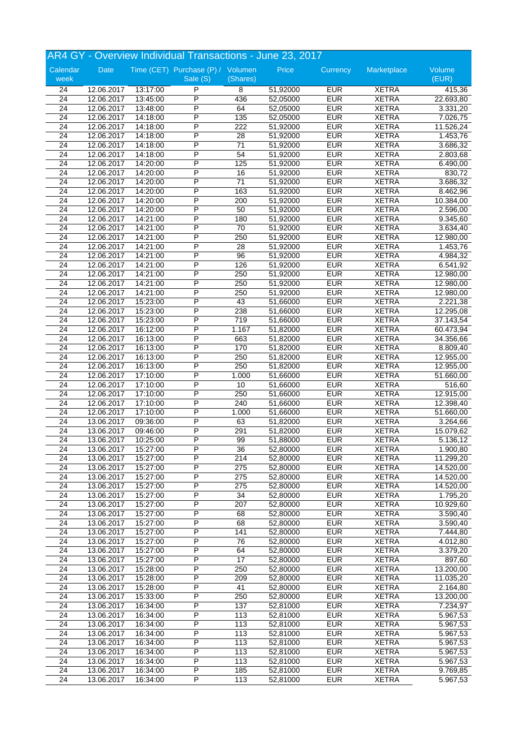## AR4 GY - Overview Individual Transactions - June 23, 2017

| Calendar week | Date | Time (CET) | Purchase (P) / Sale (S) | Volumen (Shares) | Price | Currency | Marketplace | Volume (EUR) |
|---|---|---|---|---|---|---|---|---|
| 24 | 12.06.2017 | 13:17:00 | P | 8 | 51,92000 | EUR | XETRA | 415,36 |
| 24 | 12.06.2017 | 13:45:00 | P | 436 | 52,05000 | EUR | XETRA | 22.693,80 |
| 24 | 12.06.2017 | 13:48:00 | P | 64 | 52,05000 | EUR | XETRA | 3.331,20 |
| 24 | 12.06.2017 | 14:18:00 | P | 135 | 52,05000 | EUR | XETRA | 7.026,75 |
| 24 | 12.06.2017 | 14:18:00 | P | 222 | 51,92000 | EUR | XETRA | 11.526,24 |
| 24 | 12.06.2017 | 14:18:00 | P | 28 | 51,92000 | EUR | XETRA | 1.453,76 |
| 24 | 12.06.2017 | 14:18:00 | P | 71 | 51,92000 | EUR | XETRA | 3.686,32 |
| 24 | 12.06.2017 | 14:18:00 | P | 54 | 51,92000 | EUR | XETRA | 2.803,68 |
| 24 | 12.06.2017 | 14:20:00 | P | 125 | 51,92000 | EUR | XETRA | 6.490,00 |
| 24 | 12.06.2017 | 14:20:00 | P | 16 | 51,92000 | EUR | XETRA | 830,72 |
| 24 | 12.06.2017 | 14:20:00 | P | 71 | 51,92000 | EUR | XETRA | 3.686,32 |
| 24 | 12.06.2017 | 14:20:00 | P | 163 | 51,92000 | EUR | XETRA | 8.462,96 |
| 24 | 12.06.2017 | 14:20:00 | P | 200 | 51,92000 | EUR | XETRA | 10.384,00 |
| 24 | 12.06.2017 | 14:20:00 | P | 50 | 51,92000 | EUR | XETRA | 2.596,00 |
| 24 | 12.06.2017 | 14:21:00 | P | 180 | 51,92000 | EUR | XETRA | 9.345,60 |
| 24 | 12.06.2017 | 14:21:00 | P | 70 | 51,92000 | EUR | XETRA | 3.634,40 |
| 24 | 12.06.2017 | 14:21:00 | P | 250 | 51,92000 | EUR | XETRA | 12.980,00 |
| 24 | 12.06.2017 | 14:21:00 | P | 28 | 51,92000 | EUR | XETRA | 1.453,76 |
| 24 | 12.06.2017 | 14:21:00 | P | 96 | 51,92000 | EUR | XETRA | 4.984,32 |
| 24 | 12.06.2017 | 14:21:00 | P | 126 | 51,92000 | EUR | XETRA | 6.541,92 |
| 24 | 12.06.2017 | 14:21:00 | P | 250 | 51,92000 | EUR | XETRA | 12.980,00 |
| 24 | 12.06.2017 | 14:21:00 | P | 250 | 51,92000 | EUR | XETRA | 12.980,00 |
| 24 | 12.06.2017 | 14:21:00 | P | 250 | 51,92000 | EUR | XETRA | 12.980,00 |
| 24 | 12.06.2017 | 15:23:00 | P | 43 | 51,66000 | EUR | XETRA | 2.221,38 |
| 24 | 12.06.2017 | 15:23:00 | P | 238 | 51,66000 | EUR | XETRA | 12.295,08 |
| 24 | 12.06.2017 | 15:23:00 | P | 719 | 51,66000 | EUR | XETRA | 37.143,54 |
| 24 | 12.06.2017 | 16:12:00 | P | 1.167 | 51,82000 | EUR | XETRA | 60.473,94 |
| 24 | 12.06.2017 | 16:13:00 | P | 663 | 51,82000 | EUR | XETRA | 34.356,66 |
| 24 | 12.06.2017 | 16:13:00 | P | 170 | 51,82000 | EUR | XETRA | 8.809,40 |
| 24 | 12.06.2017 | 16:13:00 | P | 250 | 51,82000 | EUR | XETRA | 12.955,00 |
| 24 | 12.06.2017 | 16:13:00 | P | 250 | 51,82000 | EUR | XETRA | 12.955,00 |
| 24 | 12.06.2017 | 17:10:00 | P | 1.000 | 51,66000 | EUR | XETRA | 51.660,00 |
| 24 | 12.06.2017 | 17:10:00 | P | 10 | 51,66000 | EUR | XETRA | 516,60 |
| 24 | 12.06.2017 | 17:10:00 | P | 250 | 51,66000 | EUR | XETRA | 12.915,00 |
| 24 | 12.06.2017 | 17:10:00 | P | 240 | 51,66000 | EUR | XETRA | 12.398,40 |
| 24 | 12.06.2017 | 17:10:00 | P | 1.000 | 51,66000 | EUR | XETRA | 51.660,00 |
| 24 | 13.06.2017 | 09:36:00 | P | 63 | 51,82000 | EUR | XETRA | 3.264,66 |
| 24 | 13.06.2017 | 09:46:00 | P | 291 | 51,82000 | EUR | XETRA | 15.079,62 |
| 24 | 13.06.2017 | 10:25:00 | P | 99 | 51,88000 | EUR | XETRA | 5.136,12 |
| 24 | 13.06.2017 | 15:27:00 | P | 36 | 52,80000 | EUR | XETRA | 1.900,80 |
| 24 | 13.06.2017 | 15:27:00 | P | 214 | 52,80000 | EUR | XETRA | 11.299,20 |
| 24 | 13.06.2017 | 15:27:00 | P | 275 | 52,80000 | EUR | XETRA | 14.520,00 |
| 24 | 13.06.2017 | 15:27:00 | P | 275 | 52,80000 | EUR | XETRA | 14.520,00 |
| 24 | 13.06.2017 | 15:27:00 | P | 275 | 52,80000 | EUR | XETRA | 14.520,00 |
| 24 | 13.06.2017 | 15:27:00 | P | 34 | 52,80000 | EUR | XETRA | 1.795,20 |
| 24 | 13.06.2017 | 15:27:00 | P | 207 | 52,80000 | EUR | XETRA | 10.929,60 |
| 24 | 13.06.2017 | 15:27:00 | P | 68 | 52,80000 | EUR | XETRA | 3.590,40 |
| 24 | 13.06.2017 | 15:27:00 | P | 68 | 52,80000 | EUR | XETRA | 3.590,40 |
| 24 | 13.06.2017 | 15:27:00 | P | 141 | 52,80000 | EUR | XETRA | 7.444,80 |
| 24 | 13.06.2017 | 15:27:00 | P | 76 | 52,80000 | EUR | XETRA | 4.012,80 |
| 24 | 13.06.2017 | 15:27:00 | P | 64 | 52,80000 | EUR | XETRA | 3.379,20 |
| 24 | 13.06.2017 | 15:27:00 | P | 17 | 52,80000 | EUR | XETRA | 897,60 |
| 24 | 13.06.2017 | 15:28:00 | P | 250 | 52,80000 | EUR | XETRA | 13.200,00 |
| 24 | 13.06.2017 | 15:28:00 | P | 209 | 52,80000 | EUR | XETRA | 11.035,20 |
| 24 | 13.06.2017 | 15:28:00 | P | 41 | 52,80000 | EUR | XETRA | 2.164,80 |
| 24 | 13.06.2017 | 15:33:00 | P | 250 | 52,80000 | EUR | XETRA | 13.200,00 |
| 24 | 13.06.2017 | 16:34:00 | P | 137 | 52,81000 | EUR | XETRA | 7.234,97 |
| 24 | 13.06.2017 | 16:34:00 | P | 113 | 52,81000 | EUR | XETRA | 5.967,53 |
| 24 | 13.06.2017 | 16:34:00 | P | 113 | 52,81000 | EUR | XETRA | 5.967,53 |
| 24 | 13.06.2017 | 16:34:00 | P | 113 | 52,81000 | EUR | XETRA | 5.967,53 |
| 24 | 13.06.2017 | 16:34:00 | P | 113 | 52,81000 | EUR | XETRA | 5.967,53 |
| 24 | 13.06.2017 | 16:34:00 | P | 113 | 52,81000 | EUR | XETRA | 5.967,53 |
| 24 | 13.06.2017 | 16:34:00 | P | 113 | 52,81000 | EUR | XETRA | 5.967,53 |
| 24 | 13.06.2017 | 16:34:00 | P | 185 | 52,81000 | EUR | XETRA | 9.769,85 |
| 24 | 13.06.2017 | 16:34:00 | P | 113 | 52,81000 | EUR | XETRA | 5.967,53 |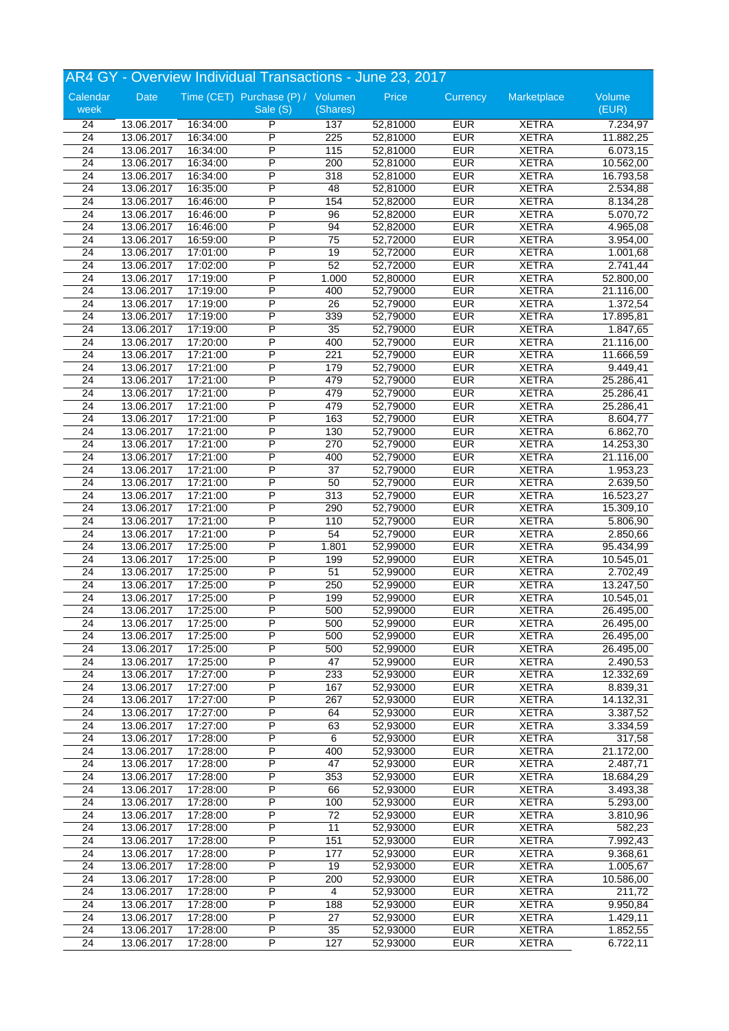# AR4 GY - Overview Individual Transactions - June 23, 2017

| Calendar week | Date | Time (CET) | Purchase (P) / Sale (S) | Volumen (Shares) | Price | Currency | Marketplace | Volume (EUR) |
|---|---|---|---|---|---|---|---|---|
| 24 | 13.06.2017 | 16:34:00 | P | 137 | 52,81000 | EUR | XETRA | 7.234,97 |
| 24 | 13.06.2017 | 16:34:00 | P | 225 | 52,81000 | EUR | XETRA | 11.882,25 |
| 24 | 13.06.2017 | 16:34:00 | P | 115 | 52,81000 | EUR | XETRA | 6.073,15 |
| 24 | 13.06.2017 | 16:34:00 | P | 200 | 52,81000 | EUR | XETRA | 10.562,00 |
| 24 | 13.06.2017 | 16:34:00 | P | 318 | 52,81000 | EUR | XETRA | 16.793,58 |
| 24 | 13.06.2017 | 16:35:00 | P | 48 | 52,81000 | EUR | XETRA | 2.534,88 |
| 24 | 13.06.2017 | 16:46:00 | P | 154 | 52,82000 | EUR | XETRA | 8.134,28 |
| 24 | 13.06.2017 | 16:46:00 | P | 96 | 52,82000 | EUR | XETRA | 5.070,72 |
| 24 | 13.06.2017 | 16:46:00 | P | 94 | 52,82000 | EUR | XETRA | 4.965,08 |
| 24 | 13.06.2017 | 16:59:00 | P | 75 | 52,72000 | EUR | XETRA | 3.954,00 |
| 24 | 13.06.2017 | 17:01:00 | P | 19 | 52,72000 | EUR | XETRA | 1.001,68 |
| 24 | 13.06.2017 | 17:02:00 | P | 52 | 52,72000 | EUR | XETRA | 2.741,44 |
| 24 | 13.06.2017 | 17:19:00 | P | 1.000 | 52,80000 | EUR | XETRA | 52.800,00 |
| 24 | 13.06.2017 | 17:19:00 | P | 400 | 52,79000 | EUR | XETRA | 21.116,00 |
| 24 | 13.06.2017 | 17:19:00 | P | 26 | 52,79000 | EUR | XETRA | 1.372,54 |
| 24 | 13.06.2017 | 17:19:00 | P | 339 | 52,79000 | EUR | XETRA | 17.895,81 |
| 24 | 13.06.2017 | 17:19:00 | P | 35 | 52,79000 | EUR | XETRA | 1.847,65 |
| 24 | 13.06.2017 | 17:20:00 | P | 400 | 52,79000 | EUR | XETRA | 21.116,00 |
| 24 | 13.06.2017 | 17:21:00 | P | 221 | 52,79000 | EUR | XETRA | 11.666,59 |
| 24 | 13.06.2017 | 17:21:00 | P | 179 | 52,79000 | EUR | XETRA | 9.449,41 |
| 24 | 13.06.2017 | 17:21:00 | P | 479 | 52,79000 | EUR | XETRA | 25.286,41 |
| 24 | 13.06.2017 | 17:21:00 | P | 479 | 52,79000 | EUR | XETRA | 25.286,41 |
| 24 | 13.06.2017 | 17:21:00 | P | 479 | 52,79000 | EUR | XETRA | 25.286,41 |
| 24 | 13.06.2017 | 17:21:00 | P | 163 | 52,79000 | EUR | XETRA | 8.604,77 |
| 24 | 13.06.2017 | 17:21:00 | P | 130 | 52,79000 | EUR | XETRA | 6.862,70 |
| 24 | 13.06.2017 | 17:21:00 | P | 270 | 52,79000 | EUR | XETRA | 14.253,30 |
| 24 | 13.06.2017 | 17:21:00 | P | 400 | 52,79000 | EUR | XETRA | 21.116,00 |
| 24 | 13.06.2017 | 17:21:00 | P | 37 | 52,79000 | EUR | XETRA | 1.953,23 |
| 24 | 13.06.2017 | 17:21:00 | P | 50 | 52,79000 | EUR | XETRA | 2.639,50 |
| 24 | 13.06.2017 | 17:21:00 | P | 313 | 52,79000 | EUR | XETRA | 16.523,27 |
| 24 | 13.06.2017 | 17:21:00 | P | 290 | 52,79000 | EUR | XETRA | 15.309,10 |
| 24 | 13.06.2017 | 17:21:00 | P | 110 | 52,79000 | EUR | XETRA | 5.806,90 |
| 24 | 13.06.2017 | 17:21:00 | P | 54 | 52,79000 | EUR | XETRA | 2.850,66 |
| 24 | 13.06.2017 | 17:25:00 | P | 1.801 | 52,99000 | EUR | XETRA | 95.434,99 |
| 24 | 13.06.2017 | 17:25:00 | P | 199 | 52,99000 | EUR | XETRA | 10.545,01 |
| 24 | 13.06.2017 | 17:25:00 | P | 51 | 52,99000 | EUR | XETRA | 2.702,49 |
| 24 | 13.06.2017 | 17:25:00 | P | 250 | 52,99000 | EUR | XETRA | 13.247,50 |
| 24 | 13.06.2017 | 17:25:00 | P | 199 | 52,99000 | EUR | XETRA | 10.545,01 |
| 24 | 13.06.2017 | 17:25:00 | P | 500 | 52,99000 | EUR | XETRA | 26.495,00 |
| 24 | 13.06.2017 | 17:25:00 | P | 500 | 52,99000 | EUR | XETRA | 26.495,00 |
| 24 | 13.06.2017 | 17:25:00 | P | 500 | 52,99000 | EUR | XETRA | 26.495,00 |
| 24 | 13.06.2017 | 17:25:00 | P | 500 | 52,99000 | EUR | XETRA | 26.495,00 |
| 24 | 13.06.2017 | 17:25:00 | P | 47 | 52,99000 | EUR | XETRA | 2.490,53 |
| 24 | 13.06.2017 | 17:27:00 | P | 233 | 52,93000 | EUR | XETRA | 12.332,69 |
| 24 | 13.06.2017 | 17:27:00 | P | 167 | 52,93000 | EUR | XETRA | 8.839,31 |
| 24 | 13.06.2017 | 17:27:00 | P | 267 | 52,93000 | EUR | XETRA | 14.132,31 |
| 24 | 13.06.2017 | 17:27:00 | P | 64 | 52,93000 | EUR | XETRA | 3.387,52 |
| 24 | 13.06.2017 | 17:27:00 | P | 63 | 52,93000 | EUR | XETRA | 3.334,59 |
| 24 | 13.06.2017 | 17:28:00 | P | 6 | 52,93000 | EUR | XETRA | 317,58 |
| 24 | 13.06.2017 | 17:28:00 | P | 400 | 52,93000 | EUR | XETRA | 21.172,00 |
| 24 | 13.06.2017 | 17:28:00 | P | 47 | 52,93000 | EUR | XETRA | 2.487,71 |
| 24 | 13.06.2017 | 17:28:00 | P | 353 | 52,93000 | EUR | XETRA | 18.684,29 |
| 24 | 13.06.2017 | 17:28:00 | P | 66 | 52,93000 | EUR | XETRA | 3.493,38 |
| 24 | 13.06.2017 | 17:28:00 | P | 100 | 52,93000 | EUR | XETRA | 5.293,00 |
| 24 | 13.06.2017 | 17:28:00 | P | 72 | 52,93000 | EUR | XETRA | 3.810,96 |
| 24 | 13.06.2017 | 17:28:00 | P | 11 | 52,93000 | EUR | XETRA | 582,23 |
| 24 | 13.06.2017 | 17:28:00 | P | 151 | 52,93000 | EUR | XETRA | 7.992,43 |
| 24 | 13.06.2017 | 17:28:00 | P | 177 | 52,93000 | EUR | XETRA | 9.368,61 |
| 24 | 13.06.2017 | 17:28:00 | P | 19 | 52,93000 | EUR | XETRA | 1.005,67 |
| 24 | 13.06.2017 | 17:28:00 | P | 200 | 52,93000 | EUR | XETRA | 10.586,00 |
| 24 | 13.06.2017 | 17:28:00 | P | 4 | 52,93000 | EUR | XETRA | 211,72 |
| 24 | 13.06.2017 | 17:28:00 | P | 188 | 52,93000 | EUR | XETRA | 9.950,84 |
| 24 | 13.06.2017 | 17:28:00 | P | 27 | 52,93000 | EUR | XETRA | 1.429,11 |
| 24 | 13.06.2017 | 17:28:00 | P | 35 | 52,93000 | EUR | XETRA | 1.852,55 |
| 24 | 13.06.2017 | 17:28:00 | P | 127 | 52,93000 | EUR | XETRA | 6.722,11 |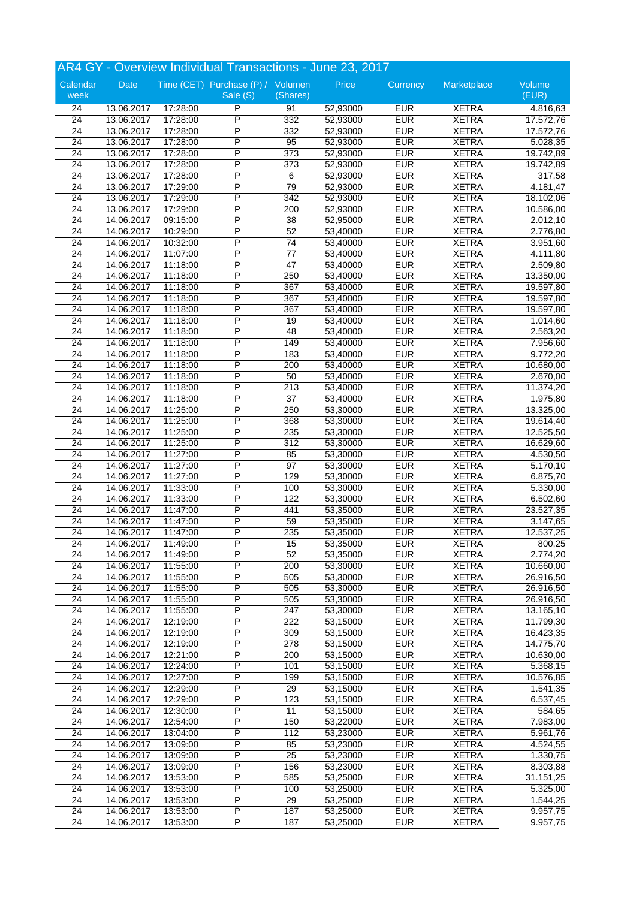# AR4 GY - Overview Individual Transactions - June 23, 2017

| Calendar week | Date | Time (CET) | Purchase (P) / Sale (S) | Volumen (Shares) | Price | Currency | Marketplace | Volume (EUR) |
|---|---|---|---|---|---|---|---|---|
| 24 | 13.06.2017 | 17:28:00 | P | 91 | 52,93000 | EUR | XETRA | 4.816,63 |
| 24 | 13.06.2017 | 17:28:00 | P | 332 | 52,93000 | EUR | XETRA | 17.572,76 |
| 24 | 13.06.2017 | 17:28:00 | P | 332 | 52,93000 | EUR | XETRA | 17.572,76 |
| 24 | 13.06.2017 | 17:28:00 | P | 95 | 52,93000 | EUR | XETRA | 5.028,35 |
| 24 | 13.06.2017 | 17:28:00 | P | 373 | 52,93000 | EUR | XETRA | 19.742,89 |
| 24 | 13.06.2017 | 17:28:00 | P | 373 | 52,93000 | EUR | XETRA | 19.742,89 |
| 24 | 13.06.2017 | 17:28:00 | P | 6 | 52,93000 | EUR | XETRA | 317,58 |
| 24 | 13.06.2017 | 17:29:00 | P | 79 | 52,93000 | EUR | XETRA | 4.181,47 |
| 24 | 13.06.2017 | 17:29:00 | P | 342 | 52,93000 | EUR | XETRA | 18.102,06 |
| 24 | 13.06.2017 | 17:29:00 | P | 200 | 52,93000 | EUR | XETRA | 10.586,00 |
| 24 | 14.06.2017 | 09:15:00 | P | 38 | 52,95000 | EUR | XETRA | 2.012,10 |
| 24 | 14.06.2017 | 10:29:00 | P | 52 | 53,40000 | EUR | XETRA | 2.776,80 |
| 24 | 14.06.2017 | 10:32:00 | P | 74 | 53,40000 | EUR | XETRA | 3.951,60 |
| 24 | 14.06.2017 | 11:07:00 | P | 77 | 53,40000 | EUR | XETRA | 4.111,80 |
| 24 | 14.06.2017 | 11:18:00 | P | 47 | 53,40000 | EUR | XETRA | 2.509,80 |
| 24 | 14.06.2017 | 11:18:00 | P | 250 | 53,40000 | EUR | XETRA | 13.350,00 |
| 24 | 14.06.2017 | 11:18:00 | P | 367 | 53,40000 | EUR | XETRA | 19.597,80 |
| 24 | 14.06.2017 | 11:18:00 | P | 367 | 53,40000 | EUR | XETRA | 19.597,80 |
| 24 | 14.06.2017 | 11:18:00 | P | 367 | 53,40000 | EUR | XETRA | 19.597,80 |
| 24 | 14.06.2017 | 11:18:00 | P | 19 | 53,40000 | EUR | XETRA | 1.014,60 |
| 24 | 14.06.2017 | 11:18:00 | P | 48 | 53,40000 | EUR | XETRA | 2.563,20 |
| 24 | 14.06.2017 | 11:18:00 | P | 149 | 53,40000 | EUR | XETRA | 7.956,60 |
| 24 | 14.06.2017 | 11:18:00 | P | 183 | 53,40000 | EUR | XETRA | 9.772,20 |
| 24 | 14.06.2017 | 11:18:00 | P | 200 | 53,40000 | EUR | XETRA | 10.680,00 |
| 24 | 14.06.2017 | 11:18:00 | P | 50 | 53,40000 | EUR | XETRA | 2.670,00 |
| 24 | 14.06.2017 | 11:18:00 | P | 213 | 53,40000 | EUR | XETRA | 11.374,20 |
| 24 | 14.06.2017 | 11:18:00 | P | 37 | 53,40000 | EUR | XETRA | 1.975,80 |
| 24 | 14.06.2017 | 11:25:00 | P | 250 | 53,30000 | EUR | XETRA | 13.325,00 |
| 24 | 14.06.2017 | 11:25:00 | P | 368 | 53,30000 | EUR | XETRA | 19.614,40 |
| 24 | 14.06.2017 | 11:25:00 | P | 235 | 53,30000 | EUR | XETRA | 12.525,50 |
| 24 | 14.06.2017 | 11:25:00 | P | 312 | 53,30000 | EUR | XETRA | 16.629,60 |
| 24 | 14.06.2017 | 11:27:00 | P | 85 | 53,30000 | EUR | XETRA | 4.530,50 |
| 24 | 14.06.2017 | 11:27:00 | P | 97 | 53,30000 | EUR | XETRA | 5.170,10 |
| 24 | 14.06.2017 | 11:27:00 | P | 129 | 53,30000 | EUR | XETRA | 6.875,70 |
| 24 | 14.06.2017 | 11:33:00 | P | 100 | 53,30000 | EUR | XETRA | 5.330,00 |
| 24 | 14.06.2017 | 11:33:00 | P | 122 | 53,30000 | EUR | XETRA | 6.502,60 |
| 24 | 14.06.2017 | 11:47:00 | P | 441 | 53,35000 | EUR | XETRA | 23.527,35 |
| 24 | 14.06.2017 | 11:47:00 | P | 59 | 53,35000 | EUR | XETRA | 3.147,65 |
| 24 | 14.06.2017 | 11:47:00 | P | 235 | 53,35000 | EUR | XETRA | 12.537,25 |
| 24 | 14.06.2017 | 11:49:00 | P | 15 | 53,35000 | EUR | XETRA | 800,25 |
| 24 | 14.06.2017 | 11:49:00 | P | 52 | 53,35000 | EUR | XETRA | 2.774,20 |
| 24 | 14.06.2017 | 11:55:00 | P | 200 | 53,30000 | EUR | XETRA | 10.660,00 |
| 24 | 14.06.2017 | 11:55:00 | P | 505 | 53,30000 | EUR | XETRA | 26.916,50 |
| 24 | 14.06.2017 | 11:55:00 | P | 505 | 53,30000 | EUR | XETRA | 26.916,50 |
| 24 | 14.06.2017 | 11:55:00 | P | 505 | 53,30000 | EUR | XETRA | 26.916,50 |
| 24 | 14.06.2017 | 11:55:00 | P | 247 | 53,30000 | EUR | XETRA | 13.165,10 |
| 24 | 14.06.2017 | 12:19:00 | P | 222 | 53,15000 | EUR | XETRA | 11.799,30 |
| 24 | 14.06.2017 | 12:19:00 | P | 309 | 53,15000 | EUR | XETRA | 16.423,35 |
| 24 | 14.06.2017 | 12:19:00 | P | 278 | 53,15000 | EUR | XETRA | 14.775,70 |
| 24 | 14.06.2017 | 12:21:00 | P | 200 | 53,15000 | EUR | XETRA | 10.630,00 |
| 24 | 14.06.2017 | 12:24:00 | P | 101 | 53,15000 | EUR | XETRA | 5.368,15 |
| 24 | 14.06.2017 | 12:27:00 | P | 199 | 53,15000 | EUR | XETRA | 10.576,85 |
| 24 | 14.06.2017 | 12:29:00 | P | 29 | 53,15000 | EUR | XETRA | 1.541,35 |
| 24 | 14.06.2017 | 12:29:00 | P | 123 | 53,15000 | EUR | XETRA | 6.537,45 |
| 24 | 14.06.2017 | 12:30:00 | P | 11 | 53,15000 | EUR | XETRA | 584,65 |
| 24 | 14.06.2017 | 12:54:00 | P | 150 | 53,22000 | EUR | XETRA | 7.983,00 |
| 24 | 14.06.2017 | 13:04:00 | P | 112 | 53,23000 | EUR | XETRA | 5.961,76 |
| 24 | 14.06.2017 | 13:09:00 | P | 85 | 53,23000 | EUR | XETRA | 4.524,55 |
| 24 | 14.06.2017 | 13:09:00 | P | 25 | 53,23000 | EUR | XETRA | 1.330,75 |
| 24 | 14.06.2017 | 13:09:00 | P | 156 | 53,23000 | EUR | XETRA | 8.303,88 |
| 24 | 14.06.2017 | 13:53:00 | P | 585 | 53,25000 | EUR | XETRA | 31.151,25 |
| 24 | 14.06.2017 | 13:53:00 | P | 100 | 53,25000 | EUR | XETRA | 5.325,00 |
| 24 | 14.06.2017 | 13:53:00 | P | 29 | 53,25000 | EUR | XETRA | 1.544,25 |
| 24 | 14.06.2017 | 13:53:00 | P | 187 | 53,25000 | EUR | XETRA | 9.957,75 |
| 24 | 14.06.2017 | 13:53:00 | P | 187 | 53,25000 | EUR | XETRA | 9.957,75 |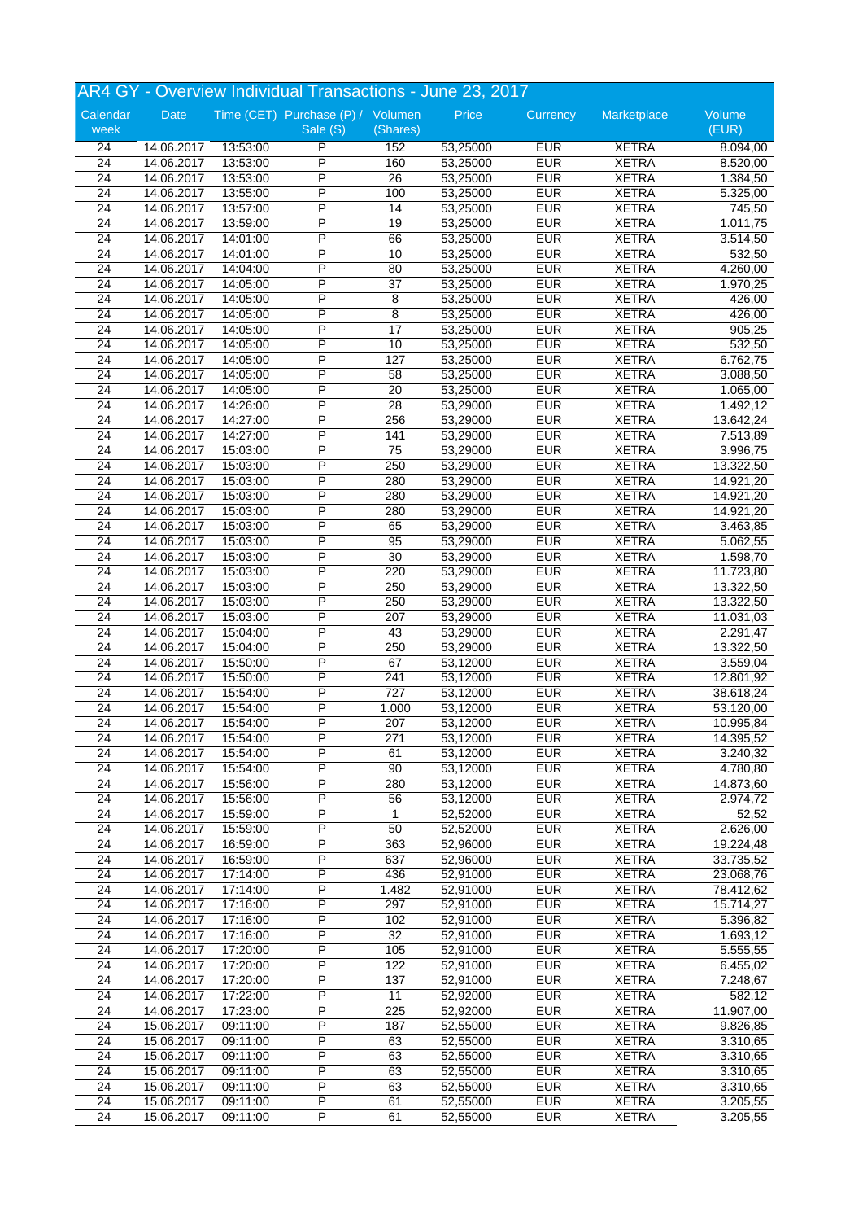## AR4 GY - Overview Individual Transactions - June 23, 2017

| Calendar week | Date | Time (CET) | Purchase (P) / Sale (S) | Volumen (Shares) | Price | Currency | Marketplace | Volume (EUR) |
|---|---|---|---|---|---|---|---|---|
| 24 | 14.06.2017 | 13:53:00 | P | 152 | 53,25000 | EUR | XETRA | 8.094,00 |
| 24 | 14.06.2017 | 13:53:00 | P | 160 | 53,25000 | EUR | XETRA | 8.520,00 |
| 24 | 14.06.2017 | 13:53:00 | P | 26 | 53,25000 | EUR | XETRA | 1.384,50 |
| 24 | 14.06.2017 | 13:55:00 | P | 100 | 53,25000 | EUR | XETRA | 5.325,00 |
| 24 | 14.06.2017 | 13:57:00 | P | 14 | 53,25000 | EUR | XETRA | 745,50 |
| 24 | 14.06.2017 | 13:59:00 | P | 19 | 53,25000 | EUR | XETRA | 1.011,75 |
| 24 | 14.06.2017 | 14:01:00 | P | 66 | 53,25000 | EUR | XETRA | 3.514,50 |
| 24 | 14.06.2017 | 14:01:00 | P | 10 | 53,25000 | EUR | XETRA | 532,50 |
| 24 | 14.06.2017 | 14:04:00 | P | 80 | 53,25000 | EUR | XETRA | 4.260,00 |
| 24 | 14.06.2017 | 14:05:00 | P | 37 | 53,25000 | EUR | XETRA | 1.970,25 |
| 24 | 14.06.2017 | 14:05:00 | P | 8 | 53,25000 | EUR | XETRA | 426,00 |
| 24 | 14.06.2017 | 14:05:00 | P | 8 | 53,25000 | EUR | XETRA | 426,00 |
| 24 | 14.06.2017 | 14:05:00 | P | 17 | 53,25000 | EUR | XETRA | 905,25 |
| 24 | 14.06.2017 | 14:05:00 | P | 10 | 53,25000 | EUR | XETRA | 532,50 |
| 24 | 14.06.2017 | 14:05:00 | P | 127 | 53,25000 | EUR | XETRA | 6.762,75 |
| 24 | 14.06.2017 | 14:05:00 | P | 58 | 53,25000 | EUR | XETRA | 3.088,50 |
| 24 | 14.06.2017 | 14:05:00 | P | 20 | 53,25000 | EUR | XETRA | 1.065,00 |
| 24 | 14.06.2017 | 14:26:00 | P | 28 | 53,29000 | EUR | XETRA | 1.492,12 |
| 24 | 14.06.2017 | 14:27:00 | P | 256 | 53,29000 | EUR | XETRA | 13.642,24 |
| 24 | 14.06.2017 | 14:27:00 | P | 141 | 53,29000 | EUR | XETRA | 7.513,89 |
| 24 | 14.06.2017 | 15:03:00 | P | 75 | 53,29000 | EUR | XETRA | 3.996,75 |
| 24 | 14.06.2017 | 15:03:00 | P | 250 | 53,29000 | EUR | XETRA | 13.322,50 |
| 24 | 14.06.2017 | 15:03:00 | P | 280 | 53,29000 | EUR | XETRA | 14.921,20 |
| 24 | 14.06.2017 | 15:03:00 | P | 280 | 53,29000 | EUR | XETRA | 14.921,20 |
| 24 | 14.06.2017 | 15:03:00 | P | 280 | 53,29000 | EUR | XETRA | 14.921,20 |
| 24 | 14.06.2017 | 15:03:00 | P | 65 | 53,29000 | EUR | XETRA | 3.463,85 |
| 24 | 14.06.2017 | 15:03:00 | P | 95 | 53,29000 | EUR | XETRA | 5.062,55 |
| 24 | 14.06.2017 | 15:03:00 | P | 30 | 53,29000 | EUR | XETRA | 1.598,70 |
| 24 | 14.06.2017 | 15:03:00 | P | 220 | 53,29000 | EUR | XETRA | 11.723,80 |
| 24 | 14.06.2017 | 15:03:00 | P | 250 | 53,29000 | EUR | XETRA | 13.322,50 |
| 24 | 14.06.2017 | 15:03:00 | P | 250 | 53,29000 | EUR | XETRA | 13.322,50 |
| 24 | 14.06.2017 | 15:03:00 | P | 207 | 53,29000 | EUR | XETRA | 11.031,03 |
| 24 | 14.06.2017 | 15:04:00 | P | 43 | 53,29000 | EUR | XETRA | 2.291,47 |
| 24 | 14.06.2017 | 15:04:00 | P | 250 | 53,29000 | EUR | XETRA | 13.322,50 |
| 24 | 14.06.2017 | 15:50:00 | P | 67 | 53,12000 | EUR | XETRA | 3.559,04 |
| 24 | 14.06.2017 | 15:50:00 | P | 241 | 53,12000 | EUR | XETRA | 12.801,92 |
| 24 | 14.06.2017 | 15:54:00 | P | 727 | 53,12000 | EUR | XETRA | 38.618,24 |
| 24 | 14.06.2017 | 15:54:00 | P | 1.000 | 53,12000 | EUR | XETRA | 53.120,00 |
| 24 | 14.06.2017 | 15:54:00 | P | 207 | 53,12000 | EUR | XETRA | 10.995,84 |
| 24 | 14.06.2017 | 15:54:00 | P | 271 | 53,12000 | EUR | XETRA | 14.395,52 |
| 24 | 14.06.2017 | 15:54:00 | P | 61 | 53,12000 | EUR | XETRA | 3.240,32 |
| 24 | 14.06.2017 | 15:54:00 | P | 90 | 53,12000 | EUR | XETRA | 4.780,80 |
| 24 | 14.06.2017 | 15:56:00 | P | 280 | 53,12000 | EUR | XETRA | 14.873,60 |
| 24 | 14.06.2017 | 15:56:00 | P | 56 | 53,12000 | EUR | XETRA | 2.974,72 |
| 24 | 14.06.2017 | 15:59:00 | P | 1 | 52,52000 | EUR | XETRA | 52,52 |
| 24 | 14.06.2017 | 15:59:00 | P | 50 | 52,52000 | EUR | XETRA | 2.626,00 |
| 24 | 14.06.2017 | 16:59:00 | P | 363 | 52,96000 | EUR | XETRA | 19.224,48 |
| 24 | 14.06.2017 | 16:59:00 | P | 637 | 52,96000 | EUR | XETRA | 33.735,52 |
| 24 | 14.06.2017 | 17:14:00 | P | 436 | 52,91000 | EUR | XETRA | 23.068,76 |
| 24 | 14.06.2017 | 17:14:00 | P | 1.482 | 52,91000 | EUR | XETRA | 78.412,62 |
| 24 | 14.06.2017 | 17:16:00 | P | 297 | 52,91000 | EUR | XETRA | 15.714,27 |
| 24 | 14.06.2017 | 17:16:00 | P | 102 | 52,91000 | EUR | XETRA | 5.396,82 |
| 24 | 14.06.2017 | 17:16:00 | P | 32 | 52,91000 | EUR | XETRA | 1.693,12 |
| 24 | 14.06.2017 | 17:20:00 | P | 105 | 52,91000 | EUR | XETRA | 5.555,55 |
| 24 | 14.06.2017 | 17:20:00 | P | 122 | 52,91000 | EUR | XETRA | 6.455,02 |
| 24 | 14.06.2017 | 17:20:00 | P | 137 | 52,91000 | EUR | XETRA | 7.248,67 |
| 24 | 14.06.2017 | 17:22:00 | P | 11 | 52,92000 | EUR | XETRA | 582,12 |
| 24 | 14.06.2017 | 17:23:00 | P | 225 | 52,92000 | EUR | XETRA | 11.907,00 |
| 24 | 15.06.2017 | 09:11:00 | P | 187 | 52,55000 | EUR | XETRA | 9.826,85 |
| 24 | 15.06.2017 | 09:11:00 | P | 63 | 52,55000 | EUR | XETRA | 3.310,65 |
| 24 | 15.06.2017 | 09:11:00 | P | 63 | 52,55000 | EUR | XETRA | 3.310,65 |
| 24 | 15.06.2017 | 09:11:00 | P | 63 | 52,55000 | EUR | XETRA | 3.310,65 |
| 24 | 15.06.2017 | 09:11:00 | P | 63 | 52,55000 | EUR | XETRA | 3.310,65 |
| 24 | 15.06.2017 | 09:11:00 | P | 61 | 52,55000 | EUR | XETRA | 3.205,55 |
| 24 | 15.06.2017 | 09:11:00 | P | 61 | 52,55000 | EUR | XETRA | 3.205,55 |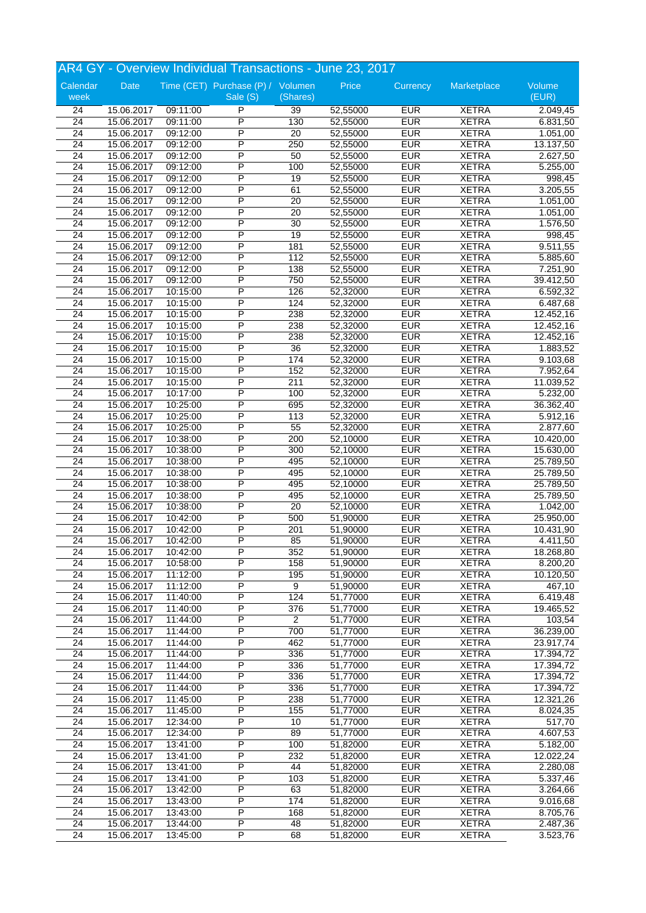## AR4 GY - Overview Individual Transactions - June 23, 2017

| Calendar week | Date | Time (CET) | Purchase (P) / Sale (S) | Volumen (Shares) | Price | Currency | Marketplace | Volume (EUR) |
|---|---|---|---|---|---|---|---|---|
| 24 | 15.06.2017 | 09:11:00 | P | 39 | 52,55000 | EUR | XETRA | 2.049,45 |
| 24 | 15.06.2017 | 09:11:00 | P | 130 | 52,55000 | EUR | XETRA | 6.831,50 |
| 24 | 15.06.2017 | 09:12:00 | P | 20 | 52,55000 | EUR | XETRA | 1.051,00 |
| 24 | 15.06.2017 | 09:12:00 | P | 250 | 52,55000 | EUR | XETRA | 13.137,50 |
| 24 | 15.06.2017 | 09:12:00 | P | 50 | 52,55000 | EUR | XETRA | 2.627,50 |
| 24 | 15.06.2017 | 09:12:00 | P | 100 | 52,55000 | EUR | XETRA | 5.255,00 |
| 24 | 15.06.2017 | 09:12:00 | P | 19 | 52,55000 | EUR | XETRA | 998,45 |
| 24 | 15.06.2017 | 09:12:00 | P | 61 | 52,55000 | EUR | XETRA | 3.205,55 |
| 24 | 15.06.2017 | 09:12:00 | P | 20 | 52,55000 | EUR | XETRA | 1.051,00 |
| 24 | 15.06.2017 | 09:12:00 | P | 20 | 52,55000 | EUR | XETRA | 1.051,00 |
| 24 | 15.06.2017 | 09:12:00 | P | 30 | 52,55000 | EUR | XETRA | 1.576,50 |
| 24 | 15.06.2017 | 09:12:00 | P | 19 | 52,55000 | EUR | XETRA | 998,45 |
| 24 | 15.06.2017 | 09:12:00 | P | 181 | 52,55000 | EUR | XETRA | 9.511,55 |
| 24 | 15.06.2017 | 09:12:00 | P | 112 | 52,55000 | EUR | XETRA | 5.885,60 |
| 24 | 15.06.2017 | 09:12:00 | P | 138 | 52,55000 | EUR | XETRA | 7.251,90 |
| 24 | 15.06.2017 | 09:12:00 | P | 750 | 52,55000 | EUR | XETRA | 39.412,50 |
| 24 | 15.06.2017 | 10:15:00 | P | 126 | 52,32000 | EUR | XETRA | 6.592,32 |
| 24 | 15.06.2017 | 10:15:00 | P | 124 | 52,32000 | EUR | XETRA | 6.487,68 |
| 24 | 15.06.2017 | 10:15:00 | P | 238 | 52,32000 | EUR | XETRA | 12.452,16 |
| 24 | 15.06.2017 | 10:15:00 | P | 238 | 52,32000 | EUR | XETRA | 12.452,16 |
| 24 | 15.06.2017 | 10:15:00 | P | 238 | 52,32000 | EUR | XETRA | 12.452,16 |
| 24 | 15.06.2017 | 10:15:00 | P | 36 | 52,32000 | EUR | XETRA | 1.883,52 |
| 24 | 15.06.2017 | 10:15:00 | P | 174 | 52,32000 | EUR | XETRA | 9.103,68 |
| 24 | 15.06.2017 | 10:15:00 | P | 152 | 52,32000 | EUR | XETRA | 7.952,64 |
| 24 | 15.06.2017 | 10:15:00 | P | 211 | 52,32000 | EUR | XETRA | 11.039,52 |
| 24 | 15.06.2017 | 10:17:00 | P | 100 | 52,32000 | EUR | XETRA | 5.232,00 |
| 24 | 15.06.2017 | 10:25:00 | P | 695 | 52,32000 | EUR | XETRA | 36.362,40 |
| 24 | 15.06.2017 | 10:25:00 | P | 113 | 52,32000 | EUR | XETRA | 5.912,16 |
| 24 | 15.06.2017 | 10:25:00 | P | 55 | 52,32000 | EUR | XETRA | 2.877,60 |
| 24 | 15.06.2017 | 10:38:00 | P | 200 | 52,10000 | EUR | XETRA | 10.420,00 |
| 24 | 15.06.2017 | 10:38:00 | P | 300 | 52,10000 | EUR | XETRA | 15.630,00 |
| 24 | 15.06.2017 | 10:38:00 | P | 495 | 52,10000 | EUR | XETRA | 25.789,50 |
| 24 | 15.06.2017 | 10:38:00 | P | 495 | 52,10000 | EUR | XETRA | 25.789,50 |
| 24 | 15.06.2017 | 10:38:00 | P | 495 | 52,10000 | EUR | XETRA | 25.789,50 |
| 24 | 15.06.2017 | 10:38:00 | P | 495 | 52,10000 | EUR | XETRA | 25.789,50 |
| 24 | 15.06.2017 | 10:38:00 | P | 20 | 52,10000 | EUR | XETRA | 1.042,00 |
| 24 | 15.06.2017 | 10:42:00 | P | 500 | 51,90000 | EUR | XETRA | 25.950,00 |
| 24 | 15.06.2017 | 10:42:00 | P | 201 | 51,90000 | EUR | XETRA | 10.431,90 |
| 24 | 15.06.2017 | 10:42:00 | P | 85 | 51,90000 | EUR | XETRA | 4.411,50 |
| 24 | 15.06.2017 | 10:42:00 | P | 352 | 51,90000 | EUR | XETRA | 18.268,80 |
| 24 | 15.06.2017 | 10:58:00 | P | 158 | 51,90000 | EUR | XETRA | 8.200,20 |
| 24 | 15.06.2017 | 11:12:00 | P | 195 | 51,90000 | EUR | XETRA | 10.120,50 |
| 24 | 15.06.2017 | 11:12:00 | P | 9 | 51,90000 | EUR | XETRA | 467,10 |
| 24 | 15.06.2017 | 11:40:00 | P | 124 | 51,77000 | EUR | XETRA | 6.419,48 |
| 24 | 15.06.2017 | 11:40:00 | P | 376 | 51,77000 | EUR | XETRA | 19.465,52 |
| 24 | 15.06.2017 | 11:44:00 | P | 2 | 51,77000 | EUR | XETRA | 103,54 |
| 24 | 15.06.2017 | 11:44:00 | P | 700 | 51,77000 | EUR | XETRA | 36.239,00 |
| 24 | 15.06.2017 | 11:44:00 | P | 462 | 51,77000 | EUR | XETRA | 23.917,74 |
| 24 | 15.06.2017 | 11:44:00 | P | 336 | 51,77000 | EUR | XETRA | 17.394,72 |
| 24 | 15.06.2017 | 11:44:00 | P | 336 | 51,77000 | EUR | XETRA | 17.394,72 |
| 24 | 15.06.2017 | 11:44:00 | P | 336 | 51,77000 | EUR | XETRA | 17.394,72 |
| 24 | 15.06.2017 | 11:44:00 | P | 336 | 51,77000 | EUR | XETRA | 17.394,72 |
| 24 | 15.06.2017 | 11:45:00 | P | 238 | 51,77000 | EUR | XETRA | 12.321,26 |
| 24 | 15.06.2017 | 11:45:00 | P | 155 | 51,77000 | EUR | XETRA | 8.024,35 |
| 24 | 15.06.2017 | 12:34:00 | P | 10 | 51,77000 | EUR | XETRA | 517,70 |
| 24 | 15.06.2017 | 12:34:00 | P | 89 | 51,77000 | EUR | XETRA | 4.607,53 |
| 24 | 15.06.2017 | 13:41:00 | P | 100 | 51,82000 | EUR | XETRA | 5.182,00 |
| 24 | 15.06.2017 | 13:41:00 | P | 232 | 51,82000 | EUR | XETRA | 12.022,24 |
| 24 | 15.06.2017 | 13:41:00 | P | 44 | 51,82000 | EUR | XETRA | 2.280,08 |
| 24 | 15.06.2017 | 13:41:00 | P | 103 | 51,82000 | EUR | XETRA | 5.337,46 |
| 24 | 15.06.2017 | 13:42:00 | P | 63 | 51,82000 | EUR | XETRA | 3.264,66 |
| 24 | 15.06.2017 | 13:43:00 | P | 174 | 51,82000 | EUR | XETRA | 9.016,68 |
| 24 | 15.06.2017 | 13:43:00 | P | 168 | 51,82000 | EUR | XETRA | 8.705,76 |
| 24 | 15.06.2017 | 13:44:00 | P | 48 | 51,82000 | EUR | XETRA | 2.487,36 |
| 24 | 15.06.2017 | 13:45:00 | P | 68 | 51,82000 | EUR | XETRA | 3.523,76 |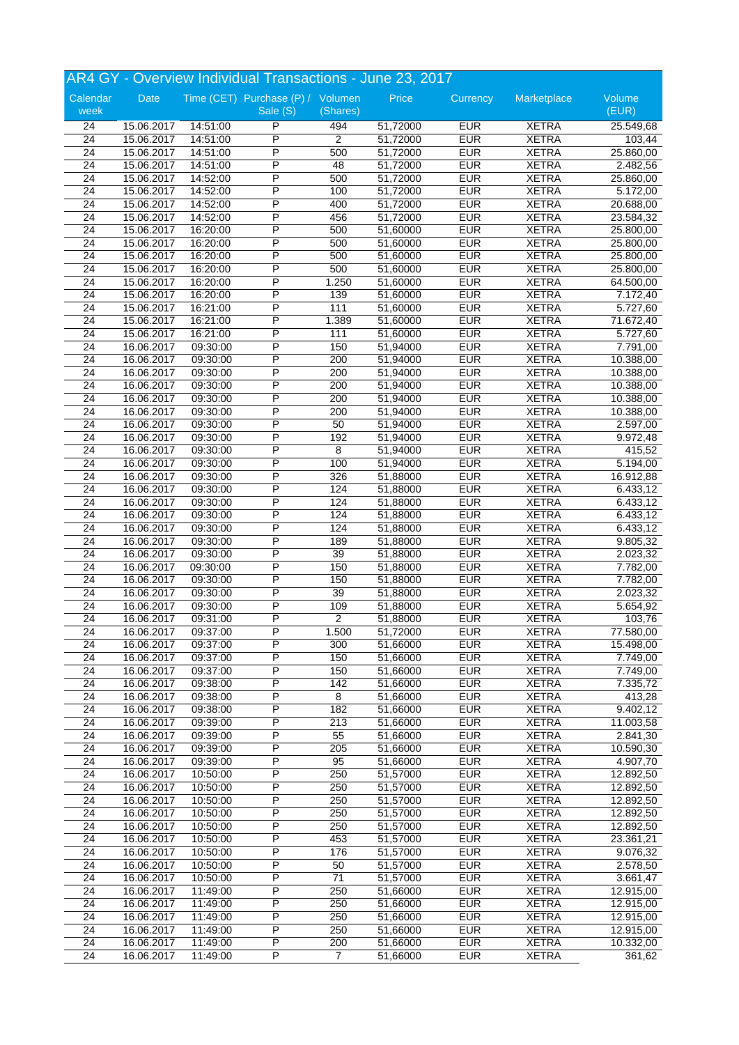# AR4 GY - Overview Individual Transactions - June 23, 2017

| Calendar week | Date | Time (CET) | Purchase (P) / Sale (S) | Volumen (Shares) | Price | Currency | Marketplace | Volume (EUR) |
|---|---|---|---|---|---|---|---|---|
| 24 | 15.06.2017 | 14:51:00 | P | 494 | 51,72000 | EUR | XETRA | 25.549,68 |
| 24 | 15.06.2017 | 14:51:00 | P | 2 | 51,72000 | EUR | XETRA | 103,44 |
| 24 | 15.06.2017 | 14:51:00 | P | 500 | 51,72000 | EUR | XETRA | 25.860,00 |
| 24 | 15.06.2017 | 14:51:00 | P | 48 | 51,72000 | EUR | XETRA | 2.482,56 |
| 24 | 15.06.2017 | 14:52:00 | P | 500 | 51,72000 | EUR | XETRA | 25.860,00 |
| 24 | 15.06.2017 | 14:52:00 | P | 100 | 51,72000 | EUR | XETRA | 5.172,00 |
| 24 | 15.06.2017 | 14:52:00 | P | 400 | 51,72000 | EUR | XETRA | 20.688,00 |
| 24 | 15.06.2017 | 14:52:00 | P | 456 | 51,72000 | EUR | XETRA | 23.584,32 |
| 24 | 15.06.2017 | 16:20:00 | P | 500 | 51,60000 | EUR | XETRA | 25.800,00 |
| 24 | 15.06.2017 | 16:20:00 | P | 500 | 51,60000 | EUR | XETRA | 25.800,00 |
| 24 | 15.06.2017 | 16:20:00 | P | 500 | 51,60000 | EUR | XETRA | 25.800,00 |
| 24 | 15.06.2017 | 16:20:00 | P | 500 | 51,60000 | EUR | XETRA | 25.800,00 |
| 24 | 15.06.2017 | 16:20:00 | P | 1.250 | 51,60000 | EUR | XETRA | 64.500,00 |
| 24 | 15.06.2017 | 16:20:00 | P | 139 | 51,60000 | EUR | XETRA | 7.172,40 |
| 24 | 15.06.2017 | 16:21:00 | P | 111 | 51,60000 | EUR | XETRA | 5.727,60 |
| 24 | 15.06.2017 | 16:21:00 | P | 1.389 | 51,60000 | EUR | XETRA | 71.672,40 |
| 24 | 15.06.2017 | 16:21:00 | P | 111 | 51,60000 | EUR | XETRA | 5.727,60 |
| 24 | 16.06.2017 | 09:30:00 | P | 150 | 51,94000 | EUR | XETRA | 7.791,00 |
| 24 | 16.06.2017 | 09:30:00 | P | 200 | 51,94000 | EUR | XETRA | 10.388,00 |
| 24 | 16.06.2017 | 09:30:00 | P | 200 | 51,94000 | EUR | XETRA | 10.388,00 |
| 24 | 16.06.2017 | 09:30:00 | P | 200 | 51,94000 | EUR | XETRA | 10.388,00 |
| 24 | 16.06.2017 | 09:30:00 | P | 200 | 51,94000 | EUR | XETRA | 10.388,00 |
| 24 | 16.06.2017 | 09:30:00 | P | 200 | 51,94000 | EUR | XETRA | 10.388,00 |
| 24 | 16.06.2017 | 09:30:00 | P | 50 | 51,94000 | EUR | XETRA | 2.597,00 |
| 24 | 16.06.2017 | 09:30:00 | P | 192 | 51,94000 | EUR | XETRA | 9.972,48 |
| 24 | 16.06.2017 | 09:30:00 | P | 8 | 51,94000 | EUR | XETRA | 415,52 |
| 24 | 16.06.2017 | 09:30:00 | P | 100 | 51,94000 | EUR | XETRA | 5.194,00 |
| 24 | 16.06.2017 | 09:30:00 | P | 326 | 51,88000 | EUR | XETRA | 16.912,88 |
| 24 | 16.06.2017 | 09:30:00 | P | 124 | 51,88000 | EUR | XETRA | 6.433,12 |
| 24 | 16.06.2017 | 09:30:00 | P | 124 | 51,88000 | EUR | XETRA | 6.433,12 |
| 24 | 16.06.2017 | 09:30:00 | P | 124 | 51,88000 | EUR | XETRA | 6.433,12 |
| 24 | 16.06.2017 | 09:30:00 | P | 124 | 51,88000 | EUR | XETRA | 6.433,12 |
| 24 | 16.06.2017 | 09:30:00 | P | 189 | 51,88000 | EUR | XETRA | 9.805,32 |
| 24 | 16.06.2017 | 09:30:00 | P | 39 | 51,88000 | EUR | XETRA | 2.023,32 |
| 24 | 16.06.2017 | 09:30:00 | P | 150 | 51,88000 | EUR | XETRA | 7.782,00 |
| 24 | 16.06.2017 | 09:30:00 | P | 150 | 51,88000 | EUR | XETRA | 7.782,00 |
| 24 | 16.06.2017 | 09:30:00 | P | 39 | 51,88000 | EUR | XETRA | 2.023,32 |
| 24 | 16.06.2017 | 09:30:00 | P | 109 | 51,88000 | EUR | XETRA | 5.654,92 |
| 24 | 16.06.2017 | 09:31:00 | P | 2 | 51,88000 | EUR | XETRA | 103,76 |
| 24 | 16.06.2017 | 09:37:00 | P | 1.500 | 51,72000 | EUR | XETRA | 77.580,00 |
| 24 | 16.06.2017 | 09:37:00 | P | 300 | 51,66000 | EUR | XETRA | 15.498,00 |
| 24 | 16.06.2017 | 09:37:00 | P | 150 | 51,66000 | EUR | XETRA | 7.749,00 |
| 24 | 16.06.2017 | 09:37:00 | P | 150 | 51,66000 | EUR | XETRA | 7.749,00 |
| 24 | 16.06.2017 | 09:38:00 | P | 142 | 51,66000 | EUR | XETRA | 7.335,72 |
| 24 | 16.06.2017 | 09:38:00 | P | 8 | 51,66000 | EUR | XETRA | 413,28 |
| 24 | 16.06.2017 | 09:38:00 | P | 182 | 51,66000 | EUR | XETRA | 9.402,12 |
| 24 | 16.06.2017 | 09:39:00 | P | 213 | 51,66000 | EUR | XETRA | 11.003,58 |
| 24 | 16.06.2017 | 09:39:00 | P | 55 | 51,66000 | EUR | XETRA | 2.841,30 |
| 24 | 16.06.2017 | 09:39:00 | P | 205 | 51,66000 | EUR | XETRA | 10.590,30 |
| 24 | 16.06.2017 | 09:39:00 | P | 95 | 51,66000 | EUR | XETRA | 4.907,70 |
| 24 | 16.06.2017 | 10:50:00 | P | 250 | 51,57000 | EUR | XETRA | 12.892,50 |
| 24 | 16.06.2017 | 10:50:00 | P | 250 | 51,57000 | EUR | XETRA | 12.892,50 |
| 24 | 16.06.2017 | 10:50:00 | P | 250 | 51,57000 | EUR | XETRA | 12.892,50 |
| 24 | 16.06.2017 | 10:50:00 | P | 250 | 51,57000 | EUR | XETRA | 12.892,50 |
| 24 | 16.06.2017 | 10:50:00 | P | 250 | 51,57000 | EUR | XETRA | 12.892,50 |
| 24 | 16.06.2017 | 10:50:00 | P | 453 | 51,57000 | EUR | XETRA | 23.361,21 |
| 24 | 16.06.2017 | 10:50:00 | P | 176 | 51,57000 | EUR | XETRA | 9.076,32 |
| 24 | 16.06.2017 | 10:50:00 | P | 50 | 51,57000 | EUR | XETRA | 2.578,50 |
| 24 | 16.06.2017 | 10:50:00 | P | 71 | 51,57000 | EUR | XETRA | 3.661,47 |
| 24 | 16.06.2017 | 11:49:00 | P | 250 | 51,66000 | EUR | XETRA | 12.915,00 |
| 24 | 16.06.2017 | 11:49:00 | P | 250 | 51,66000 | EUR | XETRA | 12.915,00 |
| 24 | 16.06.2017 | 11:49:00 | P | 250 | 51,66000 | EUR | XETRA | 12.915,00 |
| 24 | 16.06.2017 | 11:49:00 | P | 250 | 51,66000 | EUR | XETRA | 12.915,00 |
| 24 | 16.06.2017 | 11:49:00 | P | 200 | 51,66000 | EUR | XETRA | 10.332,00 |
| 24 | 16.06.2017 | 11:49:00 | P | 7 | 51,66000 | EUR | XETRA | 361,62 |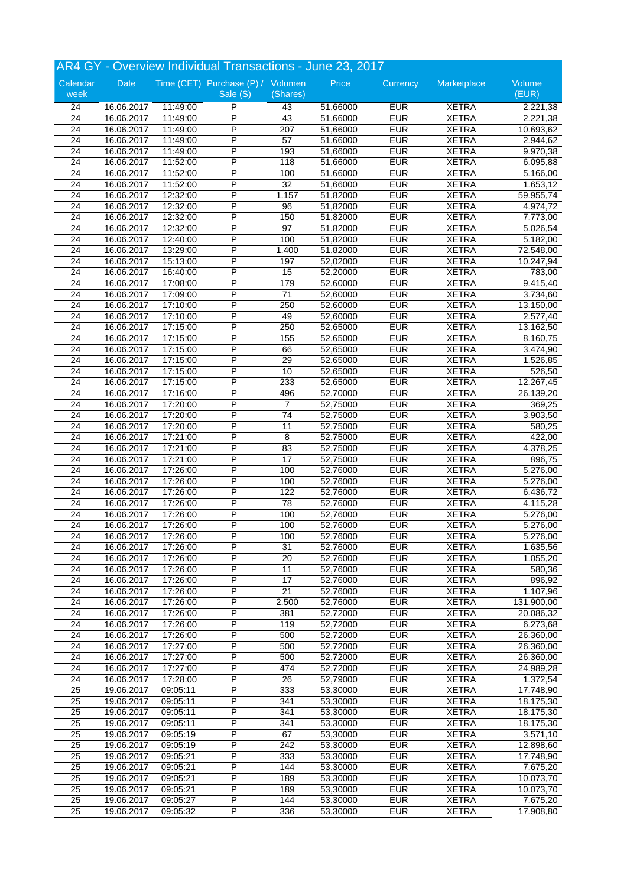## AR4 GY - Overview Individual Transactions - June 23, 2017

| Calendar week | Date | Time (CET) | Purchase (P) / Sale (S) | Volumen (Shares) | Price | Currency | Marketplace | Volume (EUR) |
|---|---|---|---|---|---|---|---|---|
| 24 | 16.06.2017 | 11:49:00 | P | 43 | 51,66000 | EUR | XETRA | 2.221,38 |
| 24 | 16.06.2017 | 11:49:00 | P | 43 | 51,66000 | EUR | XETRA | 2.221,38 |
| 24 | 16.06.2017 | 11:49:00 | P | 207 | 51,66000 | EUR | XETRA | 10.693,62 |
| 24 | 16.06.2017 | 11:49:00 | P | 57 | 51,66000 | EUR | XETRA | 2.944,62 |
| 24 | 16.06.2017 | 11:49:00 | P | 193 | 51,66000 | EUR | XETRA | 9.970,38 |
| 24 | 16.06.2017 | 11:52:00 | P | 118 | 51,66000 | EUR | XETRA | 6.095,88 |
| 24 | 16.06.2017 | 11:52:00 | P | 100 | 51,66000 | EUR | XETRA | 5.166,00 |
| 24 | 16.06.2017 | 11:52:00 | P | 32 | 51,66000 | EUR | XETRA | 1.653,12 |
| 24 | 16.06.2017 | 12:32:00 | P | 1.157 | 51,82000 | EUR | XETRA | 59.955,74 |
| 24 | 16.06.2017 | 12:32:00 | P | 96 | 51,82000 | EUR | XETRA | 4.974,72 |
| 24 | 16.06.2017 | 12:32:00 | P | 150 | 51,82000 | EUR | XETRA | 7.773,00 |
| 24 | 16.06.2017 | 12:32:00 | P | 97 | 51,82000 | EUR | XETRA | 5.026,54 |
| 24 | 16.06.2017 | 12:40:00 | P | 100 | 51,82000 | EUR | XETRA | 5.182,00 |
| 24 | 16.06.2017 | 13:29:00 | P | 1.400 | 51,82000 | EUR | XETRA | 72.548,00 |
| 24 | 16.06.2017 | 15:13:00 | P | 197 | 52,02000 | EUR | XETRA | 10.247,94 |
| 24 | 16.06.2017 | 16:40:00 | P | 15 | 52,20000 | EUR | XETRA | 783,00 |
| 24 | 16.06.2017 | 17:08:00 | P | 179 | 52,60000 | EUR | XETRA | 9.415,40 |
| 24 | 16.06.2017 | 17:09:00 | P | 71 | 52,60000 | EUR | XETRA | 3.734,60 |
| 24 | 16.06.2017 | 17:10:00 | P | 250 | 52,60000 | EUR | XETRA | 13.150,00 |
| 24 | 16.06.2017 | 17:10:00 | P | 49 | 52,60000 | EUR | XETRA | 2.577,40 |
| 24 | 16.06.2017 | 17:15:00 | P | 250 | 52,65000 | EUR | XETRA | 13.162,50 |
| 24 | 16.06.2017 | 17:15:00 | P | 155 | 52,65000 | EUR | XETRA | 8.160,75 |
| 24 | 16.06.2017 | 17:15:00 | P | 66 | 52,65000 | EUR | XETRA | 3.474,90 |
| 24 | 16.06.2017 | 17:15:00 | P | 29 | 52,65000 | EUR | XETRA | 1.526,85 |
| 24 | 16.06.2017 | 17:15:00 | P | 10 | 52,65000 | EUR | XETRA | 526,50 |
| 24 | 16.06.2017 | 17:15:00 | P | 233 | 52,65000 | EUR | XETRA | 12.267,45 |
| 24 | 16.06.2017 | 17:16:00 | P | 496 | 52,70000 | EUR | XETRA | 26.139,20 |
| 24 | 16.06.2017 | 17:20:00 | P | 7 | 52,75000 | EUR | XETRA | 369,25 |
| 24 | 16.06.2017 | 17:20:00 | P | 74 | 52,75000 | EUR | XETRA | 3.903,50 |
| 24 | 16.06.2017 | 17:20:00 | P | 11 | 52,75000 | EUR | XETRA | 580,25 |
| 24 | 16.06.2017 | 17:21:00 | P | 8 | 52,75000 | EUR | XETRA | 422,00 |
| 24 | 16.06.2017 | 17:21:00 | P | 83 | 52,75000 | EUR | XETRA | 4.378,25 |
| 24 | 16.06.2017 | 17:21:00 | P | 17 | 52,75000 | EUR | XETRA | 896,75 |
| 24 | 16.06.2017 | 17:26:00 | P | 100 | 52,76000 | EUR | XETRA | 5.276,00 |
| 24 | 16.06.2017 | 17:26:00 | P | 100 | 52,76000 | EUR | XETRA | 5.276,00 |
| 24 | 16.06.2017 | 17:26:00 | P | 122 | 52,76000 | EUR | XETRA | 6.436,72 |
| 24 | 16.06.2017 | 17:26:00 | P | 78 | 52,76000 | EUR | XETRA | 4.115,28 |
| 24 | 16.06.2017 | 17:26:00 | P | 100 | 52,76000 | EUR | XETRA | 5.276,00 |
| 24 | 16.06.2017 | 17:26:00 | P | 100 | 52,76000 | EUR | XETRA | 5.276,00 |
| 24 | 16.06.2017 | 17:26:00 | P | 100 | 52,76000 | EUR | XETRA | 5.276,00 |
| 24 | 16.06.2017 | 17:26:00 | P | 31 | 52,76000 | EUR | XETRA | 1.635,56 |
| 24 | 16.06.2017 | 17:26:00 | P | 20 | 52,76000 | EUR | XETRA | 1.055,20 |
| 24 | 16.06.2017 | 17:26:00 | P | 11 | 52,76000 | EUR | XETRA | 580,36 |
| 24 | 16.06.2017 | 17:26:00 | P | 17 | 52,76000 | EUR | XETRA | 896,92 |
| 24 | 16.06.2017 | 17:26:00 | P | 21 | 52,76000 | EUR | XETRA | 1.107,96 |
| 24 | 16.06.2017 | 17:26:00 | P | 2.500 | 52,76000 | EUR | XETRA | 131.900,00 |
| 24 | 16.06.2017 | 17:26:00 | P | 381 | 52,72000 | EUR | XETRA | 20.086,32 |
| 24 | 16.06.2017 | 17:26:00 | P | 119 | 52,72000 | EUR | XETRA | 6.273,68 |
| 24 | 16.06.2017 | 17:26:00 | P | 500 | 52,72000 | EUR | XETRA | 26.360,00 |
| 24 | 16.06.2017 | 17:27:00 | P | 500 | 52,72000 | EUR | XETRA | 26.360,00 |
| 24 | 16.06.2017 | 17:27:00 | P | 500 | 52,72000 | EUR | XETRA | 26.360,00 |
| 24 | 16.06.2017 | 17:27:00 | P | 474 | 52,72000 | EUR | XETRA | 24.989,28 |
| 24 | 16.06.2017 | 17:28:00 | P | 26 | 52,79000 | EUR | XETRA | 1.372,54 |
| 25 | 19.06.2017 | 09:05:11 | P | 333 | 53,30000 | EUR | XETRA | 17.748,90 |
| 25 | 19.06.2017 | 09:05:11 | P | 341 | 53,30000 | EUR | XETRA | 18.175,30 |
| 25 | 19.06.2017 | 09:05:11 | P | 341 | 53,30000 | EUR | XETRA | 18.175,30 |
| 25 | 19.06.2017 | 09:05:11 | P | 341 | 53,30000 | EUR | XETRA | 18.175,30 |
| 25 | 19.06.2017 | 09:05:19 | P | 67 | 53,30000 | EUR | XETRA | 3.571,10 |
| 25 | 19.06.2017 | 09:05:19 | P | 242 | 53,30000 | EUR | XETRA | 12.898,60 |
| 25 | 19.06.2017 | 09:05:21 | P | 333 | 53,30000 | EUR | XETRA | 17.748,90 |
| 25 | 19.06.2017 | 09:05:21 | P | 144 | 53,30000 | EUR | XETRA | 7.675,20 |
| 25 | 19.06.2017 | 09:05:21 | P | 189 | 53,30000 | EUR | XETRA | 10.073,70 |
| 25 | 19.06.2017 | 09:05:21 | P | 189 | 53,30000 | EUR | XETRA | 10.073,70 |
| 25 | 19.06.2017 | 09:05:27 | P | 144 | 53,30000 | EUR | XETRA | 7.675,20 |
| 25 | 19.06.2017 | 09:05:32 | P | 336 | 53,30000 | EUR | XETRA | 17.908,80 |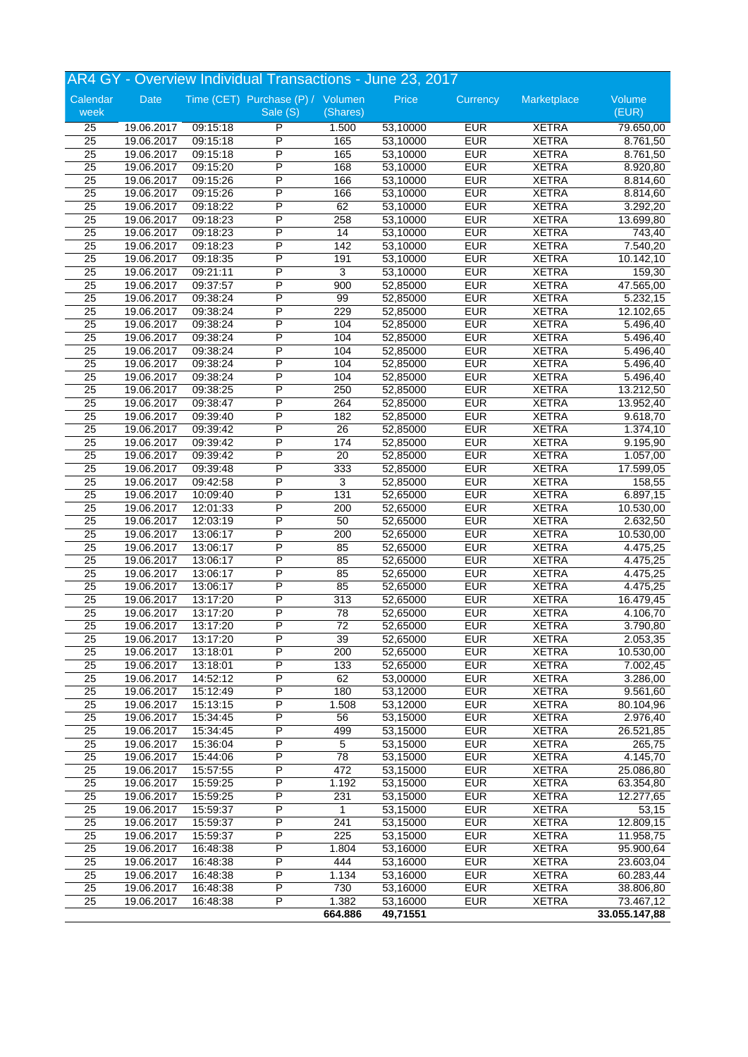## AR4 GY - Overview Individual Transactions - June 23, 2017

| Calendar week | Date | Time (CET) | Purchase (P) / Sale (S) | Volumen (Shares) | Price | Currency | Marketplace | Volume (EUR) |
|---|---|---|---|---|---|---|---|---|
| 25 | 19.06.2017 | 09:15:18 | P | 1.500 | 53,10000 | EUR | XETRA | 79.650,00 |
| 25 | 19.06.2017 | 09:15:18 | P | 165 | 53,10000 | EUR | XETRA | 8.761,50 |
| 25 | 19.06.2017 | 09:15:18 | P | 165 | 53,10000 | EUR | XETRA | 8.761,50 |
| 25 | 19.06.2017 | 09:15:20 | P | 168 | 53,10000 | EUR | XETRA | 8.920,80 |
| 25 | 19.06.2017 | 09:15:26 | P | 166 | 53,10000 | EUR | XETRA | 8.814,60 |
| 25 | 19.06.2017 | 09:15:26 | P | 166 | 53,10000 | EUR | XETRA | 8.814,60 |
| 25 | 19.06.2017 | 09:18:22 | P | 62 | 53,10000 | EUR | XETRA | 3.292,20 |
| 25 | 19.06.2017 | 09:18:23 | P | 258 | 53,10000 | EUR | XETRA | 13.699,80 |
| 25 | 19.06.2017 | 09:18:23 | P | 14 | 53,10000 | EUR | XETRA | 743,40 |
| 25 | 19.06.2017 | 09:18:23 | P | 142 | 53,10000 | EUR | XETRA | 7.540,20 |
| 25 | 19.06.2017 | 09:18:35 | P | 191 | 53,10000 | EUR | XETRA | 10.142,10 |
| 25 | 19.06.2017 | 09:21:11 | P | 3 | 53,10000 | EUR | XETRA | 159,30 |
| 25 | 19.06.2017 | 09:37:57 | P | 900 | 52,85000 | EUR | XETRA | 47.565,00 |
| 25 | 19.06.2017 | 09:38:24 | P | 99 | 52,85000 | EUR | XETRA | 5.232,15 |
| 25 | 19.06.2017 | 09:38:24 | P | 229 | 52,85000 | EUR | XETRA | 12.102,65 |
| 25 | 19.06.2017 | 09:38:24 | P | 104 | 52,85000 | EUR | XETRA | 5.496,40 |
| 25 | 19.06.2017 | 09:38:24 | P | 104 | 52,85000 | EUR | XETRA | 5.496,40 |
| 25 | 19.06.2017 | 09:38:24 | P | 104 | 52,85000 | EUR | XETRA | 5.496,40 |
| 25 | 19.06.2017 | 09:38:24 | P | 104 | 52,85000 | EUR | XETRA | 5.496,40 |
| 25 | 19.06.2017 | 09:38:24 | P | 104 | 52,85000 | EUR | XETRA | 5.496,40 |
| 25 | 19.06.2017 | 09:38:25 | P | 250 | 52,85000 | EUR | XETRA | 13.212,50 |
| 25 | 19.06.2017 | 09:38:47 | P | 264 | 52,85000 | EUR | XETRA | 13.952,40 |
| 25 | 19.06.2017 | 09:39:40 | P | 182 | 52,85000 | EUR | XETRA | 9.618,70 |
| 25 | 19.06.2017 | 09:39:42 | P | 26 | 52,85000 | EUR | XETRA | 1.374,10 |
| 25 | 19.06.2017 | 09:39:42 | P | 174 | 52,85000 | EUR | XETRA | 9.195,90 |
| 25 | 19.06.2017 | 09:39:42 | P | 20 | 52,85000 | EUR | XETRA | 1.057,00 |
| 25 | 19.06.2017 | 09:39:48 | P | 333 | 52,85000 | EUR | XETRA | 17.599,05 |
| 25 | 19.06.2017 | 09:42:58 | P | 3 | 52,85000 | EUR | XETRA | 158,55 |
| 25 | 19.06.2017 | 10:09:40 | P | 131 | 52,65000 | EUR | XETRA | 6.897,15 |
| 25 | 19.06.2017 | 12:01:33 | P | 200 | 52,65000 | EUR | XETRA | 10.530,00 |
| 25 | 19.06.2017 | 12:03:19 | P | 50 | 52,65000 | EUR | XETRA | 2.632,50 |
| 25 | 19.06.2017 | 13:06:17 | P | 200 | 52,65000 | EUR | XETRA | 10.530,00 |
| 25 | 19.06.2017 | 13:06:17 | P | 85 | 52,65000 | EUR | XETRA | 4.475,25 |
| 25 | 19.06.2017 | 13:06:17 | P | 85 | 52,65000 | EUR | XETRA | 4.475,25 |
| 25 | 19.06.2017 | 13:06:17 | P | 85 | 52,65000 | EUR | XETRA | 4.475,25 |
| 25 | 19.06.2017 | 13:06:17 | P | 85 | 52,65000 | EUR | XETRA | 4.475,25 |
| 25 | 19.06.2017 | 13:17:20 | P | 313 | 52,65000 | EUR | XETRA | 16.479,45 |
| 25 | 19.06.2017 | 13:17:20 | P | 78 | 52,65000 | EUR | XETRA | 4.106,70 |
| 25 | 19.06.2017 | 13:17:20 | P | 72 | 52,65000 | EUR | XETRA | 3.790,80 |
| 25 | 19.06.2017 | 13:17:20 | P | 39 | 52,65000 | EUR | XETRA | 2.053,35 |
| 25 | 19.06.2017 | 13:18:01 | P | 200 | 52,65000 | EUR | XETRA | 10.530,00 |
| 25 | 19.06.2017 | 13:18:01 | P | 133 | 52,65000 | EUR | XETRA | 7.002,45 |
| 25 | 19.06.2017 | 14:52:12 | P | 62 | 53,00000 | EUR | XETRA | 3.286,00 |
| 25 | 19.06.2017 | 15:12:49 | P | 180 | 53,12000 | EUR | XETRA | 9.561,60 |
| 25 | 19.06.2017 | 15:13:15 | P | 1.508 | 53,12000 | EUR | XETRA | 80.104,96 |
| 25 | 19.06.2017 | 15:34:45 | P | 56 | 53,15000 | EUR | XETRA | 2.976,40 |
| 25 | 19.06.2017 | 15:34:45 | P | 499 | 53,15000 | EUR | XETRA | 26.521,85 |
| 25 | 19.06.2017 | 15:36:04 | P | 5 | 53,15000 | EUR | XETRA | 265,75 |
| 25 | 19.06.2017 | 15:44:06 | P | 78 | 53,15000 | EUR | XETRA | 4.145,70 |
| 25 | 19.06.2017 | 15:57:55 | P | 472 | 53,15000 | EUR | XETRA | 25.086,80 |
| 25 | 19.06.2017 | 15:59:25 | P | 1.192 | 53,15000 | EUR | XETRA | 63.354,80 |
| 25 | 19.06.2017 | 15:59:25 | P | 231 | 53,15000 | EUR | XETRA | 12.277,65 |
| 25 | 19.06.2017 | 15:59:37 | P | 1 | 53,15000 | EUR | XETRA | 53,15 |
| 25 | 19.06.2017 | 15:59:37 | P | 241 | 53,15000 | EUR | XETRA | 12.809,15 |
| 25 | 19.06.2017 | 15:59:37 | P | 225 | 53,15000 | EUR | XETRA | 11.958,75 |
| 25 | 19.06.2017 | 16:48:38 | P | 1.804 | 53,16000 | EUR | XETRA | 95.900,64 |
| 25 | 19.06.2017 | 16:48:38 | P | 444 | 53,16000 | EUR | XETRA | 23.603,04 |
| 25 | 19.06.2017 | 16:48:38 | P | 1.134 | 53,16000 | EUR | XETRA | 60.283,44 |
| 25 | 19.06.2017 | 16:48:38 | P | 730 | 53,16000 | EUR | XETRA | 38.806,80 |
| 25 | 19.06.2017 | 16:48:38 | P | 1.382 | 53,16000 | EUR | XETRA | 73.467,12 |
| | | | | **664.886** | **49,71551** | | | **33.055.147,88** |